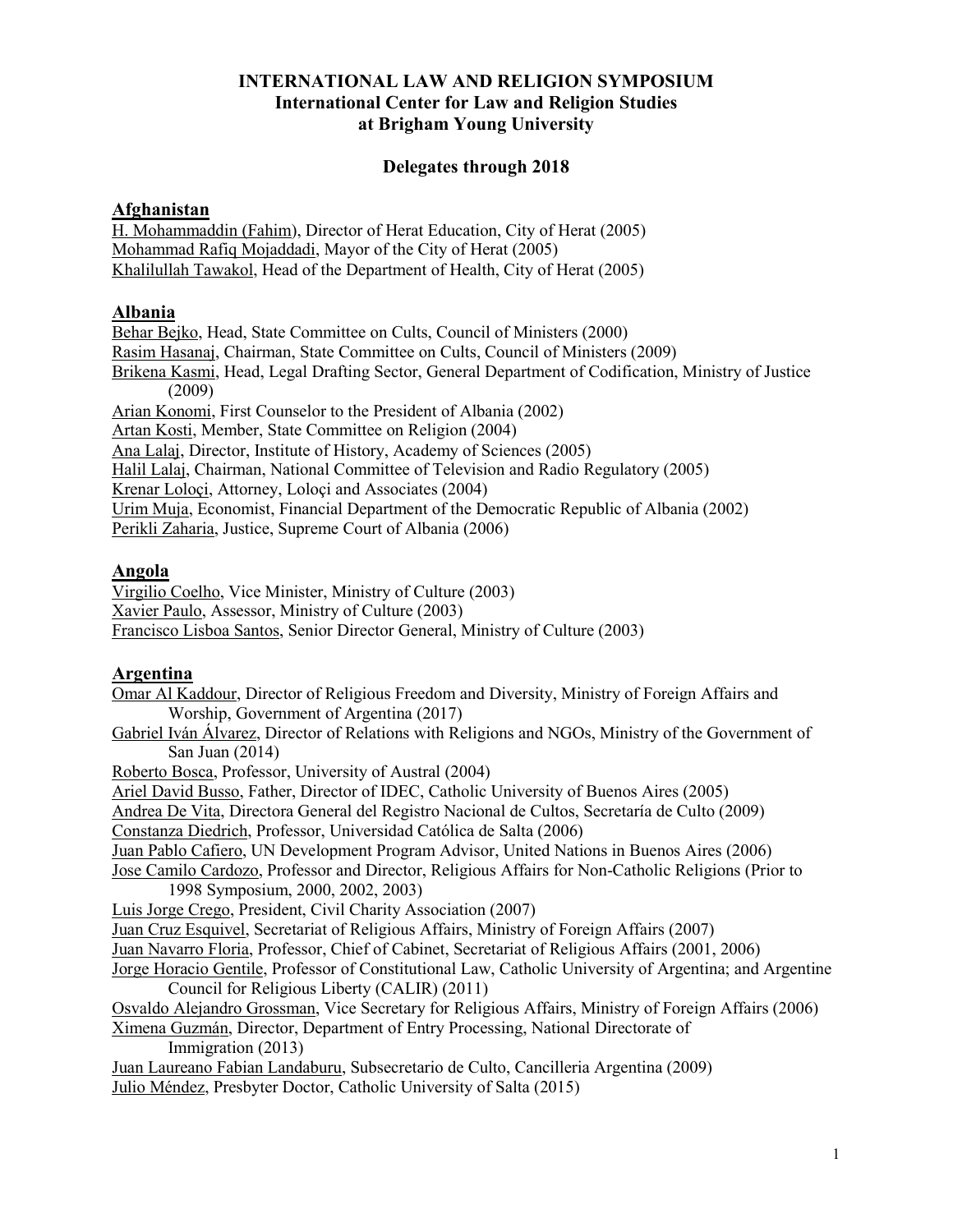# INTERNATIONAL LAW AND RELIGION SYMPOSIUM
## International Center for Law and Religion Studies at Brigham Young University

### Delegates through 2018

### Afghanistan

H. Mohammaddin (Fahim), Director of Herat Education, City of Herat (2005)
Mohammad Rafiq Mojaddadi, Mayor of the City of Herat (2005)
Khalilullah Tawakol, Head of the Department of Health, City of Herat (2005)

### Albania

Behar Bejko, Head, State Committee on Cults, Council of Ministers (2000)
Rasim Hasanaj, Chairman, State Committee on Cults, Council of Ministers (2009)
Brikena Kasmi, Head, Legal Drafting Sector, General Department of Codification, Ministry of Justice (2009)
Arian Konomi, First Counselor to the President of Albania (2002)
Artan Kosti, Member, State Committee on Religion (2004)
Ana Lalaj, Director, Institute of History, Academy of Sciences (2005)
Halil Lalaj, Chairman, National Committee of Television and Radio Regulatory (2005)
Krenar Loloçi, Attorney, Loloçi and Associates (2004)
Urim Muja, Economist, Financial Department of the Democratic Republic of Albania (2002)
Perikli Zaharia, Justice, Supreme Court of Albania (2006)

### Angola

Virgilio Coelho, Vice Minister, Ministry of Culture (2003)
Xavier Paulo, Assessor, Ministry of Culture (2003)
Francisco Lisboa Santos, Senior Director General, Ministry of Culture (2003)

### Argentina

Omar Al Kaddour, Director of Religious Freedom and Diversity, Ministry of Foreign Affairs and Worship, Government of Argentina (2017)
Gabriel Iván Álvarez, Director of Relations with Religions and NGOs, Ministry of the Government of San Juan (2014)
Roberto Bosca, Professor, University of Austral (2004)
Ariel David Busso, Father, Director of IDEC, Catholic University of Buenos Aires (2005)
Andrea De Vita, Directora General del Registro Nacional de Cultos, Secretaría de Culto (2009)
Constanza Diedrich, Professor, Universidad Católica de Salta (2006)
Juan Pablo Cafiero, UN Development Program Advisor, United Nations in Buenos Aires (2006)
Jose Camilo Cardozo, Professor and Director, Religious Affairs for Non-Catholic Religions (Prior to 1998 Symposium, 2000, 2002, 2003)
Luis Jorge Crego, President, Civil Charity Association (2007)
Juan Cruz Esquivel, Secretariat of Religious Affairs, Ministry of Foreign Affairs (2007)
Juan Navarro Floria, Professor, Chief of Cabinet, Secretariat of Religious Affairs (2001, 2006)
Jorge Horacio Gentile, Professor of Constitutional Law, Catholic University of Argentina; and Argentine Council for Religious Liberty (CALIR) (2011)
Osvaldo Alejandro Grossman, Vice Secretary for Religious Affairs, Ministry of Foreign Affairs (2006)
Ximena Guzmán, Director, Department of Entry Processing, National Directorate of Immigration (2013)
Juan Laureano Fabian Landaburu, Subsecretario de Culto, Cancilleria Argentina (2009)
Julio Méndez, Presbyter Doctor, Catholic University of Salta (2015)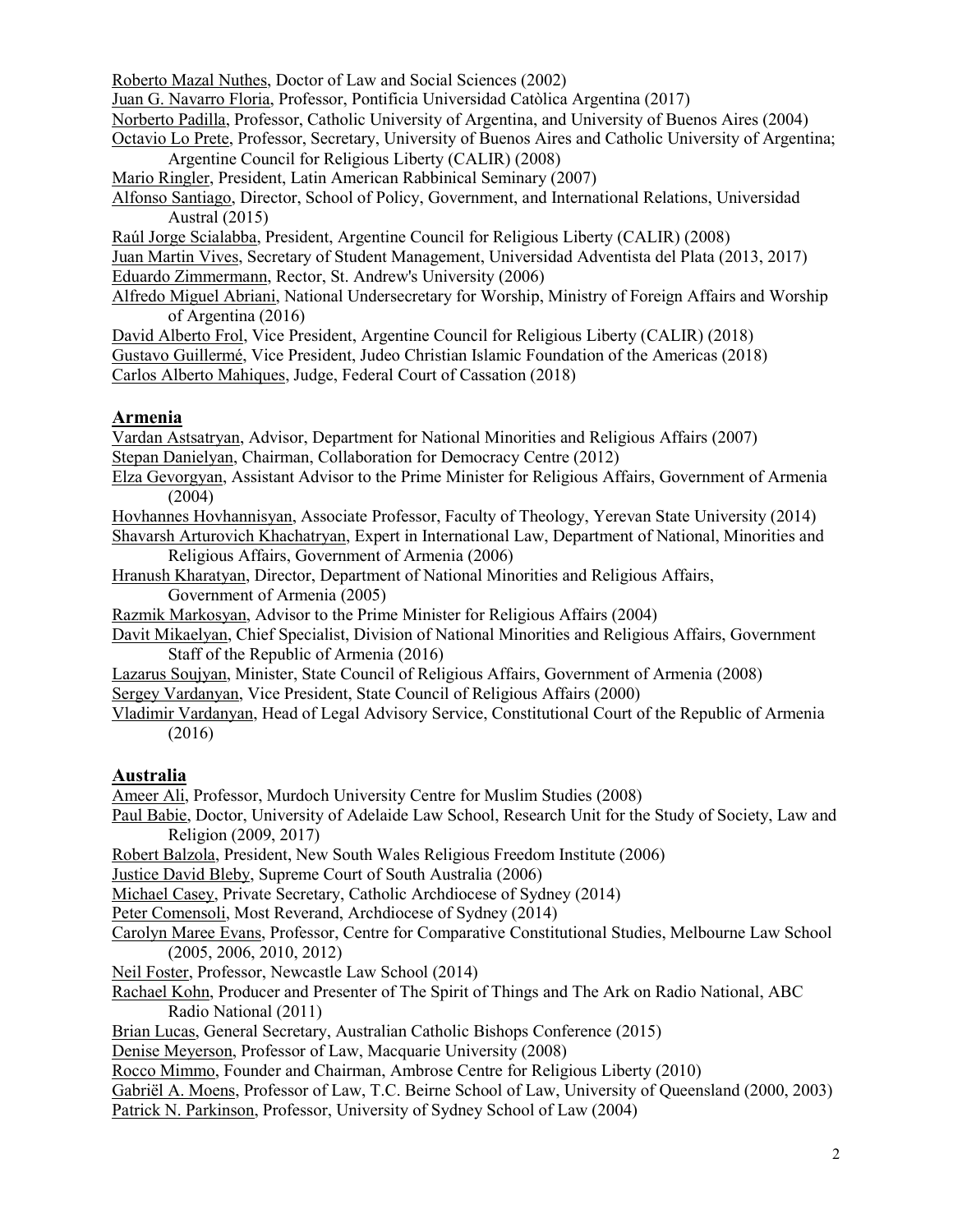Roberto Mazal Nuthes, Doctor of Law and Social Sciences (2002)
Juan G. Navarro Floria, Professor, Pontificia Universidad Catòlica Argentina (2017)
Norberto Padilla, Professor, Catholic University of Argentina, and University of Buenos Aires (2004)
Octavio Lo Prete, Professor, Secretary, University of Buenos Aires and Catholic University of Argentina; Argentine Council for Religious Liberty (CALIR) (2008)
Mario Ringler, President, Latin American Rabbinical Seminary (2007)
Alfonso Santiago, Director, School of Policy, Government, and International Relations, Universidad Austral (2015)
Raúl Jorge Scialabba, President, Argentine Council for Religious Liberty (CALIR) (2008)
Juan Martin Vives, Secretary of Student Management, Universidad Adventista del Plata (2013, 2017)
Eduardo Zimmermann, Rector, St. Andrew's University (2006)
Alfredo Miguel Abriani, National Undersecretary for Worship, Ministry of Foreign Affairs and Worship of Argentina (2016)
David Alberto Frol, Vice President, Argentine Council for Religious Liberty (CALIR) (2018)
Gustavo Guillermé, Vice President, Judeo Christian Islamic Foundation of the Americas (2018)
Carlos Alberto Mahiques, Judge, Federal Court of Cassation (2018)

## Armenia

Vardan Astsatryan, Advisor, Department for National Minorities and Religious Affairs (2007)
Stepan Danielyan, Chairman, Collaboration for Democracy Centre (2012)
Elza Gevorgyan, Assistant Advisor to the Prime Minister for Religious Affairs, Government of Armenia (2004)
Hovhannes Hovhannisyan, Associate Professor, Faculty of Theology, Yerevan State University (2014)
Shavarsh Arturovich Khachatryan, Expert in International Law, Department of National, Minorities and Religious Affairs, Government of Armenia (2006)
Hranush Kharatyan, Director, Department of National Minorities and Religious Affairs, Government of Armenia (2005)
Razmik Markosyan, Advisor to the Prime Minister for Religious Affairs (2004)
Davit Mikaelyan, Chief Specialist, Division of National Minorities and Religious Affairs, Government Staff of the Republic of Armenia (2016)
Lazarus Soujyan, Minister, State Council of Religious Affairs, Government of Armenia (2008)
Sergey Vardanyan, Vice President, State Council of Religious Affairs (2000)
Vladimir Vardanyan, Head of Legal Advisory Service, Constitutional Court of the Republic of Armenia (2016)

## Australia

Ameer Ali, Professor, Murdoch University Centre for Muslim Studies (2008)
Paul Babie, Doctor, University of Adelaide Law School, Research Unit for the Study of Society, Law and Religion (2009, 2017)
Robert Balzola, President, New South Wales Religious Freedom Institute (2006)
Justice David Bleby, Supreme Court of South Australia (2006)
Michael Casey, Private Secretary, Catholic Archdiocese of Sydney (2014)
Peter Comensoli, Most Reverand, Archdiocese of Sydney (2014)
Carolyn Maree Evans, Professor, Centre for Comparative Constitutional Studies, Melbourne Law School (2005, 2006, 2010, 2012)
Neil Foster, Professor, Newcastle Law School (2014)
Rachael Kohn, Producer and Presenter of The Spirit of Things and The Ark on Radio National, ABC Radio National (2011)
Brian Lucas, General Secretary, Australian Catholic Bishops Conference (2015)
Denise Meyerson, Professor of Law, Macquarie University (2008)
Rocco Mimmo, Founder and Chairman, Ambrose Centre for Religious Liberty (2010)
Gabriël A. Moens, Professor of Law, T.C. Beirne School of Law, University of Queensland (2000, 2003)
Patrick N. Parkinson, Professor, University of Sydney School of Law (2004)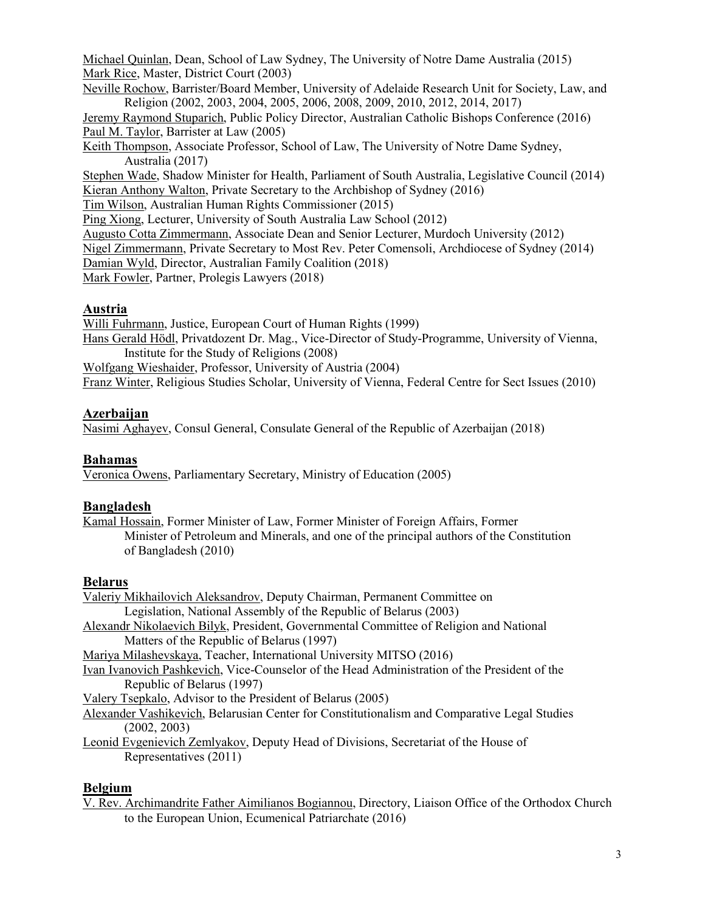Michael Quinlan, Dean, School of Law Sydney, The University of Notre Dame Australia (2015)
Mark Rice, Master, District Court (2003)
Neville Rochow, Barrister/Board Member, University of Adelaide Research Unit for Society, Law, and Religion (2002, 2003, 2004, 2005, 2006, 2008, 2009, 2010, 2012, 2014, 2017)
Jeremy Raymond Stuparich, Public Policy Director, Australian Catholic Bishops Conference (2016)
Paul M. Taylor, Barrister at Law (2005)
Keith Thompson, Associate Professor, School of Law, The University of Notre Dame Sydney, Australia (2017)
Stephen Wade, Shadow Minister for Health, Parliament of South Australia, Legislative Council (2014)
Kieran Anthony Walton, Private Secretary to the Archbishop of Sydney (2016)
Tim Wilson, Australian Human Rights Commissioner (2015)
Ping Xiong, Lecturer, University of South Australia Law School (2012)
Augusto Cotta Zimmermann, Associate Dean and Senior Lecturer, Murdoch University (2012)
Nigel Zimmermann, Private Secretary to Most Rev. Peter Comensoli, Archdiocese of Sydney (2014)
Damian Wyld, Director, Australian Family Coalition (2018)
Mark Fowler, Partner, Prolegis Lawyers (2018)

## Austria

Willi Fuhrmann, Justice, European Court of Human Rights (1999)
Hans Gerald Hödl, Privatdozent Dr. Mag., Vice-Director of Study-Programme, University of Vienna, Institute for the Study of Religions (2008)
Wolfgang Wieshaider, Professor, University of Austria (2004)
Franz Winter, Religious Studies Scholar, University of Vienna, Federal Centre for Sect Issues (2010)

## Azerbaijan

Nasimi Aghayev, Consul General, Consulate General of the Republic of Azerbaijan (2018)

## Bahamas

Veronica Owens, Parliamentary Secretary, Ministry of Education (2005)

## Bangladesh

Kamal Hossain, Former Minister of Law, Former Minister of Foreign Affairs, Former Minister of Petroleum and Minerals, and one of the principal authors of the Constitution of Bangladesh (2010)

## Belarus

Valeriy Mikhailovich Aleksandrov, Deputy Chairman, Permanent Committee on Legislation, National Assembly of the Republic of Belarus (2003)
Alexandr Nikolaevich Bilyk, President, Governmental Committee of Religion and National Matters of the Republic of Belarus (1997)
Mariya Milashevskaya, Teacher, International University MITSO (2016)
Ivan Ivanovich Pashkevich, Vice-Counselor of the Head Administration of the President of the Republic of Belarus (1997)
Valery Tsepkalo, Advisor to the President of Belarus (2005)
Alexander Vashikevich, Belarusian Center for Constitutionalism and Comparative Legal Studies (2002, 2003)
Leonid Evgenievich Zemlyakov, Deputy Head of Divisions, Secretariat of the House of Representatives (2011)

## Belgium

V. Rev. Archimandrite Father Aimilianos Bogiannou, Directory, Liaison Office of the Orthodox Church to the European Union, Ecumenical Patriarchate (2016)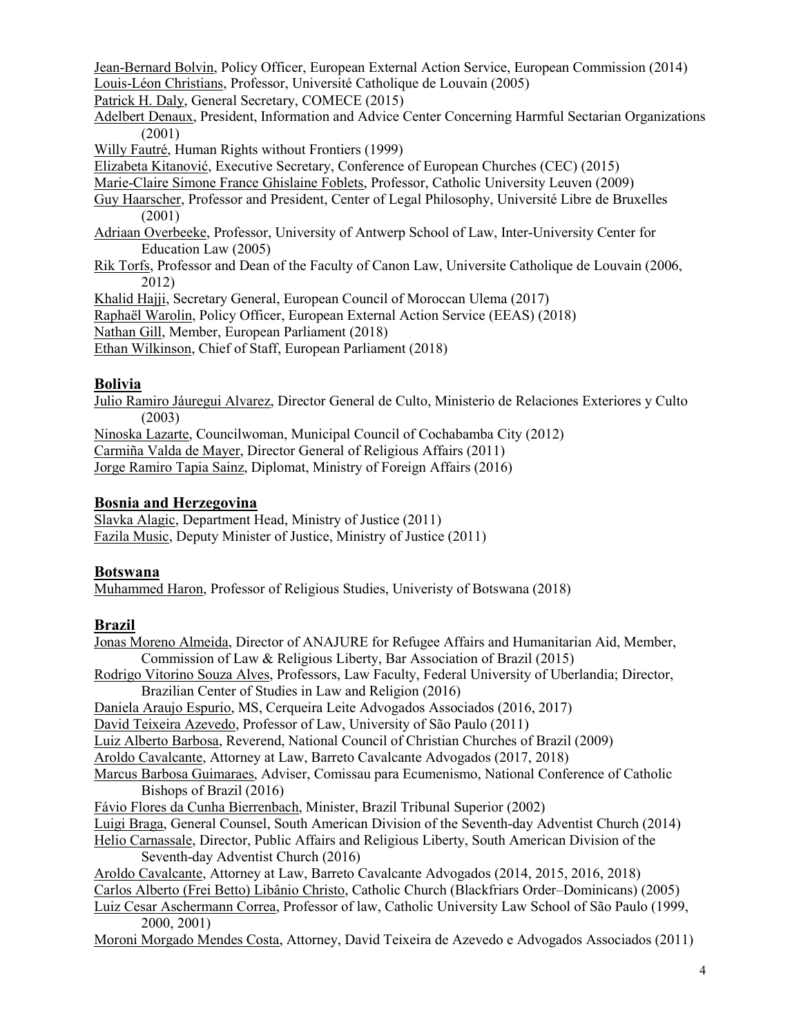Jean-Bernard Bolvin, Policy Officer, European External Action Service, European Commission (2014)
Louis-Léon Christians, Professor, Université Catholique de Louvain (2005)
Patrick H. Daly, General Secretary, COMECE (2015)
Adelbert Denaux, President, Information and Advice Center Concerning Harmful Sectarian Organizations (2001)
Willy Fautré, Human Rights without Frontiers (1999)
Elizabeta Kitanović, Executive Secretary, Conference of European Churches (CEC) (2015)
Marie-Claire Simone France Ghislaine Foblets, Professor, Catholic University Leuven (2009)
Guy Haarscher, Professor and President, Center of Legal Philosophy, Université Libre de Bruxelles (2001)
Adriaan Overbeeke, Professor, University of Antwerp School of Law, Inter-University Center for Education Law (2005)
Rik Torfs, Professor and Dean of the Faculty of Canon Law, Universite Catholique de Louvain (2006, 2012)
Khalid Hajji, Secretary General, European Council of Moroccan Ulema (2017)
Raphaël Warolin, Policy Officer, European External Action Service (EEAS) (2018)
Nathan Gill, Member, European Parliament (2018)
Ethan Wilkinson, Chief of Staff, European Parliament (2018)

## Bolivia

Julio Ramiro Jáuregui Alvarez, Director General de Culto, Ministerio de Relaciones Exteriores y Culto (2003)
Ninoska Lazarte, Councilwoman, Municipal Council of Cochabamba City (2012)
Carmiña Valda de Mayer, Director General of Religious Affairs (2011)
Jorge Ramiro Tapia Sainz, Diplomat, Ministry of Foreign Affairs (2016)

## Bosnia and Herzegovina

Slavka Alagic, Department Head, Ministry of Justice (2011)
Fazila Music, Deputy Minister of Justice, Ministry of Justice (2011)

## Botswana

Muhammed Haron, Professor of Religious Studies, Univeristy of Botswana (2018)

## Brazil

Jonas Moreno Almeida, Director of ANAJURE for Refugee Affairs and Humanitarian Aid, Member, Commission of Law & Religious Liberty, Bar Association of Brazil (2015)
Rodrigo Vitorino Souza Alves, Professors, Law Faculty, Federal University of Uberlandia; Director, Brazilian Center of Studies in Law and Religion (2016)
Daniela Araujo Espurio, MS, Cerqueira Leite Advogados Associados (2016, 2017)
David Teixeira Azevedo, Professor of Law, University of São Paulo (2011)
Luiz Alberto Barbosa, Reverend, National Council of Christian Churches of Brazil (2009)
Aroldo Cavalcante, Attorney at Law, Barreto Cavalcante Advogados (2017, 2018)
Marcus Barbosa Guimaraes, Adviser, Comissau para Ecumenismo, National Conference of Catholic Bishops of Brazil (2016)
Fávio Flores da Cunha Bierrenbach, Minister, Brazil Tribunal Superior (2002)
Luigi Braga, General Counsel, South American Division of the Seventh-day Adventist Church (2014)
Helio Carnassale, Director, Public Affairs and Religious Liberty, South American Division of the Seventh-day Adventist Church (2016)
Aroldo Cavalcante, Attorney at Law, Barreto Cavalcante Advogados (2014, 2015, 2016, 2018)
Carlos Alberto (Frei Betto) Libânio Christo, Catholic Church (Blackfriars Order–Dominicans) (2005)
Luiz Cesar Aschermann Correa, Professor of law, Catholic University Law School of São Paulo (1999, 2000, 2001)
Moroni Morgado Mendes Costa, Attorney, David Teixeira de Azevedo e Advogados Associados (2011)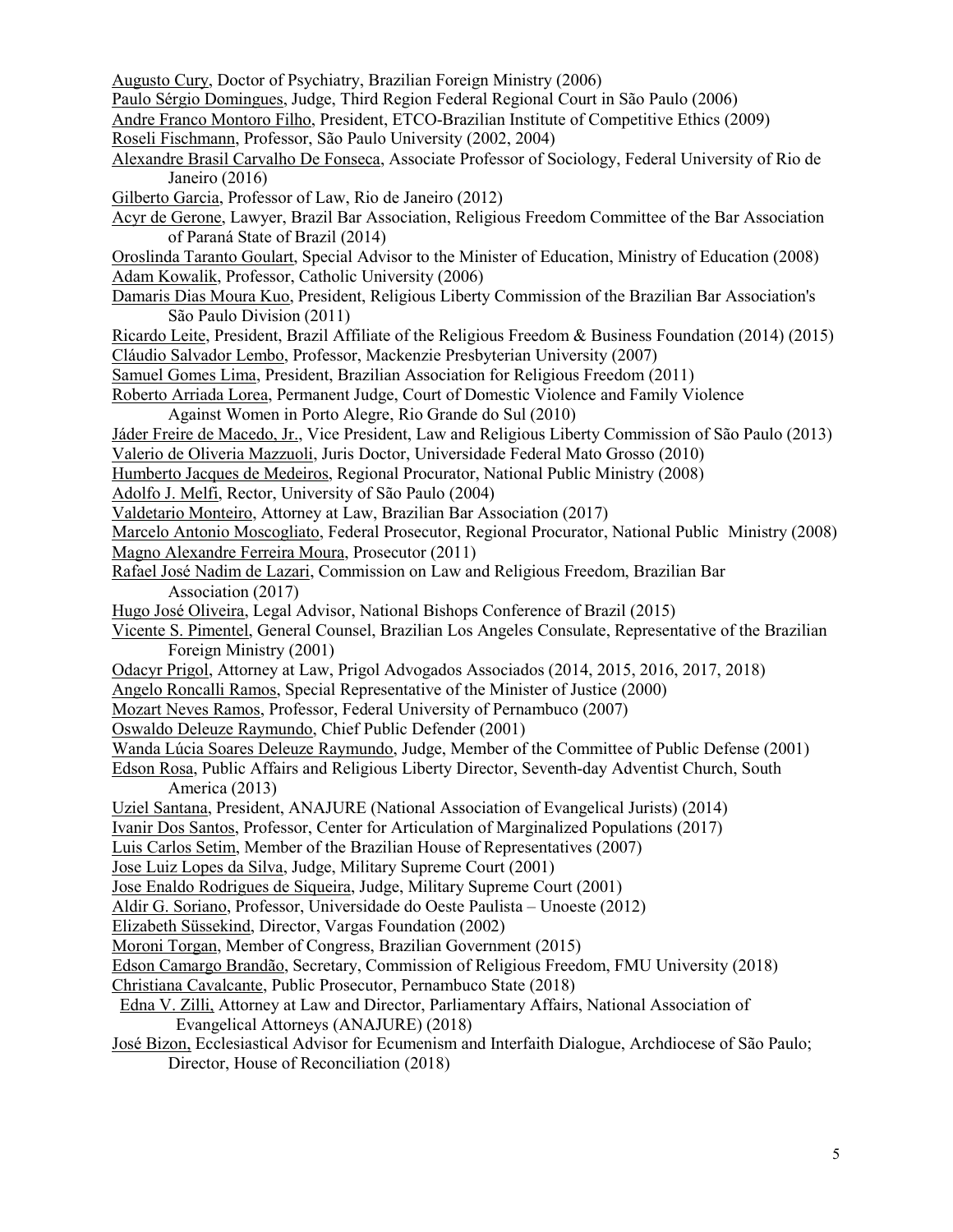Augusto Cury, Doctor of Psychiatry, Brazilian Foreign Ministry (2006)
Paulo Sérgio Domingues, Judge, Third Region Federal Regional Court in São Paulo (2006)
Andre Franco Montoro Filho, President, ETCO-Brazilian Institute of Competitive Ethics (2009)
Roseli Fischmann, Professor, São Paulo University (2002, 2004)
Alexandre Brasil Carvalho De Fonseca, Associate Professor of Sociology, Federal University of Rio de Janeiro (2016)
Gilberto Garcia, Professor of Law, Rio de Janeiro (2012)
Acyr de Gerone, Lawyer, Brazil Bar Association, Religious Freedom Committee of the Bar Association of Paraná State of Brazil (2014)
Oroslinda Taranto Goulart, Special Advisor to the Minister of Education, Ministry of Education (2008)
Adam Kowalik, Professor, Catholic University (2006)
Damaris Dias Moura Kuo, President, Religious Liberty Commission of the Brazilian Bar Association's São Paulo Division (2011)
Ricardo Leite, President, Brazil Affiliate of the Religious Freedom & Business Foundation (2014) (2015)
Cláudio Salvador Lembo, Professor, Mackenzie Presbyterian University (2007)
Samuel Gomes Lima, President, Brazilian Association for Religious Freedom (2011)
Roberto Arriada Lorea, Permanent Judge, Court of Domestic Violence and Family Violence Against Women in Porto Alegre, Rio Grande do Sul (2010)
Jáder Freire de Macedo, Jr., Vice President, Law and Religious Liberty Commission of São Paulo (2013)
Valerio de Oliveria Mazzuoli, Juris Doctor, Universidade Federal Mato Grosso (2010)
Humberto Jacques de Medeiros, Regional Procurator, National Public Ministry (2008)
Adolfo J. Melfi, Rector, University of São Paulo (2004)
Valdetario Monteiro, Attorney at Law, Brazilian Bar Association (2017)
Marcelo Antonio Moscogliato, Federal Prosecutor, Regional Procurator, National Public Ministry (2008)
Magno Alexandre Ferreira Moura, Prosecutor (2011)
Rafael José Nadim de Lazari, Commission on Law and Religious Freedom, Brazilian Bar Association (2017)
Hugo José Oliveira, Legal Advisor, National Bishops Conference of Brazil (2015)
Vicente S. Pimentel, General Counsel, Brazilian Los Angeles Consulate, Representative of the Brazilian Foreign Ministry (2001)
Odacyr Prigol, Attorney at Law, Prigol Advogados Associados (2014, 2015, 2016, 2017, 2018)
Angelo Roncalli Ramos, Special Representative of the Minister of Justice (2000)
Mozart Neves Ramos, Professor, Federal University of Pernambuco (2007)
Oswaldo Deleuze Raymundo, Chief Public Defender (2001)
Wanda Lúcia Soares Deleuze Raymundo, Judge, Member of the Committee of Public Defense (2001)
Edson Rosa, Public Affairs and Religious Liberty Director, Seventh-day Adventist Church, South America (2013)
Uziel Santana, President, ANAJURE (National Association of Evangelical Jurists) (2014)
Ivanir Dos Santos, Professor, Center for Articulation of Marginalized Populations (2017)
Luis Carlos Setim, Member of the Brazilian House of Representatives (2007)
Jose Luiz Lopes da Silva, Judge, Military Supreme Court (2001)
Jose Enaldo Rodrigues de Siqueira, Judge, Military Supreme Court (2001)
Aldir G. Soriano, Professor, Universidade do Oeste Paulista – Unoeste (2012)
Elizabeth Süssekind, Director, Vargas Foundation (2002)
Moroni Torgan, Member of Congress, Brazilian Government (2015)
Edson Camargo Brandão, Secretary, Commission of Religious Freedom, FMU University (2018)
Christiana Cavalcante, Public Prosecutor, Pernambuco State (2018)
Edna V. Zilli, Attorney at Law and Director, Parliamentary Affairs, National Association of Evangelical Attorneys (ANAJURE) (2018)
José Bizon, Ecclesiastical Advisor for Ecumenism and Interfaith Dialogue, Archdiocese of São Paulo; Director, House of Reconciliation (2018)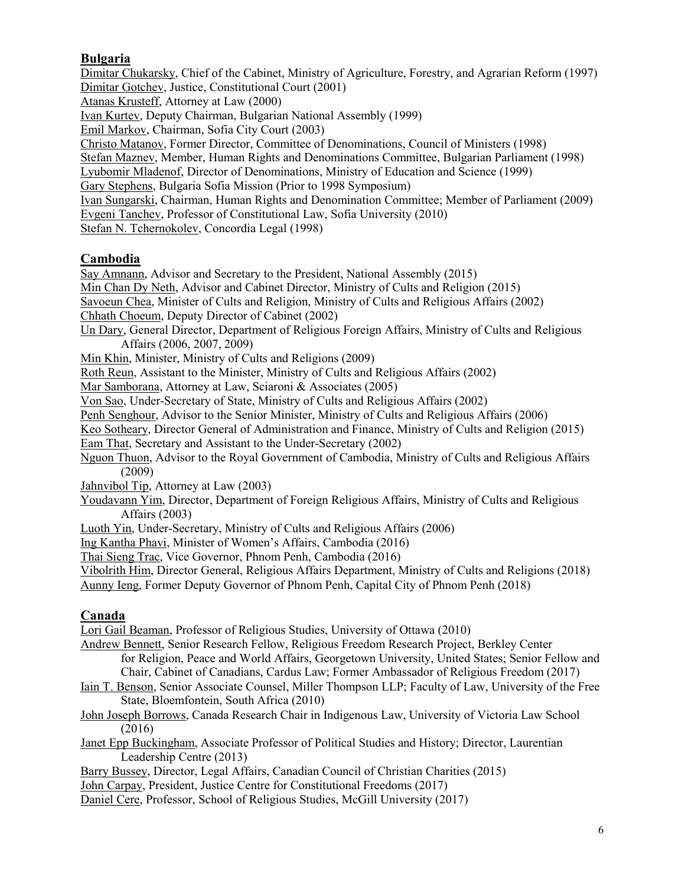## Bulgaria

Dimitar Chukarsky, Chief of the Cabinet, Ministry of Agriculture, Forestry, and Agrarian Reform (1997)
Dimitar Gotchev, Justice, Constitutional Court (2001)
Atanas Krusteff, Attorney at Law (2000)
Ivan Kurtev, Deputy Chairman, Bulgarian National Assembly (1999)
Emil Markov, Chairman, Sofia City Court (2003)
Christo Matanov, Former Director, Committee of Denominations, Council of Ministers (1998)
Stefan Maznev, Member, Human Rights and Denominations Committee, Bulgarian Parliament (1998)
Lyubomir Mladenof, Director of Denominations, Ministry of Education and Science (1999)
Gary Stephens, Bulgaria Sofia Mission (Prior to 1998 Symposium)
Ivan Sungarski, Chairman, Human Rights and Denomination Committee; Member of Parliament (2009)
Evgeni Tanchev, Professor of Constitutional Law, Sofia University (2010)
Stefan N. Tchernokolev, Concordia Legal (1998)

## Cambodia

Say Amnann, Advisor and Secretary to the President, National Assembly (2015)
Min Chan Dy Neth, Advisor and Cabinet Director, Ministry of Cults and Religion (2015)
Savoeun Chea, Minister of Cults and Religion, Ministry of Cults and Religious Affairs (2002)
Chhath Choeum, Deputy Director of Cabinet (2002)
Un Dary, General Director, Department of Religious Foreign Affairs, Ministry of Cults and Religious Affairs (2006, 2007, 2009)
Min Khin, Minister, Ministry of Cults and Religions (2009)
Roth Reun, Assistant to the Minister, Ministry of Cults and Religious Affairs (2002)
Mar Samborana, Attorney at Law, Sciaroni & Associates (2005)
Von Sao, Under-Secretary of State, Ministry of Cults and Religious Affairs (2002)
Penh Senghour, Advisor to the Senior Minister, Ministry of Cults and Religious Affairs (2006)
Keo Sotheary, Director General of Administration and Finance, Ministry of Cults and Religion (2015)
Eam That, Secretary and Assistant to the Under-Secretary (2002)
Nguon Thuon, Advisor to the Royal Government of Cambodia, Ministry of Cults and Religious Affairs (2009)
Jahnvibol Tip, Attorney at Law (2003)
Youdavann Yim, Director, Department of Foreign Religious Affairs, Ministry of Cults and Religious Affairs (2003)
Luoth Yin, Under-Secretary, Ministry of Cults and Religious Affairs (2006)
Ing Kantha Phavi, Minister of Women's Affairs, Cambodia (2016)
Thai Sieng Trac, Vice Governor, Phnom Penh, Cambodia (2016)
Vibolrith Him, Director General, Religious Affairs Department, Ministry of Cults and Religions (2018)
Aunny Ieng, Former Deputy Governor of Phnom Penh, Capital City of Phnom Penh (2018)

## Canada

Lori Gail Beaman, Professor of Religious Studies, University of Ottawa (2010)
Andrew Bennett, Senior Research Fellow, Religious Freedom Research Project, Berkley Center for Religion, Peace and World Affairs, Georgetown University, United States; Senior Fellow and Chair, Cabinet of Canadians, Cardus Law; Former Ambassador of Religious Freedom (2017)
Iain T. Benson, Senior Associate Counsel, Miller Thompson LLP; Faculty of Law, University of the Free State, Bloemfontein, South Africa (2010)
John Joseph Borrows, Canada Research Chair in Indigenous Law, University of Victoria Law School (2016)
Janet Epp Buckingham, Associate Professor of Political Studies and History; Director, Laurentian Leadership Centre (2013)
Barry Bussey, Director, Legal Affairs, Canadian Council of Christian Charities (2015)
John Carpay, President, Justice Centre for Constitutional Freedoms (2017)
Daniel Cere, Professor, School of Religious Studies, McGill University (2017)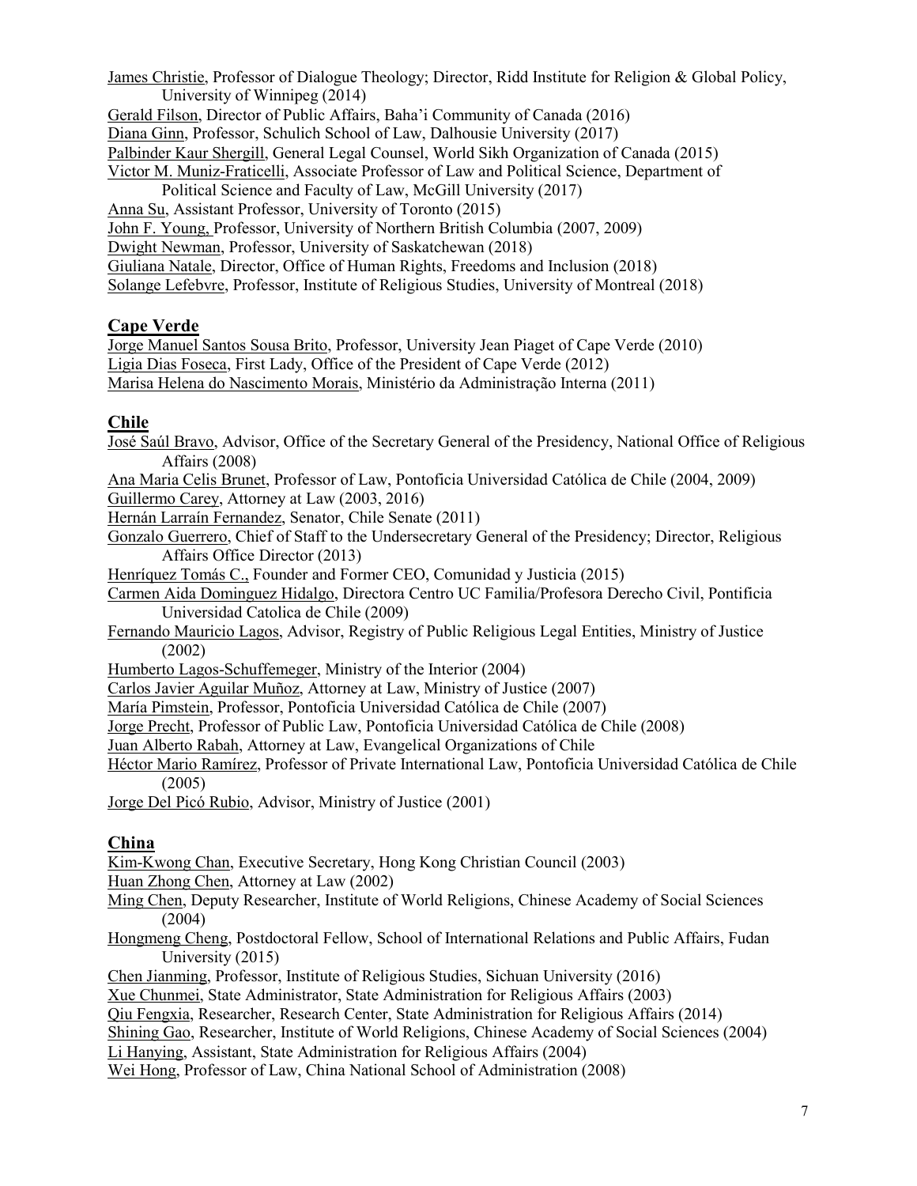James Christie, Professor of Dialogue Theology; Director, Ridd Institute for Religion & Global Policy, University of Winnipeg (2014)
Gerald Filson, Director of Public Affairs, Baha'i Community of Canada (2016)
Diana Ginn, Professor, Schulich School of Law, Dalhousie University (2017)
Palbinder Kaur Shergill, General Legal Counsel, World Sikh Organization of Canada (2015)
Victor M. Muniz-Fraticelli, Associate Professor of Law and Political Science, Department of Political Science and Faculty of Law, McGill University (2017)
Anna Su, Assistant Professor, University of Toronto (2015)
John F. Young, Professor, University of Northern British Columbia (2007, 2009)
Dwight Newman, Professor, University of Saskatchewan (2018)
Giuliana Natale, Director, Office of Human Rights, Freedoms and Inclusion (2018)
Solange Lefebvre, Professor, Institute of Religious Studies, University of Montreal (2018)

## Cape Verde

Jorge Manuel Santos Sousa Brito, Professor, University Jean Piaget of Cape Verde (2010)
Ligia Dias Foseca, First Lady, Office of the President of Cape Verde (2012)
Marisa Helena do Nascimento Morais, Ministério da Administração Interna (2011)

## Chile

José Saúl Bravo, Advisor, Office of the Secretary General of the Presidency, National Office of Religious Affairs (2008)
Ana Maria Celis Brunet, Professor of Law, Pontoficia Universidad Católica de Chile (2004, 2009)
Guillermo Carey, Attorney at Law (2003, 2016)
Hernán Larraín Fernandez, Senator, Chile Senate (2011)
Gonzalo Guerrero, Chief of Staff to the Undersecretary General of the Presidency; Director, Religious Affairs Office Director (2013)
Henríquez Tomás C., Founder and Former CEO, Comunidad y Justicia (2015)
Carmen Aida Dominguez Hidalgo, Directora Centro UC Familia/Profesora Derecho Civil, Pontificia Universidad Catolica de Chile (2009)
Fernando Mauricio Lagos, Advisor, Registry of Public Religious Legal Entities, Ministry of Justice (2002)
Humberto Lagos-Schuffemeger, Ministry of the Interior (2004)
Carlos Javier Aguilar Muñoz, Attorney at Law, Ministry of Justice (2007)
María Pimstein, Professor, Pontoficia Universidad Católica de Chile (2007)
Jorge Precht, Professor of Public Law, Pontoficia Universidad Católica de Chile (2008)
Juan Alberto Rabah, Attorney at Law, Evangelical Organizations of Chile
Héctor Mario Ramírez, Professor of Private International Law, Pontoficia Universidad Católica de Chile (2005)
Jorge Del Picó Rubio, Advisor, Ministry of Justice (2001)

## China

Kim-Kwong Chan, Executive Secretary, Hong Kong Christian Council (2003)
Huan Zhong Chen, Attorney at Law (2002)
Ming Chen, Deputy Researcher, Institute of World Religions, Chinese Academy of Social Sciences (2004)
Hongmeng Cheng, Postdoctoral Fellow, School of International Relations and Public Affairs, Fudan University (2015)
Chen Jianming, Professor, Institute of Religious Studies, Sichuan University (2016)
Xue Chunmei, State Administrator, State Administration for Religious Affairs (2003)
Qiu Fengxia, Researcher, Research Center, State Administration for Religious Affairs (2014)
Shining Gao, Researcher, Institute of World Religions, Chinese Academy of Social Sciences (2004)
Li Hanying, Assistant, State Administration for Religious Affairs (2004)
Wei Hong, Professor of Law, China National School of Administration (2008)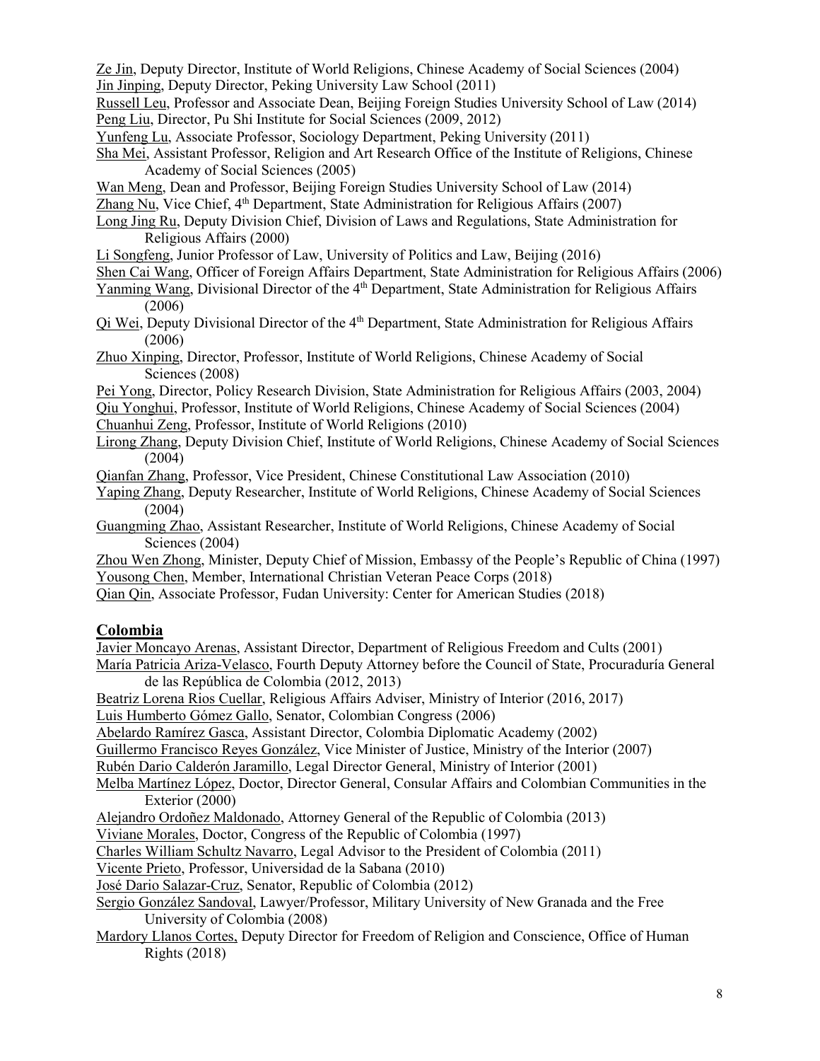Ze Jin, Deputy Director, Institute of World Religions, Chinese Academy of Social Sciences (2004)
Jin Jinping, Deputy Director, Peking University Law School (2011)
Russell Leu, Professor and Associate Dean, Beijing Foreign Studies University School of Law (2014)
Peng Liu, Director, Pu Shi Institute for Social Sciences (2009, 2012)
Yunfeng Lu, Associate Professor, Sociology Department, Peking University (2011)
Sha Mei, Assistant Professor, Religion and Art Research Office of the Institute of Religions, Chinese Academy of Social Sciences (2005)
Wan Meng, Dean and Professor, Beijing Foreign Studies University School of Law (2014)
Zhang Nu, Vice Chief, 4th Department, State Administration for Religious Affairs (2007)
Long Jing Ru, Deputy Division Chief, Division of Laws and Regulations, State Administration for Religious Affairs (2000)
Li Songfeng, Junior Professor of Law, University of Politics and Law, Beijing (2016)
Shen Cai Wang, Officer of Foreign Affairs Department, State Administration for Religious Affairs (2006)
Yanming Wang, Divisional Director of the 4th Department, State Administration for Religious Affairs (2006)
Qi Wei, Deputy Divisional Director of the 4th Department, State Administration for Religious Affairs (2006)
Zhuo Xinping, Director, Professor, Institute of World Religions, Chinese Academy of Social Sciences (2008)
Pei Yong, Director, Policy Research Division, State Administration for Religious Affairs (2003, 2004)
Qiu Yonghui, Professor, Institute of World Religions, Chinese Academy of Social Sciences (2004)
Chuanhui Zeng, Professor, Institute of World Religions (2010)
Lirong Zhang, Deputy Division Chief, Institute of World Religions, Chinese Academy of Social Sciences (2004)
Qianfan Zhang, Professor, Vice President, Chinese Constitutional Law Association (2010)
Yaping Zhang, Deputy Researcher, Institute of World Religions, Chinese Academy of Social Sciences (2004)
Guangming Zhao, Assistant Researcher, Institute of World Religions, Chinese Academy of Social Sciences (2004)
Zhou Wen Zhong, Minister, Deputy Chief of Mission, Embassy of the People's Republic of China (1997)
Yousong Chen, Member, International Christian Veteran Peace Corps (2018)
Qian Qin, Associate Professor, Fudan University: Center for American Studies (2018)

## Colombia

Javier Moncayo Arenas, Assistant Director, Department of Religious Freedom and Cults (2001)
María Patricia Ariza-Velasco, Fourth Deputy Attorney before the Council of State, Procuraduría General de las República de Colombia (2012, 2013)
Beatriz Lorena Rios Cuellar, Religious Affairs Adviser, Ministry of Interior (2016, 2017)
Luis Humberto Gómez Gallo, Senator, Colombian Congress (2006)
Abelardo Ramírez Gasca, Assistant Director, Colombia Diplomatic Academy (2002)
Guillermo Francisco Reyes González, Vice Minister of Justice, Ministry of the Interior (2007)
Rubén Dario Calderón Jaramillo, Legal Director General, Ministry of Interior (2001)
Melba Martínez López, Doctor, Director General, Consular Affairs and Colombian Communities in the Exterior (2000)
Alejandro Ordoñez Maldonado, Attorney General of the Republic of Colombia (2013)
Viviane Morales, Doctor, Congress of the Republic of Colombia (1997)
Charles William Schultz Navarro, Legal Advisor to the President of Colombia (2011)
Vicente Prieto, Professor, Universidad de la Sabana (2010)
José Dario Salazar-Cruz, Senator, Republic of Colombia (2012)
Sergio González Sandoval, Lawyer/Professor, Military University of New Granada and the Free University of Colombia (2008)
Mardory Llanos Cortes, Deputy Director for Freedom of Religion and Conscience, Office of Human Rights (2018)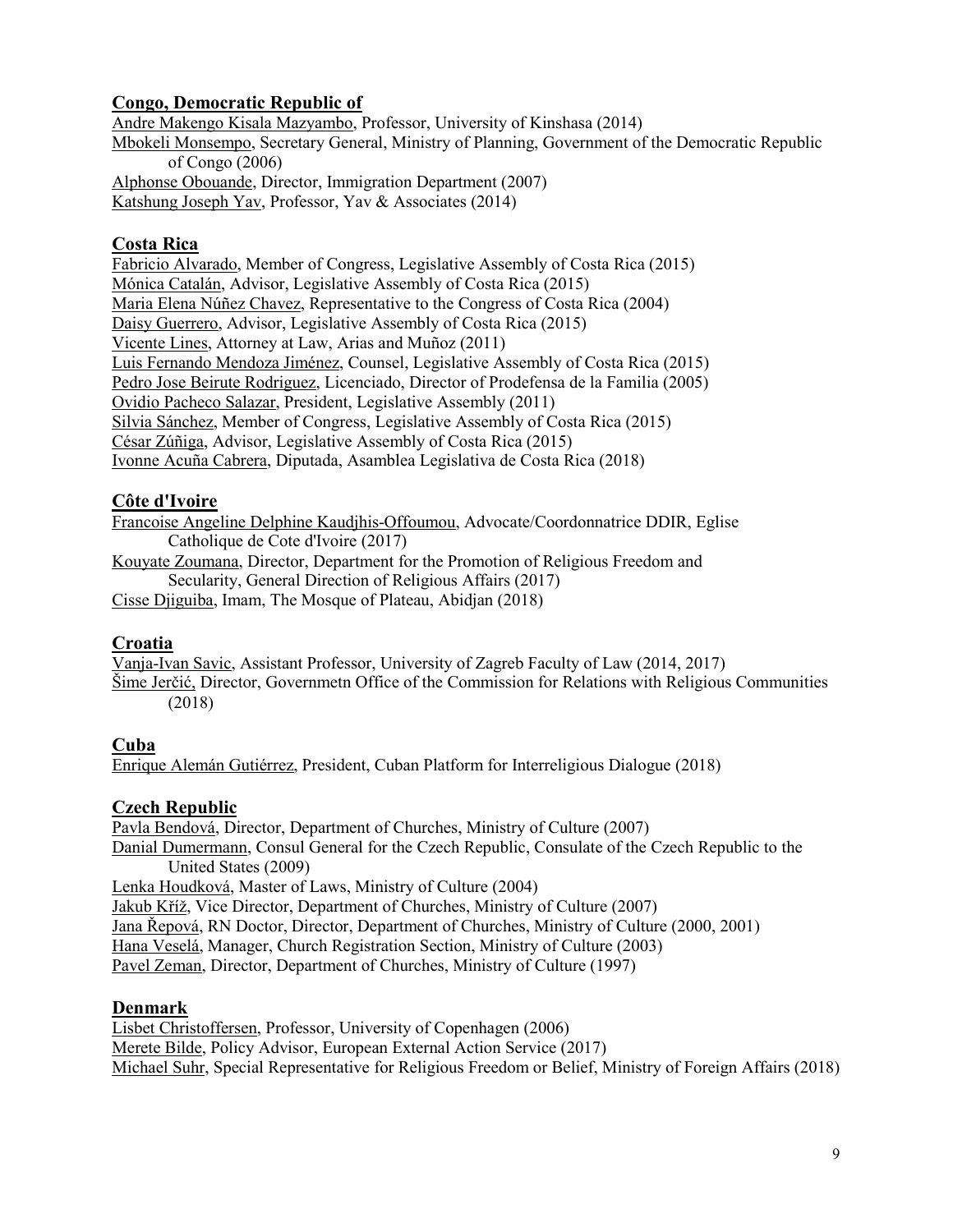## Congo, Democratic Republic of

Andre Makengo Kisala Mazyambo, Professor, University of Kinshasa (2014)
Mbokeli Monsempo, Secretary General, Ministry of Planning, Government of the Democratic Republic of Congo (2006)
Alphonse Obouande, Director, Immigration Department (2007)
Katshung Joseph Yav, Professor, Yav & Associates (2014)

## Costa Rica

Fabricio Alvarado, Member of Congress, Legislative Assembly of Costa Rica (2015)
Mónica Catalán, Advisor, Legislative Assembly of Costa Rica (2015)
Maria Elena Núñez Chavez, Representative to the Congress of Costa Rica (2004)
Daisy Guerrero, Advisor, Legislative Assembly of Costa Rica (2015)
Vicente Lines, Attorney at Law, Arias and Muñoz (2011)
Luis Fernando Mendoza Jiménez, Counsel, Legislative Assembly of Costa Rica (2015)
Pedro Jose Beirute Rodriguez, Licenciado, Director of Prodefensa de la Familia (2005)
Ovidio Pacheco Salazar, President, Legislative Assembly (2011)
Silvia Sánchez, Member of Congress, Legislative Assembly of Costa Rica (2015)
César Zúñiga, Advisor, Legislative Assembly of Costa Rica (2015)
Ivonne Acuña Cabrera, Diputada, Asamblea Legislativa de Costa Rica (2018)

## Côte d'Ivoire

Francoise Angeline Delphine Kaudjhis-Offoumou, Advocate/Coordonnatrice DDIR, Eglise Catholique de Cote d'Ivoire (2017)
Kouyate Zoumana, Director, Department for the Promotion of Religious Freedom and Secularity, General Direction of Religious Affairs (2017)
Cisse Djiguiba, Imam, The Mosque of Plateau, Abidjan (2018)

## Croatia

Vanja-Ivan Savic, Assistant Professor, University of Zagreb Faculty of Law (2014, 2017)
Šime Jerčić, Director, Governmetn Office of the Commission for Relations with Religious Communities (2018)

## Cuba

Enrique Alemán Gutiérrez, President, Cuban Platform for Interreligious Dialogue (2018)

## Czech Republic

Pavla Bendová, Director, Department of Churches, Ministry of Culture (2007)
Danial Dumermann, Consul General for the Czech Republic, Consulate of the Czech Republic to the United States (2009)
Lenka Houdková, Master of Laws, Ministry of Culture (2004)
Jakub Kříž, Vice Director, Department of Churches, Ministry of Culture (2007)
Jana Řepová, RN Doctor, Director, Department of Churches, Ministry of Culture (2000, 2001)
Hana Veselá, Manager, Church Registration Section, Ministry of Culture (2003)
Pavel Zeman, Director, Department of Churches, Ministry of Culture (1997)

## Denmark

Lisbet Christoffersen, Professor, University of Copenhagen (2006)
Merete Bilde, Policy Advisor, European External Action Service (2017)
Michael Suhr, Special Representative for Religious Freedom or Belief, Ministry of Foreign Affairs (2018)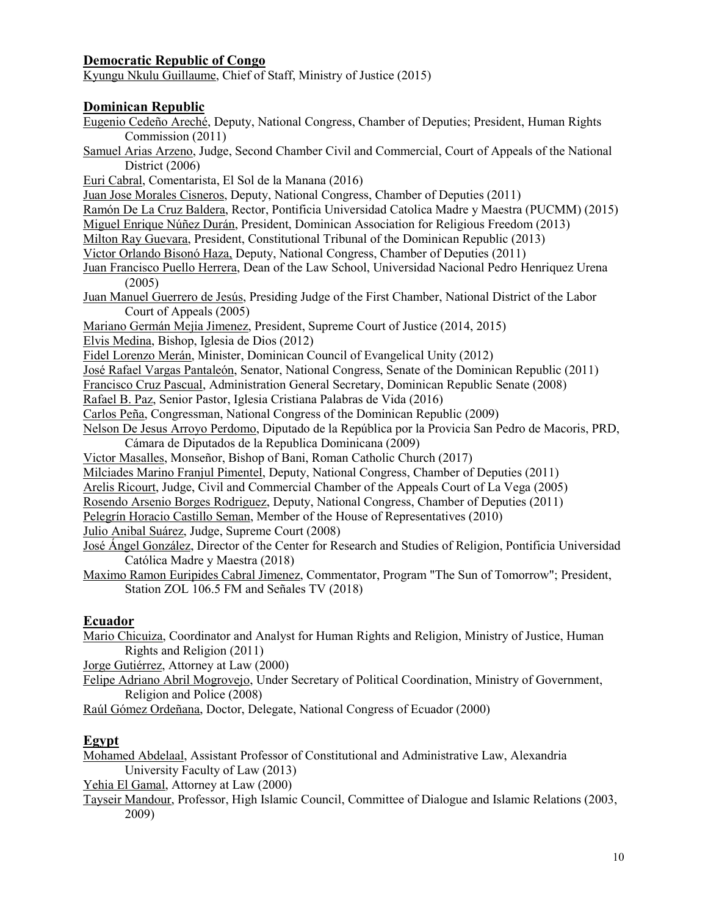## Democratic Republic of Congo

Kyungu Nkulu Guillaume, Chief of Staff, Ministry of Justice (2015)

## Dominican Republic

Eugenio Cedeño Areché, Deputy, National Congress, Chamber of Deputies; President, Human Rights Commission (2011)

Samuel Arias Arzeno, Judge, Second Chamber Civil and Commercial, Court of Appeals of the National District (2006)

Euri Cabral, Comentarista, El Sol de la Manana (2016)

Juan Jose Morales Cisneros, Deputy, National Congress, Chamber of Deputies (2011)

Ramón De La Cruz Baldera, Rector, Pontificia Universidad Catolica Madre y Maestra (PUCMM) (2015)

Miguel Enrique Núñez Durán, President, Dominican Association for Religious Freedom (2013)

Milton Ray Guevara, President, Constitutional Tribunal of the Dominican Republic (2013)

Victor Orlando Bisonó Haza, Deputy, National Congress, Chamber of Deputies (2011)

Juan Francisco Puello Herrera, Dean of the Law School, Universidad Nacional Pedro Henriquez Urena (2005)

Juan Manuel Guerrero de Jesús, Presiding Judge of the First Chamber, National District of the Labor Court of Appeals (2005)

Mariano Germán Mejia Jimenez, President, Supreme Court of Justice (2014, 2015)

Elvis Medina, Bishop, Iglesia de Dios (2012)

Fidel Lorenzo Merán, Minister, Dominican Council of Evangelical Unity (2012)

José Rafael Vargas Pantaleón, Senator, National Congress, Senate of the Dominican Republic (2011)

Francisco Cruz Pascual, Administration General Secretary, Dominican Republic Senate (2008)

Rafael B. Paz, Senior Pastor, Iglesia Cristiana Palabras de Vida (2016)

Carlos Peña, Congressman, National Congress of the Dominican Republic (2009)

Nelson De Jesus Arroyo Perdomo, Diputado de la República por la Provicia San Pedro de Macoris, PRD, Cámara de Diputados de la Republica Dominicana (2009)

Victor Masalles, Monseñor, Bishop of Bani, Roman Catholic Church (2017)

Milciades Marino Franjul Pimentel, Deputy, National Congress, Chamber of Deputies (2011)

Arelis Ricourt, Judge, Civil and Commercial Chamber of the Appeals Court of La Vega (2005)

Rosendo Arsenio Borges Rodriguez, Deputy, National Congress, Chamber of Deputies (2011)

Pelegrín Horacio Castillo Seman, Member of the House of Representatives (2010)

Julio Anibal Suárez, Judge, Supreme Court (2008)

José Ángel González, Director of the Center for Research and Studies of Religion, Pontificia Universidad Católica Madre y Maestra (2018)

Maximo Ramon Euripides Cabral Jimenez, Commentator, Program "The Sun of Tomorrow"; President, Station ZOL 106.5 FM and Señales TV (2018)

## Ecuador

Mario Chicuiza, Coordinator and Analyst for Human Rights and Religion, Ministry of Justice, Human Rights and Religion (2011)

Jorge Gutiérrez, Attorney at Law (2000)

Felipe Adriano Abril Mogrovejo, Under Secretary of Political Coordination, Ministry of Government, Religion and Police (2008)

Raúl Gómez Ordeñana, Doctor, Delegate, National Congress of Ecuador (2000)

## Egypt

Mohamed Abdelaal, Assistant Professor of Constitutional and Administrative Law, Alexandria University Faculty of Law (2013)

Yehia El Gamal, Attorney at Law (2000)

Tayseir Mandour, Professor, High Islamic Council, Committee of Dialogue and Islamic Relations (2003, 2009)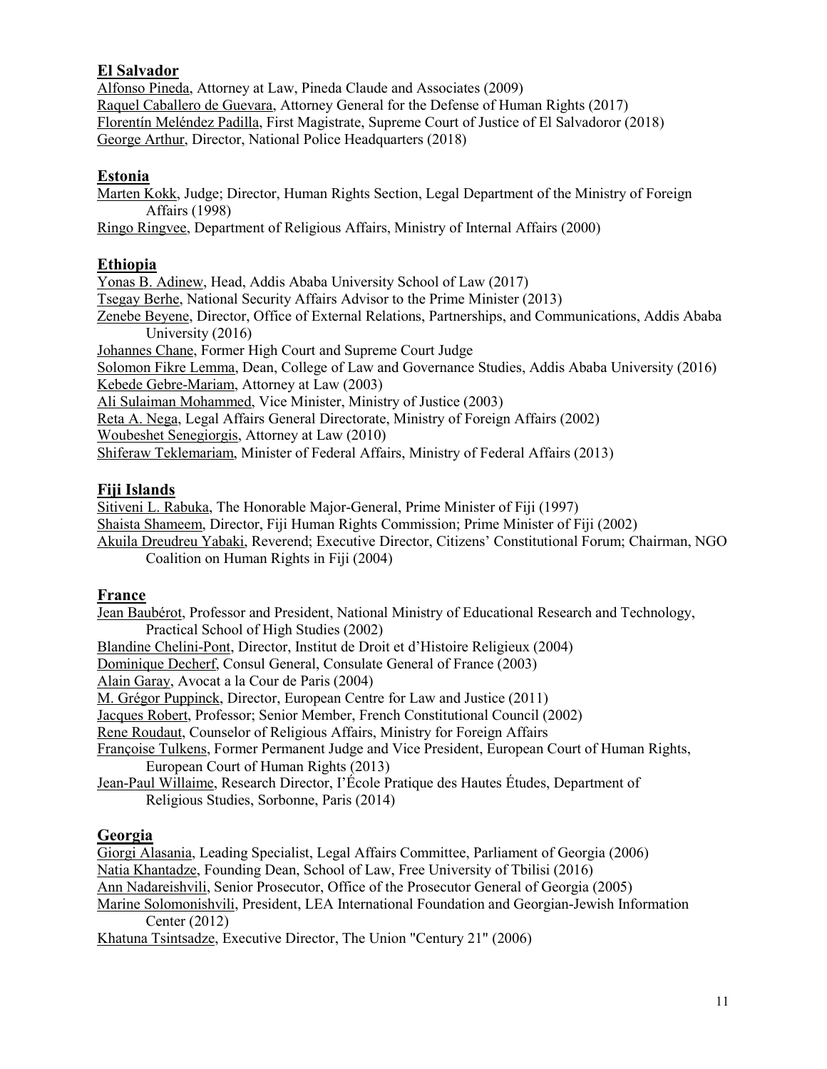## El Salvador

Alfonso Pineda, Attorney at Law, Pineda Claude and Associates (2009)
Raquel Caballero de Guevara, Attorney General for the Defense of Human Rights (2017)
Florentín Meléndez Padilla, First Magistrate, Supreme Court of Justice of El Salvadoror (2018)
George Arthur, Director, National Police Headquarters (2018)

## Estonia

Marten Kokk, Judge; Director, Human Rights Section, Legal Department of the Ministry of Foreign Affairs (1998)
Ringo Ringvee, Department of Religious Affairs, Ministry of Internal Affairs (2000)

## Ethiopia

Yonas B. Adinew, Head, Addis Ababa University School of Law (2017)
Tsegay Berhe, National Security Affairs Advisor to the Prime Minister (2013)
Zenebe Beyene, Director, Office of External Relations, Partnerships, and Communications, Addis Ababa University (2016)
Johannes Chane, Former High Court and Supreme Court Judge
Solomon Fikre Lemma, Dean, College of Law and Governance Studies, Addis Ababa University (2016)
Kebede Gebre-Mariam, Attorney at Law (2003)
Ali Sulaiman Mohammed, Vice Minister, Ministry of Justice (2003)
Reta A. Nega, Legal Affairs General Directorate, Ministry of Foreign Affairs (2002)
Woubeshet Senegiorgis, Attorney at Law (2010)
Shiferaw Teklemariam, Minister of Federal Affairs, Ministry of Federal Affairs (2013)

## Fiji Islands

Sitiveni L. Rabuka, The Honorable Major-General, Prime Minister of Fiji (1997)
Shaista Shameem, Director, Fiji Human Rights Commission; Prime Minister of Fiji (2002)
Akuila Dreudreu Yabaki, Reverend; Executive Director, Citizens' Constitutional Forum; Chairman, NGO Coalition on Human Rights in Fiji (2004)

## France

Jean Baubérot, Professor and President, National Ministry of Educational Research and Technology, Practical School of High Studies (2002)
Blandine Chelini-Pont, Director, Institut de Droit et d'Histoire Religieux (2004)
Dominique Decherf, Consul General, Consulate General of France (2003)
Alain Garay, Avocat a la Cour de Paris (2004)
M. Grégor Puppinck, Director, European Centre for Law and Justice (2011)
Jacques Robert, Professor; Senior Member, French Constitutional Council (2002)
Rene Roudaut, Counselor of Religious Affairs, Ministry for Foreign Affairs
Françoise Tulkens, Former Permanent Judge and Vice President, European Court of Human Rights, European Court of Human Rights (2013)
Jean-Paul Willaime, Research Director, I'École Pratique des Hautes Études, Department of Religious Studies, Sorbonne, Paris (2014)

## Georgia

Giorgi Alasania, Leading Specialist, Legal Affairs Committee, Parliament of Georgia (2006)
Natia Khantadze, Founding Dean, School of Law, Free University of Tbilisi (2016)
Ann Nadareishvili, Senior Prosecutor, Office of the Prosecutor General of Georgia (2005)
Marine Solomonishvili, President, LEA International Foundation and Georgian-Jewish Information Center (2012)
Khatuna Tsintsadze, Executive Director, The Union "Century 21" (2006)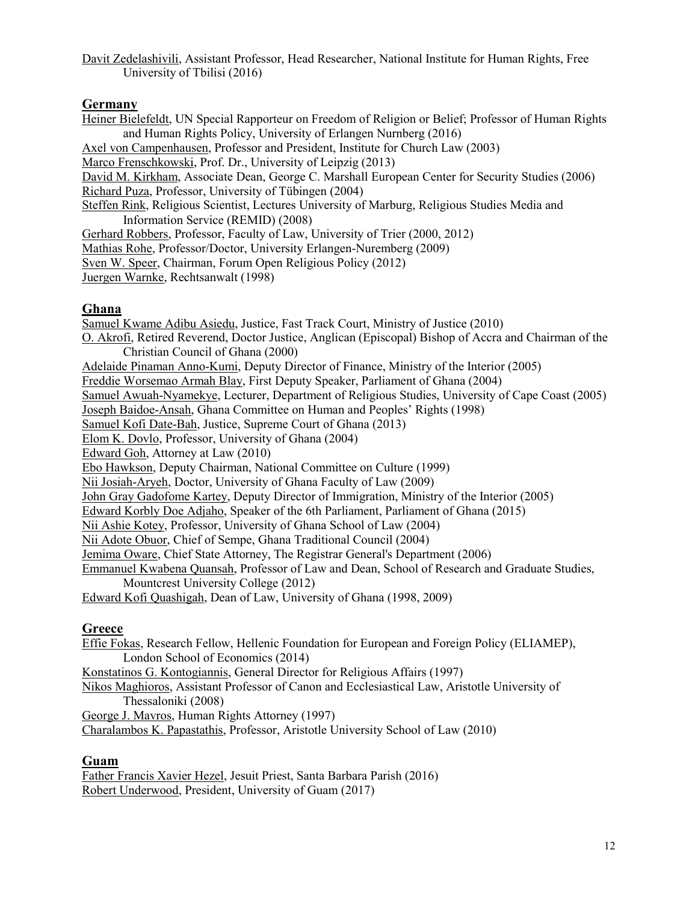Davit Zedelashivili, Assistant Professor, Head Researcher, National Institute for Human Rights, Free University of Tbilisi (2016)

## Germany

Heiner Bielefeldt, UN Special Rapporteur on Freedom of Religion or Belief; Professor of Human Rights and Human Rights Policy, University of Erlangen Nurnberg (2016)
Axel von Campenhausen, Professor and President, Institute for Church Law (2003)
Marco Frenschkowski, Prof. Dr., University of Leipzig (2013)
David M. Kirkham, Associate Dean, George C. Marshall European Center for Security Studies (2006)
Richard Puza, Professor, University of Tübingen (2004)
Steffen Rink, Religious Scientist, Lectures University of Marburg, Religious Studies Media and Information Service (REMID) (2008)
Gerhard Robbers, Professor, Faculty of Law, University of Trier (2000, 2012)
Mathias Rohe, Professor/Doctor, University Erlangen-Nuremberg (2009)
Sven W. Speer, Chairman, Forum Open Religious Policy (2012)
Juergen Warnke, Rechtsanwalt (1998)

## Ghana

Samuel Kwame Adibu Asiedu, Justice, Fast Track Court, Ministry of Justice (2010)
O. Akrofi, Retired Reverend, Doctor Justice, Anglican (Episcopal) Bishop of Accra and Chairman of the Christian Council of Ghana (2000)
Adelaide Pinaman Anno-Kumi, Deputy Director of Finance, Ministry of the Interior (2005)
Freddie Worsemao Armah Blay, First Deputy Speaker, Parliament of Ghana (2004)
Samuel Awuah-Nyamekye, Lecturer, Department of Religious Studies, University of Cape Coast (2005)
Joseph Baidoe-Ansah, Ghana Committee on Human and Peoples' Rights (1998)
Samuel Kofi Date-Bah, Justice, Supreme Court of Ghana (2013)
Elom K. Dovlo, Professor, University of Ghana (2004)
Edward Goh, Attorney at Law (2010)
Ebo Hawkson, Deputy Chairman, National Committee on Culture (1999)
Nii Josiah-Aryeh, Doctor, University of Ghana Faculty of Law (2009)
John Gray Gadofome Kartey, Deputy Director of Immigration, Ministry of the Interior (2005)
Edward Korbly Doe Adjaho, Speaker of the 6th Parliament, Parliament of Ghana (2015)
Nii Ashie Kotey, Professor, University of Ghana School of Law (2004)
Nii Adote Obuor, Chief of Sempe, Ghana Traditional Council (2004)
Jemima Oware, Chief State Attorney, The Registrar General's Department (2006)
Emmanuel Kwabena Quansah, Professor of Law and Dean, School of Research and Graduate Studies, Mountcrest University College (2012)
Edward Kofi Quashigah, Dean of Law, University of Ghana (1998, 2009)

## Greece

Effie Fokas, Research Fellow, Hellenic Foundation for European and Foreign Policy (ELIAMEP), London School of Economics (2014)
Konstatinos G. Kontogiannis, General Director for Religious Affairs (1997)
Nikos Maghioros, Assistant Professor of Canon and Ecclesiastical Law, Aristotle University of Thessaloniki (2008)
George J. Mavros, Human Rights Attorney (1997)
Charalambos K. Papastathis, Professor, Aristotle University School of Law (2010)

## Guam

Father Francis Xavier Hezel, Jesuit Priest, Santa Barbara Parish (2016)
Robert Underwood, President, University of Guam (2017)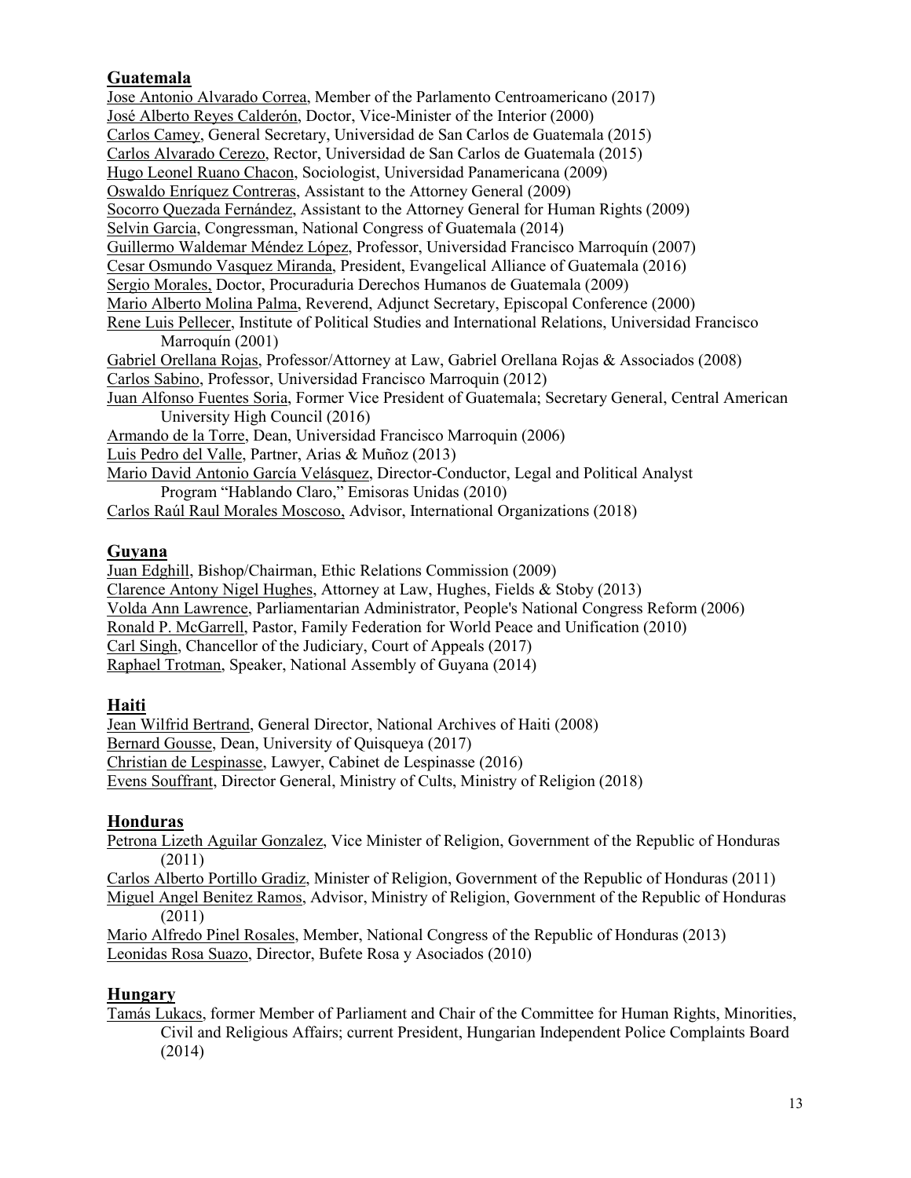## Guatemala

Jose Antonio Alvarado Correa, Member of the Parlamento Centroamericano (2017)
José Alberto Reyes Calderón, Doctor, Vice-Minister of the Interior (2000)
Carlos Camey, General Secretary, Universidad de San Carlos de Guatemala (2015)
Carlos Alvarado Cerezo, Rector, Universidad de San Carlos de Guatemala (2015)
Hugo Leonel Ruano Chacon, Sociologist, Universidad Panamericana (2009)
Oswaldo Enríquez Contreras, Assistant to the Attorney General (2009)
Socorro Quezada Fernández, Assistant to the Attorney General for Human Rights (2009)
Selvin Garcia, Congressman, National Congress of Guatemala (2014)
Guillermo Waldemar Méndez López, Professor, Universidad Francisco Marroquín (2007)
Cesar Osmundo Vasquez Miranda, President, Evangelical Alliance of Guatemala (2016)
Sergio Morales, Doctor, Procuraduria Derechos Humanos de Guatemala (2009)
Mario Alberto Molina Palma, Reverend, Adjunct Secretary, Episcopal Conference (2000)
Rene Luis Pellecer, Institute of Political Studies and International Relations, Universidad Francisco Marroquín (2001)
Gabriel Orellana Rojas, Professor/Attorney at Law, Gabriel Orellana Rojas & Associados (2008)
Carlos Sabino, Professor, Universidad Francisco Marroquin (2012)
Juan Alfonso Fuentes Soria, Former Vice President of Guatemala; Secretary General, Central American University High Council (2016)
Armando de la Torre, Dean, Universidad Francisco Marroquin (2006)
Luis Pedro del Valle, Partner, Arias & Muñoz (2013)
Mario David Antonio García Velásquez, Director-Conductor, Legal and Political Analyst Program "Hablando Claro," Emisoras Unidas (2010)
Carlos Raúl Raul Morales Moscoso, Advisor, International Organizations (2018)

## Guyana

Juan Edghill, Bishop/Chairman, Ethic Relations Commission (2009)
Clarence Antony Nigel Hughes, Attorney at Law, Hughes, Fields & Stoby (2013)
Volda Ann Lawrence, Parliamentarian Administrator, People's National Congress Reform (2006)
Ronald P. McGarrell, Pastor, Family Federation for World Peace and Unification (2010)
Carl Singh, Chancellor of the Judiciary, Court of Appeals (2017)
Raphael Trotman, Speaker, National Assembly of Guyana (2014)

## Haiti

Jean Wilfrid Bertrand, General Director, National Archives of Haiti (2008)
Bernard Gousse, Dean, University of Quisqueya (2017)
Christian de Lespinasse, Lawyer, Cabinet de Lespinasse (2016)
Evens Souffrant, Director General, Ministry of Cults, Ministry of Religion (2018)

## Honduras

Petrona Lizeth Aguilar Gonzalez, Vice Minister of Religion, Government of the Republic of Honduras (2011)
Carlos Alberto Portillo Gradiz, Minister of Religion, Government of the Republic of Honduras (2011)
Miguel Angel Benitez Ramos, Advisor, Ministry of Religion, Government of the Republic of Honduras (2011)
Mario Alfredo Pinel Rosales, Member, National Congress of the Republic of Honduras (2013)
Leonidas Rosa Suazo, Director, Bufete Rosa y Asociados (2010)

## Hungary

Tamás Lukacs, former Member of Parliament and Chair of the Committee for Human Rights, Minorities, Civil and Religious Affairs; current President, Hungarian Independent Police Complaints Board (2014)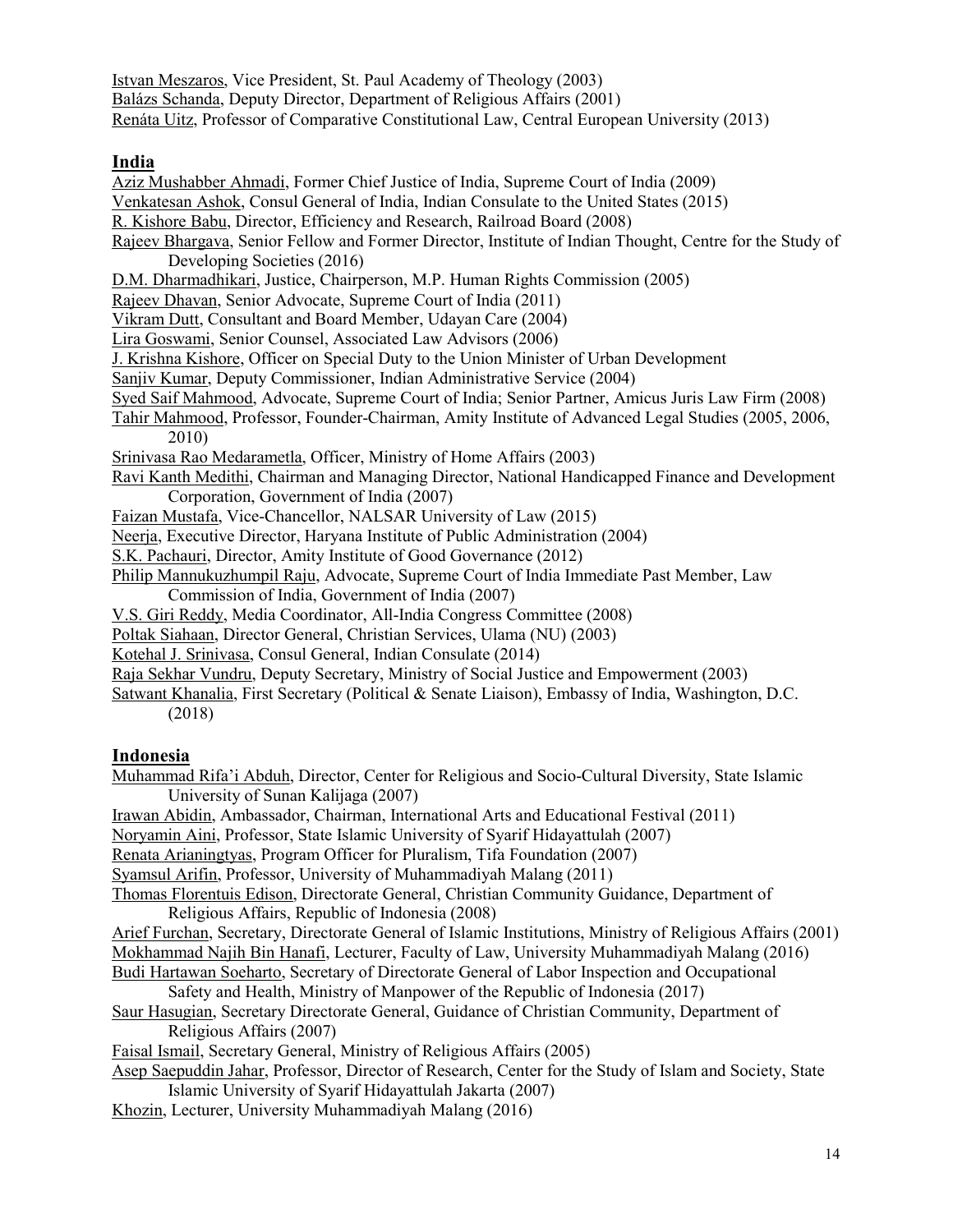Istvan Meszaros, Vice President, St. Paul Academy of Theology (2003)
Balázs Schanda, Deputy Director, Department of Religious Affairs (2001)
Renáta Uitz, Professor of Comparative Constitutional Law, Central European University (2013)

## India

Aziz Mushabber Ahmadi, Former Chief Justice of India, Supreme Court of India (2009)
Venkatesan Ashok, Consul General of India, Indian Consulate to the United States (2015)
R. Kishore Babu, Director, Efficiency and Research, Railroad Board (2008)
Rajeev Bhargava, Senior Fellow and Former Director, Institute of Indian Thought, Centre for the Study of Developing Societies (2016)
D.M. Dharmadhikari, Justice, Chairperson, M.P. Human Rights Commission (2005)
Rajeev Dhavan, Senior Advocate, Supreme Court of India (2011)
Vikram Dutt, Consultant and Board Member, Udayan Care (2004)
Lira Goswami, Senior Counsel, Associated Law Advisors (2006)
J. Krishna Kishore, Officer on Special Duty to the Union Minister of Urban Development
Sanjiv Kumar, Deputy Commissioner, Indian Administrative Service (2004)
Syed Saif Mahmood, Advocate, Supreme Court of India; Senior Partner, Amicus Juris Law Firm (2008)
Tahir Mahmood, Professor, Founder-Chairman, Amity Institute of Advanced Legal Studies (2005, 2006, 2010)
Srinivasa Rao Medarametla, Officer, Ministry of Home Affairs (2003)
Ravi Kanth Medithi, Chairman and Managing Director, National Handicapped Finance and Development Corporation, Government of India (2007)
Faizan Mustafa, Vice-Chancellor, NALSAR University of Law (2015)
Neerja, Executive Director, Haryana Institute of Public Administration (2004)
S.K. Pachauri, Director, Amity Institute of Good Governance (2012)
Philip Mannukuzhumpil Raju, Advocate, Supreme Court of India Immediate Past Member, Law Commission of India, Government of India (2007)
V.S. Giri Reddy, Media Coordinator, All-India Congress Committee (2008)
Poltak Siahaan, Director General, Christian Services, Ulama (NU) (2003)
Kotehal J. Srinivasa, Consul General, Indian Consulate (2014)
Raja Sekhar Vundru, Deputy Secretary, Ministry of Social Justice and Empowerment (2003)
Satwant Khanalia, First Secretary (Political & Senate Liaison), Embassy of India, Washington, D.C. (2018)

## Indonesia

Muhammad Rifa'i Abduh, Director, Center for Religious and Socio-Cultural Diversity, State Islamic University of Sunan Kalijaga (2007)
Irawan Abidin, Ambassador, Chairman, International Arts and Educational Festival (2011)
Noryamin Aini, Professor, State Islamic University of Syarif Hidayattulah (2007)
Renata Arianingtyas, Program Officer for Pluralism, Tifa Foundation (2007)
Syamsul Arifin, Professor, University of Muhammadiyah Malang (2011)
Thomas Florentuis Edison, Directorate General, Christian Community Guidance, Department of Religious Affairs, Republic of Indonesia (2008)
Arief Furchan, Secretary, Directorate General of Islamic Institutions, Ministry of Religious Affairs (2001)
Mokhammad Najih Bin Hanafi, Lecturer, Faculty of Law, University Muhammadiyah Malang (2016)
Budi Hartawan Soeharto, Secretary of Directorate General of Labor Inspection and Occupational Safety and Health, Ministry of Manpower of the Republic of Indonesia (2017)
Saur Hasugian, Secretary Directorate General, Guidance of Christian Community, Department of Religious Affairs (2007)
Faisal Ismail, Secretary General, Ministry of Religious Affairs (2005)
Asep Saepuddin Jahar, Professor, Director of Research, Center for the Study of Islam and Society, State Islamic University of Syarif Hidayattulah Jakarta (2007)
Khozin, Lecturer, University Muhammadiyah Malang (2016)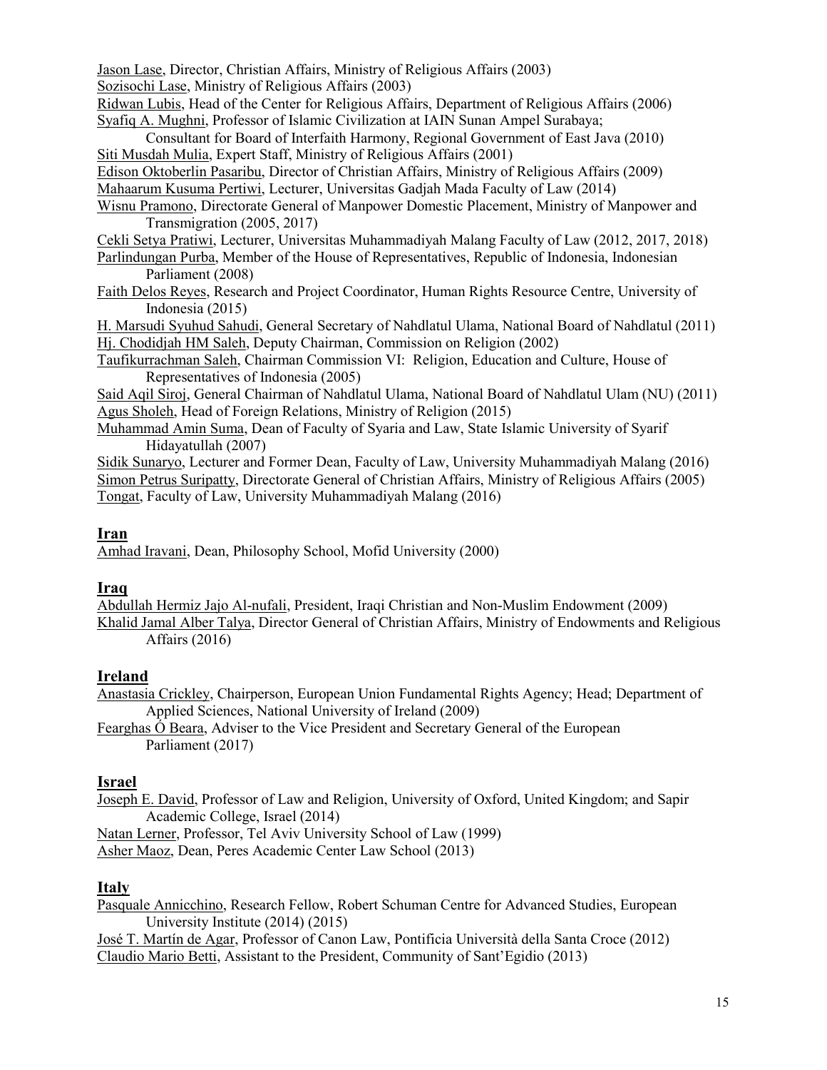Jason Lase, Director, Christian Affairs, Ministry of Religious Affairs (2003)
Sozisochi Lase, Ministry of Religious Affairs (2003)
Ridwan Lubis, Head of the Center for Religious Affairs, Department of Religious Affairs (2006)
Syafiq A. Mughni, Professor of Islamic Civilization at IAIN Sunan Ampel Surabaya; Consultant for Board of Interfaith Harmony, Regional Government of East Java (2010)
Siti Musdah Mulia, Expert Staff, Ministry of Religious Affairs (2001)
Edison Oktoberlin Pasaribu, Director of Christian Affairs, Ministry of Religious Affairs (2009)
Mahaarum Kusuma Pertiwi, Lecturer, Universitas Gadjah Mada Faculty of Law (2014)
Wisnu Pramono, Directorate General of Manpower Domestic Placement, Ministry of Manpower and Transmigration (2005, 2017)
Cekli Setya Pratiwi, Lecturer, Universitas Muhammadiyah Malang Faculty of Law (2012, 2017, 2018)
Parlindungan Purba, Member of the House of Representatives, Republic of Indonesia, Indonesian Parliament (2008)
Faith Delos Reyes, Research and Project Coordinator, Human Rights Resource Centre, University of Indonesia (2015)
H. Marsudi Syuhud Sahudi, General Secretary of Nahdlatul Ulama, National Board of Nahdlatul (2011)
Hj. Chodidjah HM Saleh, Deputy Chairman, Commission on Religion (2002)
Taufikurrachman Saleh, Chairman Commission VI: Religion, Education and Culture, House of Representatives of Indonesia (2005)
Said Aqil Siroj, General Chairman of Nahdlatul Ulama, National Board of Nahdlatul Ulam (NU) (2011)
Agus Sholeh, Head of Foreign Relations, Ministry of Religion (2015)
Muhammad Amin Suma, Dean of Faculty of Syaria and Law, State Islamic University of Syarif Hidayatullah (2007)
Sidik Sunaryo, Lecturer and Former Dean, Faculty of Law, University Muhammadiyah Malang (2016)
Simon Petrus Suripatty, Directorate General of Christian Affairs, Ministry of Religious Affairs (2005)
Tongat, Faculty of Law, University Muhammadiyah Malang (2016)

## Iran

Amhad Iravani, Dean, Philosophy School, Mofid University (2000)

## Iraq

Abdullah Hermiz Jajo Al-nufali, President, Iraqi Christian and Non-Muslim Endowment (2009)
Khalid Jamal Alber Talya, Director General of Christian Affairs, Ministry of Endowments and Religious Affairs (2016)

## Ireland

Anastasia Crickley, Chairperson, European Union Fundamental Rights Agency; Head; Department of Applied Sciences, National University of Ireland (2009)
Fearghas Ó Beara, Adviser to the Vice President and Secretary General of the European Parliament (2017)

## Israel

Joseph E. David, Professor of Law and Religion, University of Oxford, United Kingdom; and Sapir Academic College, Israel (2014)
Natan Lerner, Professor, Tel Aviv University School of Law (1999)
Asher Maoz, Dean, Peres Academic Center Law School (2013)

## Italy

Pasquale Annicchino, Research Fellow, Robert Schuman Centre for Advanced Studies, European University Institute (2014) (2015)
José T. Martín de Agar, Professor of Canon Law, Pontificia Università della Santa Croce (2012)
Claudio Mario Betti, Assistant to the President, Community of Sant'Egidio (2013)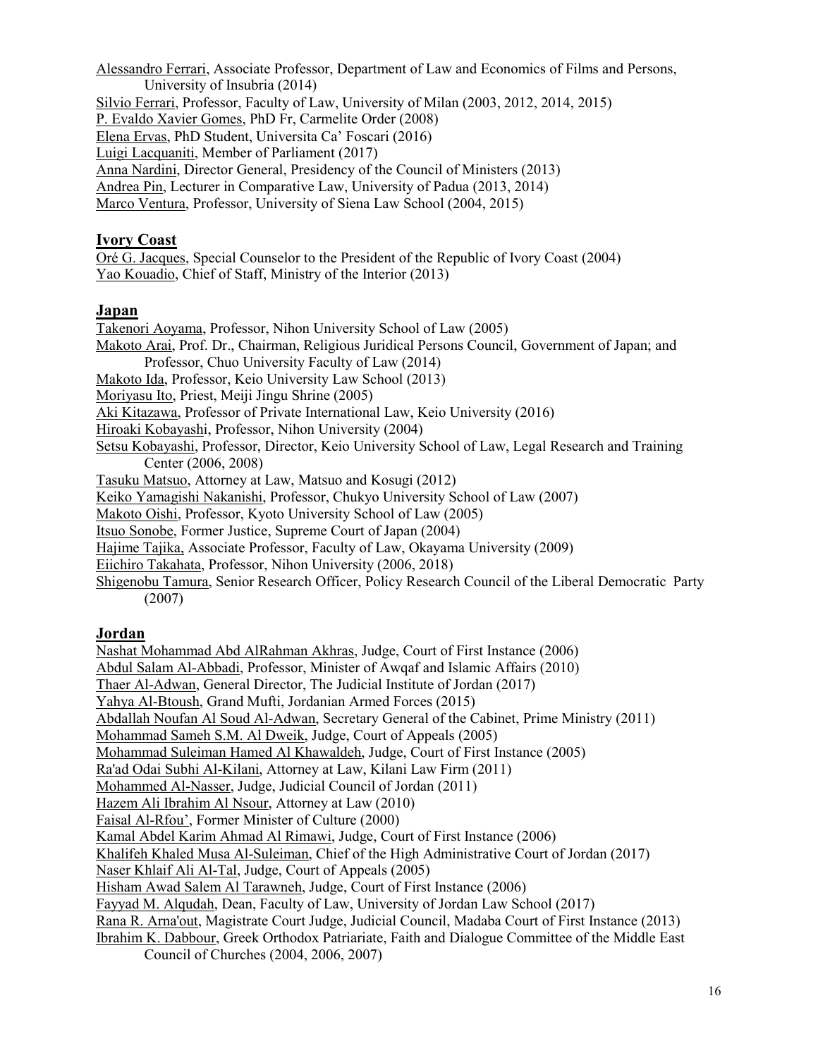Alessandro Ferrari, Associate Professor, Department of Law and Economics of Films and Persons, University of Insubria (2014)
Silvio Ferrari, Professor, Faculty of Law, University of Milan (2003, 2012, 2014, 2015)
P. Evaldo Xavier Gomes, PhD Fr, Carmelite Order (2008)
Elena Ervas, PhD Student, Universita Ca' Foscari (2016)
Luigi Lacquaniti, Member of Parliament (2017)
Anna Nardini, Director General, Presidency of the Council of Ministers (2013)
Andrea Pin, Lecturer in Comparative Law, University of Padua (2013, 2014)
Marco Ventura, Professor, University of Siena Law School (2004, 2015)

## Ivory Coast

Oré G. Jacques, Special Counselor to the President of the Republic of Ivory Coast (2004)
Yao Kouadio, Chief of Staff, Ministry of the Interior (2013)

## Japan

Takenori Aoyama, Professor, Nihon University School of Law (2005)
Makoto Arai, Prof. Dr., Chairman, Religious Juridical Persons Council, Government of Japan; and Professor, Chuo University Faculty of Law (2014)
Makoto Ida, Professor, Keio University Law School (2013)
Moriyasu Ito, Priest, Meiji Jingu Shrine (2005)
Aki Kitazawa, Professor of Private International Law, Keio University (2016)
Hiroaki Kobayashi, Professor, Nihon University (2004)
Setsu Kobayashi, Professor, Director, Keio University School of Law, Legal Research and Training Center (2006, 2008)
Tasuku Matsuo, Attorney at Law, Matsuo and Kosugi (2012)
Keiko Yamagishi Nakanishi, Professor, Chukyo University School of Law (2007)
Makoto Oishi, Professor, Kyoto University School of Law (2005)
Itsuo Sonobe, Former Justice, Supreme Court of Japan (2004)
Hajime Tajika, Associate Professor, Faculty of Law, Okayama University (2009)
Eiichiro Takahata, Professor, Nihon University (2006, 2018)
Shigenobu Tamura, Senior Research Officer, Policy Research Council of the Liberal Democratic Party (2007)

## Jordan

Nashat Mohammad Abd AlRahman Akhras, Judge, Court of First Instance (2006)
Abdul Salam Al-Abbadi, Professor, Minister of Awqaf and Islamic Affairs (2010)
Thaer Al-Adwan, General Director, The Judicial Institute of Jordan (2017)
Yahya Al-Btoush, Grand Mufti, Jordanian Armed Forces (2015)
Abdallah Noufan Al Soud Al-Adwan, Secretary General of the Cabinet, Prime Ministry (2011)
Mohammad Sameh S.M. Al Dweik, Judge, Court of Appeals (2005)
Mohammad Suleiman Hamed Al Khawaldeh, Judge, Court of First Instance (2005)
Ra'ad Odai Subhi Al-Kilani, Attorney at Law, Kilani Law Firm (2011)
Mohammed Al-Nasser, Judge, Judicial Council of Jordan (2011)
Hazem Ali Ibrahim Al Nsour, Attorney at Law (2010)
Faisal Al-Rfou', Former Minister of Culture (2000)
Kamal Abdel Karim Ahmad Al Rimawi, Judge, Court of First Instance (2006)
Khalifeh Khaled Musa Al-Suleiman, Chief of the High Administrative Court of Jordan (2017)
Naser Khlaif Ali Al-Tal, Judge, Court of Appeals (2005)
Hisham Awad Salem Al Tarawneh, Judge, Court of First Instance (2006)
Fayyad M. Alqudah, Dean, Faculty of Law, University of Jordan Law School (2017)
Rana R. Arna'out, Magistrate Court Judge, Judicial Council, Madaba Court of First Instance (2013)
Ibrahim K. Dabbour, Greek Orthodox Patriariate, Faith and Dialogue Committee of the Middle East Council of Churches (2004, 2006, 2007)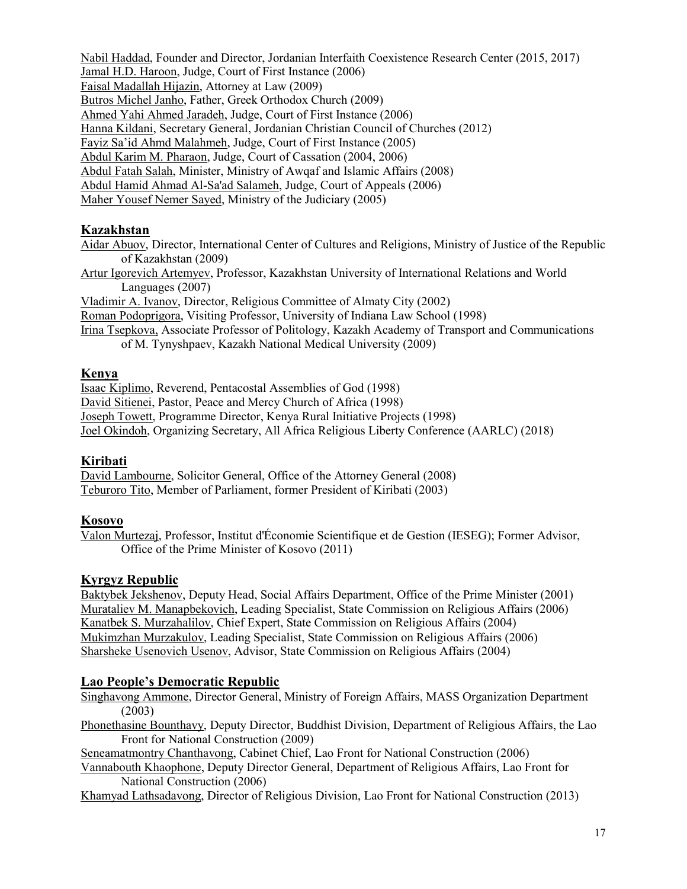Nabil Haddad, Founder and Director, Jordanian Interfaith Coexistence Research Center (2015, 2017)
Jamal H.D. Haroon, Judge, Court of First Instance (2006)
Faisal Madallah Hijazin, Attorney at Law (2009)
Butros Michel Janho, Father, Greek Orthodox Church (2009)
Ahmed Yahi Ahmed Jaradeh, Judge, Court of First Instance (2006)
Hanna Kildani, Secretary General, Jordanian Christian Council of Churches (2012)
Fayiz Sa'id Ahmd Malahmeh, Judge, Court of First Instance (2005)
Abdul Karim M. Pharaon, Judge, Court of Cassation (2004, 2006)
Abdul Fatah Salah, Minister, Ministry of Awqaf and Islamic Affairs (2008)
Abdul Hamid Ahmad Al-Sa'ad Salameh, Judge, Court of Appeals (2006)
Maher Yousef Nemer Sayed, Ministry of the Judiciary (2005)

## Kazakhstan

Aidar Abuov, Director, International Center of Cultures and Religions, Ministry of Justice of the Republic of Kazakhstan (2009)
Artur Igorevich Artemyev, Professor, Kazakhstan University of International Relations and World Languages (2007)
Vladimir A. Ivanov, Director, Religious Committee of Almaty City (2002)
Roman Podoprigora, Visiting Professor, University of Indiana Law School (1998)
Irina Tsepkova, Associate Professor of Politology, Kazakh Academy of Transport and Communications of M. Tynyshpaev, Kazakh National Medical University (2009)

## Kenya

Isaac Kiplimo, Reverend, Pentacostal Assemblies of God (1998)
David Sitienei, Pastor, Peace and Mercy Church of Africa (1998)
Joseph Towett, Programme Director, Kenya Rural Initiative Projects (1998)
Joel Okindoh, Organizing Secretary, All Africa Religious Liberty Conference (AARLC) (2018)

## Kiribati

David Lambourne, Solicitor General, Office of the Attorney General (2008)
Teburoro Tito, Member of Parliament, former President of Kiribati (2003)

## Kosovo

Valon Murtezaj, Professor, Institut d'Économie Scientifique et de Gestion (IESEG); Former Advisor, Office of the Prime Minister of Kosovo (2011)

## Kyrgyz Republic

Baktybek Jekshenov, Deputy Head, Social Affairs Department, Office of the Prime Minister (2001)
Murataliev M. Manapbekovich, Leading Specialist, State Commission on Religious Affairs (2006)
Kanatbek S. Murzahalilov, Chief Expert, State Commission on Religious Affairs (2004)
Mukimzhan Murzakulov, Leading Specialist, State Commission on Religious Affairs (2006)
Sharsheke Usenovich Usenov, Advisor, State Commission on Religious Affairs (2004)

## Lao People's Democratic Republic

Singhavong Ammone, Director General, Ministry of Foreign Affairs, MASS Organization Department (2003)
Phonethasine Bounthavy, Deputy Director, Buddhist Division, Department of Religious Affairs, the Lao Front for National Construction (2009)
Seneamatmontry Chanthavong, Cabinet Chief, Lao Front for National Construction (2006)
Vannabouth Khaophone, Deputy Director General, Department of Religious Affairs, Lao Front for National Construction (2006)
Khamyad Lathsadavong, Director of Religious Division, Lao Front for National Construction (2013)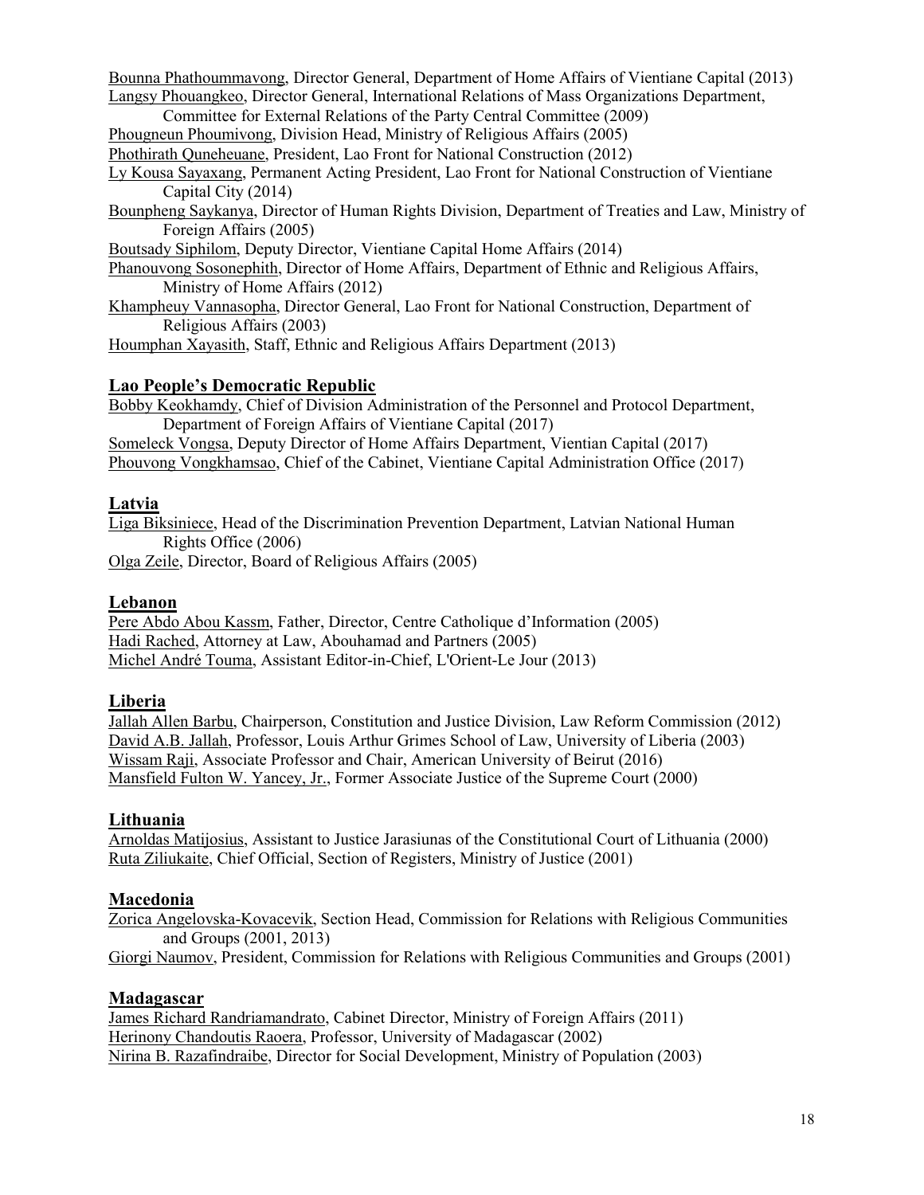Bounna Phathoummavong, Director General, Department of Home Affairs of Vientiane Capital (2013)
Langsy Phouangkeo, Director General, International Relations of Mass Organizations Department, Committee for External Relations of the Party Central Committee (2009)
Phougneun Phoumivong, Division Head, Ministry of Religious Affairs (2005)
Phothirath Quneheuane, President, Lao Front for National Construction (2012)
Ly Kousa Sayaxang, Permanent Acting President, Lao Front for National Construction of Vientiane Capital City (2014)
Bounpheng Saykanya, Director of Human Rights Division, Department of Treaties and Law, Ministry of Foreign Affairs (2005)
Boutsady Siphilom, Deputy Director, Vientiane Capital Home Affairs (2014)
Phanouvong Sosonephith, Director of Home Affairs, Department of Ethnic and Religious Affairs, Ministry of Home Affairs (2012)
Khampheuy Vannasopha, Director General, Lao Front for National Construction, Department of Religious Affairs (2003)
Houmphan Xayasith, Staff, Ethnic and Religious Affairs Department (2013)

## Lao People's Democratic Republic

Bobby Keokhamdy, Chief of Division Administration of the Personnel and Protocol Department, Department of Foreign Affairs of Vientiane Capital (2017)
Someleck Vongsa, Deputy Director of Home Affairs Department, Vientian Capital (2017)
Phouvong Vongkhamsao, Chief of the Cabinet, Vientiane Capital Administration Office (2017)

## Latvia

Liga Biksiniece, Head of the Discrimination Prevention Department, Latvian National Human Rights Office (2006)
Olga Zeile, Director, Board of Religious Affairs (2005)

## Lebanon

Pere Abdo Abou Kassm, Father, Director, Centre Catholique d'Information (2005)
Hadi Rached, Attorney at Law, Abouhamad and Partners (2005)
Michel André Touma, Assistant Editor-in-Chief, L'Orient-Le Jour (2013)

## Liberia

Jallah Allen Barbu, Chairperson, Constitution and Justice Division, Law Reform Commission (2012)
David A.B. Jallah, Professor, Louis Arthur Grimes School of Law, University of Liberia (2003)
Wissam Raji, Associate Professor and Chair, American University of Beirut (2016)
Mansfield Fulton W. Yancey, Jr., Former Associate Justice of the Supreme Court (2000)

## Lithuania

Arnoldas Matijosius, Assistant to Justice Jarasiunas of the Constitutional Court of Lithuania (2000)
Ruta Ziliukaite, Chief Official, Section of Registers, Ministry of Justice (2001)

## Macedonia

Zorica Angelovska-Kovacevik, Section Head, Commission for Relations with Religious Communities and Groups (2001, 2013)
Giorgi Naumov, President, Commission for Relations with Religious Communities and Groups (2001)

## Madagascar

James Richard Randriamandrato, Cabinet Director, Ministry of Foreign Affairs (2011)
Herinony Chandoutis Raoera, Professor, University of Madagascar (2002)
Nirina B. Razafindraibe, Director for Social Development, Ministry of Population (2003)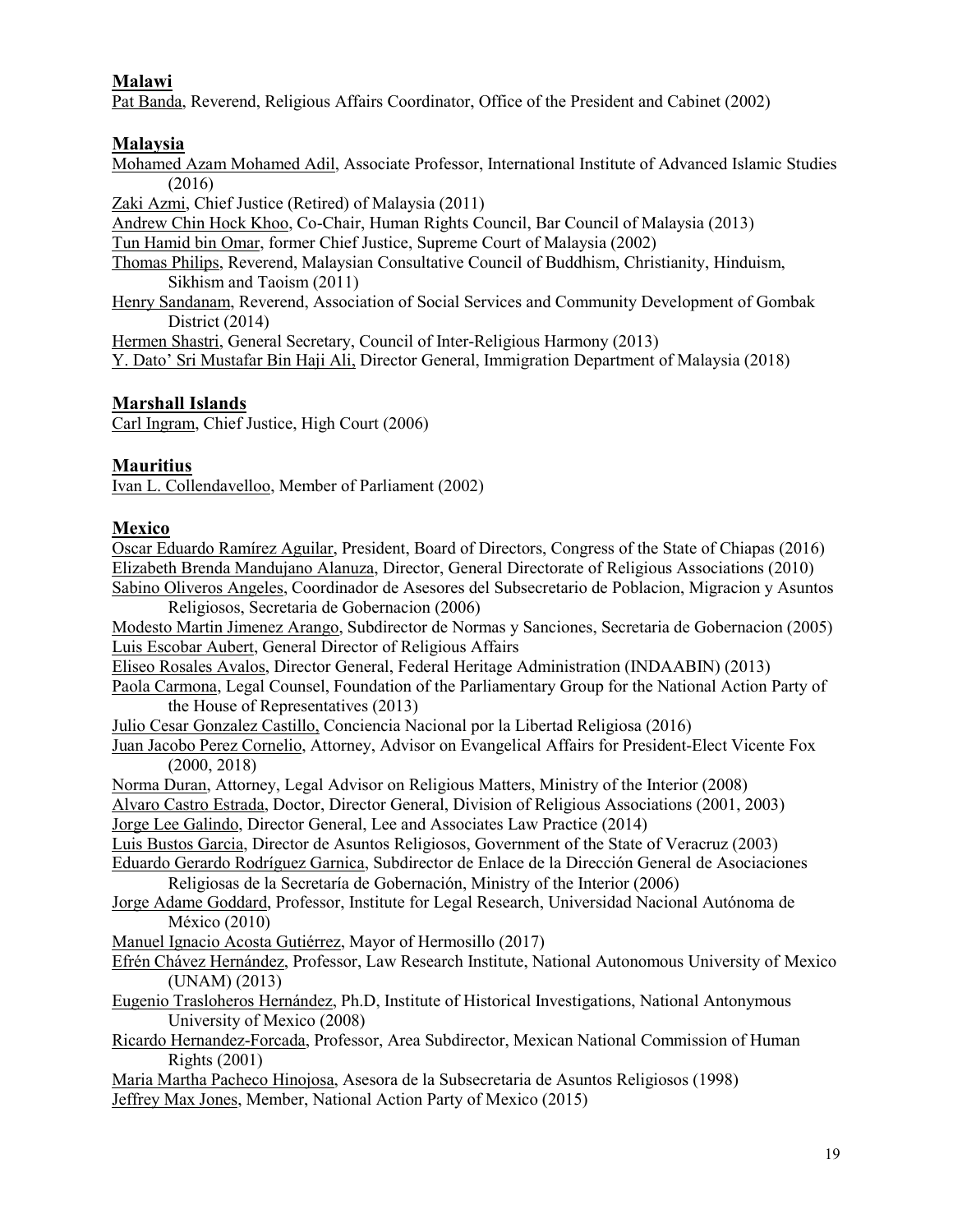## Malawi

Pat Banda, Reverend, Religious Affairs Coordinator, Office of the President and Cabinet (2002)

## Malaysia

Mohamed Azam Mohamed Adil, Associate Professor, International Institute of Advanced Islamic Studies (2016)

Zaki Azmi, Chief Justice (Retired) of Malaysia (2011)

Andrew Chin Hock Khoo, Co-Chair, Human Rights Council, Bar Council of Malaysia (2013)

Tun Hamid bin Omar, former Chief Justice, Supreme Court of Malaysia (2002)

Thomas Philips, Reverend, Malaysian Consultative Council of Buddhism, Christianity, Hinduism, Sikhism and Taoism (2011)

Henry Sandanam, Reverend, Association of Social Services and Community Development of Gombak District (2014)

Hermen Shastri, General Secretary, Council of Inter-Religious Harmony (2013)

Y. Dato' Sri Mustafar Bin Haji Ali, Director General, Immigration Department of Malaysia (2018)

## Marshall Islands

Carl Ingram, Chief Justice, High Court (2006)

## Mauritius

Ivan L. Collendavelloo, Member of Parliament (2002)

## Mexico

Oscar Eduardo Ramírez Aguilar, President, Board of Directors, Congress of the State of Chiapas (2016)

Elizabeth Brenda Mandujano Alanuza, Director, General Directorate of Religious Associations (2010)

Sabino Oliveros Angeles, Coordinador de Asesores del Subsecretario de Poblacion, Migracion y Asuntos Religiosos, Secretaria de Gobernacion (2006)

Modesto Martin Jimenez Arango, Subdirector de Normas y Sanciones, Secretaria de Gobernacion (2005)

Luis Escobar Aubert, General Director of Religious Affairs

Eliseo Rosales Avalos, Director General, Federal Heritage Administration (INDAABIN) (2013)

Paola Carmona, Legal Counsel, Foundation of the Parliamentary Group for the National Action Party of the House of Representatives (2013)

Julio Cesar Gonzalez Castillo, Conciencia Nacional por la Libertad Religiosa (2016)

Juan Jacobo Perez Cornelio, Attorney, Advisor on Evangelical Affairs for President-Elect Vicente Fox (2000, 2018)

Norma Duran, Attorney, Legal Advisor on Religious Matters, Ministry of the Interior (2008)

Alvaro Castro Estrada, Doctor, Director General, Division of Religious Associations (2001, 2003)

Jorge Lee Galindo, Director General, Lee and Associates Law Practice (2014)

Luis Bustos Garcia, Director de Asuntos Religiosos, Government of the State of Veracruz (2003)

Eduardo Gerardo Rodríguez Garnica, Subdirector de Enlace de la Dirección General de Asociaciones Religiosas de la Secretaría de Gobernación, Ministry of the Interior (2006)

Jorge Adame Goddard, Professor, Institute for Legal Research, Universidad Nacional Autónoma de México (2010)

Manuel Ignacio Acosta Gutiérrez, Mayor of Hermosillo (2017)

Efrén Chávez Hernández, Professor, Law Research Institute, National Autonomous University of Mexico (UNAM) (2013)

Eugenio Trasloheros Hernández, Ph.D, Institute of Historical Investigations, National Antonymous University of Mexico (2008)

Ricardo Hernandez-Forcada, Professor, Area Subdirector, Mexican National Commission of Human Rights (2001)

Maria Martha Pacheco Hinojosa, Asesora de la Subsecretaria de Asuntos Religiosos (1998)

Jeffrey Max Jones, Member, National Action Party of Mexico (2015)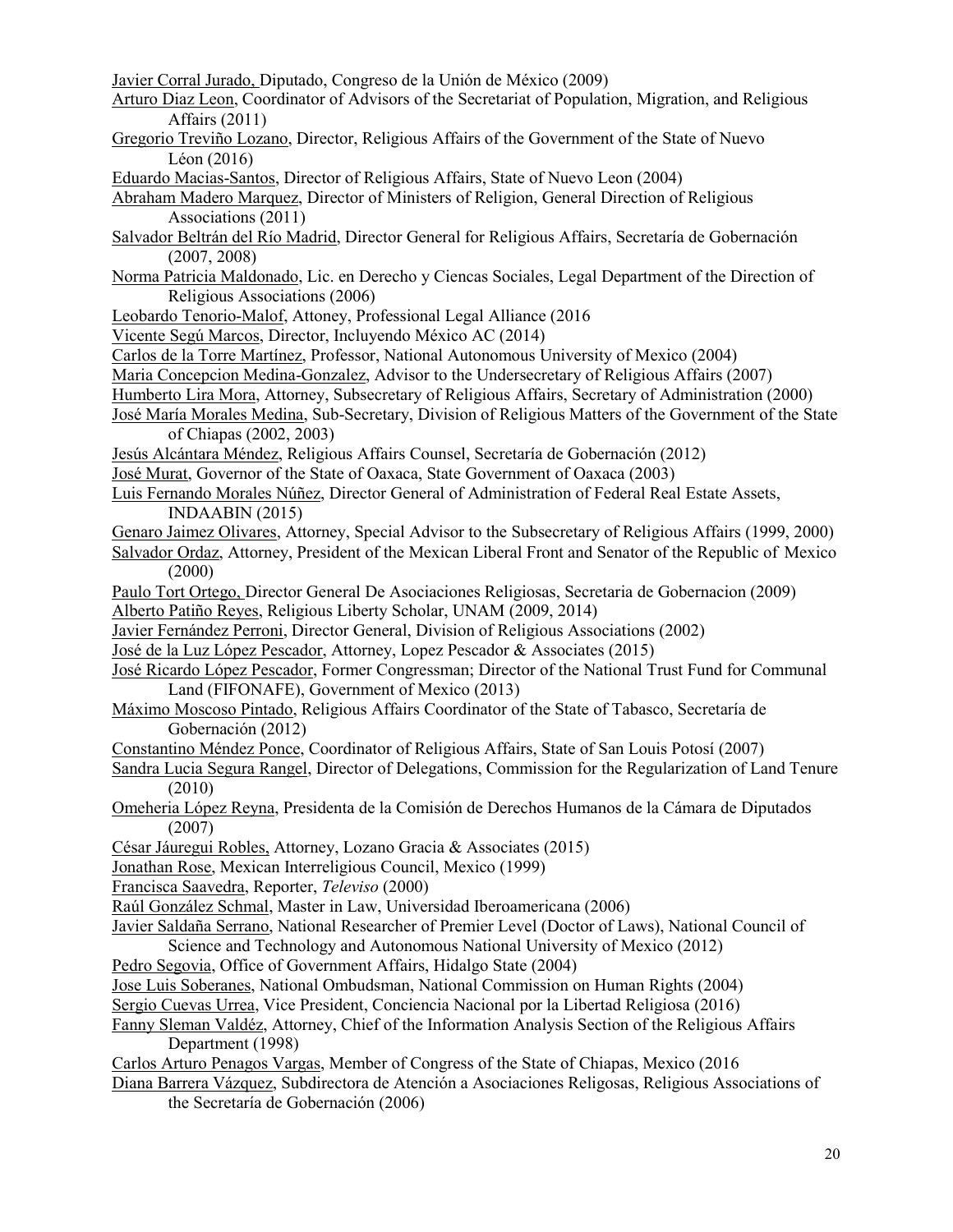Javier Corral Jurado, Diputado, Congreso de la Unión de México (2009)

Arturo Diaz Leon, Coordinator of Advisors of the Secretariat of Population, Migration, and Religious Affairs (2011)

Gregorio Treviño Lozano, Director, Religious Affairs of the Government of the State of Nuevo Léon (2016)

Eduardo Macias-Santos, Director of Religious Affairs, State of Nuevo Leon (2004)

Abraham Madero Marquez, Director of Ministers of Religion, General Direction of Religious Associations (2011)

Salvador Beltrán del Río Madrid, Director General for Religious Affairs, Secretaría de Gobernación (2007, 2008)

Norma Patricia Maldonado, Lic. en Derecho y Ciencas Sociales, Legal Department of the Direction of Religious Associations (2006)

Leobardo Tenorio-Malof, Attoney, Professional Legal Alliance (2016

Vicente Segú Marcos, Director, Incluyendo México AC (2014)

Carlos de la Torre Martínez, Professor, National Autonomous University of Mexico (2004)

Maria Concepcion Medina-Gonzalez, Advisor to the Undersecretary of Religious Affairs (2007)

Humberto Lira Mora, Attorney, Subsecretary of Religious Affairs, Secretary of Administration (2000)

José María Morales Medina, Sub-Secretary, Division of Religious Matters of the Government of the State of Chiapas (2002, 2003)

Jesús Alcántara Méndez, Religious Affairs Counsel, Secretaría de Gobernación (2012)

José Murat, Governor of the State of Oaxaca, State Government of Oaxaca (2003)

Luis Fernando Morales Núñez, Director General of Administration of Federal Real Estate Assets, INDAABIN (2015)

Genaro Jaimez Olivares, Attorney, Special Advisor to the Subsecretary of Religious Affairs (1999, 2000)

Salvador Ordaz, Attorney, President of the Mexican Liberal Front and Senator of the Republic of Mexico (2000)

Paulo Tort Ortego, Director General De Asociaciones Religiosas, Secretaria de Gobernacion (2009)

Alberto Patiño Reyes, Religious Liberty Scholar, UNAM (2009, 2014)

Javier Fernández Perroni, Director General, Division of Religious Associations (2002)

José de la Luz López Pescador, Attorney, Lopez Pescador & Associates (2015)

José Ricardo López Pescador, Former Congressman; Director of the National Trust Fund for Communal Land (FIFONAFE), Government of Mexico (2013)

Máximo Moscoso Pintado, Religious Affairs Coordinator of the State of Tabasco, Secretaría de Gobernación (2012)

Constantino Méndez Ponce, Coordinator of Religious Affairs, State of San Louis Potosí (2007)

Sandra Lucia Segura Rangel, Director of Delegations, Commission for the Regularization of Land Tenure (2010)

Omeheria López Reyna, Presidenta de la Comisión de Derechos Humanos de la Cámara de Diputados (2007)

César Jáuregui Robles, Attorney, Lozano Gracia & Associates (2015)

Jonathan Rose, Mexican Interreligious Council, Mexico (1999)

Francisca Saavedra, Reporter, *Televiso* (2000)

Raúl González Schmal, Master in Law, Universidad Iberoamericana (2006)

Javier Saldaña Serrano, National Researcher of Premier Level (Doctor of Laws), National Council of Science and Technology and Autonomous National University of Mexico (2012)

Pedro Segovia, Office of Government Affairs, Hidalgo State (2004)

Jose Luis Soberanes, National Ombudsman, National Commission on Human Rights (2004)

Sergio Cuevas Urrea, Vice President, Conciencia Nacional por la Libertad Religiosa (2016)

Fanny Sleman Valdéz, Attorney, Chief of the Information Analysis Section of the Religious Affairs Department (1998)

Carlos Arturo Penagos Vargas, Member of Congress of the State of Chiapas, Mexico (2016

Diana Barrera Vázquez, Subdirectora de Atención a Asociaciones Religosas, Religious Associations of the Secretaría de Gobernación (2006)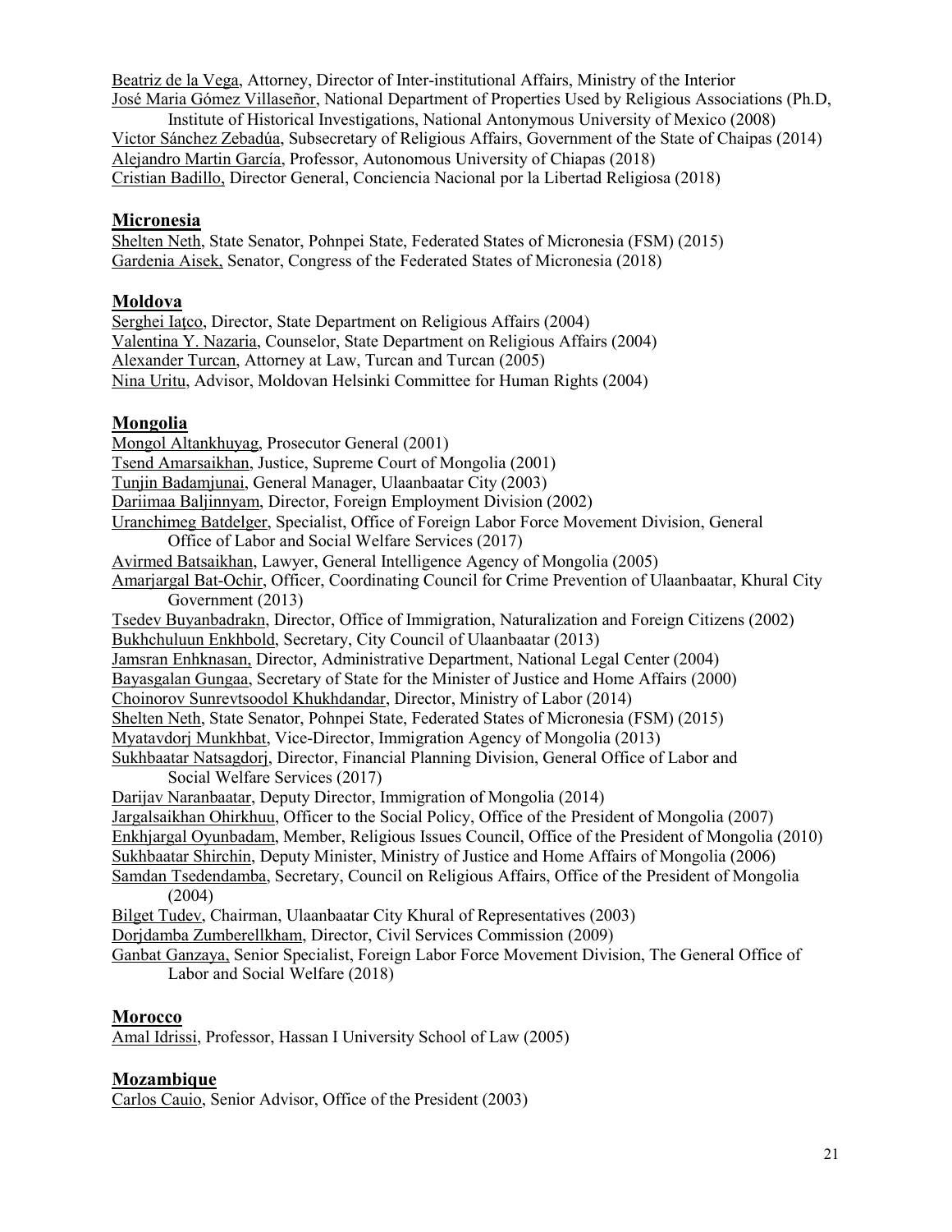Beatriz de la Vega, Attorney, Director of Inter-institutional Affairs, Ministry of the Interior

José Maria Gómez Villaseñor, National Department of Properties Used by Religious Associations (Ph.D, Institute of Historical Investigations, National Antonymous University of Mexico (2008)

Victor Sánchez Zebadúa, Subsecretary of Religious Affairs, Government of the State of Chaipas (2014)

Alejandro Martin García, Professor, Autonomous University of Chiapas (2018)

Cristian Badillo, Director General, Conciencia Nacional por la Libertad Religiosa (2018)

## Micronesia

Shelten Neth, State Senator, Pohnpei State, Federated States of Micronesia (FSM) (2015)

Gardenia Aisek, Senator, Congress of the Federated States of Micronesia (2018)

## Moldova

Serghei Iaţco, Director, State Department on Religious Affairs (2004)

Valentina Y. Nazaria, Counselor, State Department on Religious Affairs (2004)

Alexander Turcan, Attorney at Law, Turcan and Turcan (2005)

Nina Uritu, Advisor, Moldovan Helsinki Committee for Human Rights (2004)

## Mongolia

Mongol Altankhuyag, Prosecutor General (2001)

Tsend Amarsaikhan, Justice, Supreme Court of Mongolia (2001)

Tunjin Badamjunai, General Manager, Ulaanbaatar City (2003)

Dariimaa Baljinnyam, Director, Foreign Employment Division (2002)

Uranchimeg Batdelger, Specialist, Office of Foreign Labor Force Movement Division, General Office of Labor and Social Welfare Services (2017)

Avirmed Batsaikhan, Lawyer, General Intelligence Agency of Mongolia (2005)

Amarjargal Bat-Ochir, Officer, Coordinating Council for Crime Prevention of Ulaanbaatar, Khural City Government (2013)

Tsedev Buyanbadrakn, Director, Office of Immigration, Naturalization and Foreign Citizens (2002)

Bukhchuluun Enkhbold, Secretary, City Council of Ulaanbaatar (2013)

Jamsran Enhknasan, Director, Administrative Department, National Legal Center (2004)

Bayasgalan Gungaa, Secretary of State for the Minister of Justice and Home Affairs (2000)

Choinorov Sunrevtsoodol Khukhdandar, Director, Ministry of Labor (2014)

Shelten Neth, State Senator, Pohnpei State, Federated States of Micronesia (FSM) (2015)

Myatavdorj Munkhbat, Vice-Director, Immigration Agency of Mongolia (2013)

Sukhbaatar Natsagdorj, Director, Financial Planning Division, General Office of Labor and Social Welfare Services (2017)

Darijav Naranbaatar, Deputy Director, Immigration of Mongolia (2014)

Jargalsaikhan Ohirkhuu, Officer to the Social Policy, Office of the President of Mongolia (2007)

Enkhjargal Oyunbadam, Member, Religious Issues Council, Office of the President of Mongolia (2010)

Sukhbaatar Shirchin, Deputy Minister, Ministry of Justice and Home Affairs of Mongolia (2006)

Samdan Tsedendamba, Secretary, Council on Religious Affairs, Office of the President of Mongolia (2004)

Bilget Tudev, Chairman, Ulaanbaatar City Khural of Representatives (2003)

Dorjdamba Zumberellkham, Director, Civil Services Commission (2009)

Ganbat Ganzaya, Senior Specialist, Foreign Labor Force Movement Division, The General Office of Labor and Social Welfare (2018)

## Morocco

Amal Idrissi, Professor, Hassan I University School of Law (2005)

## Mozambique

Carlos Cauio, Senior Advisor, Office of the President (2003)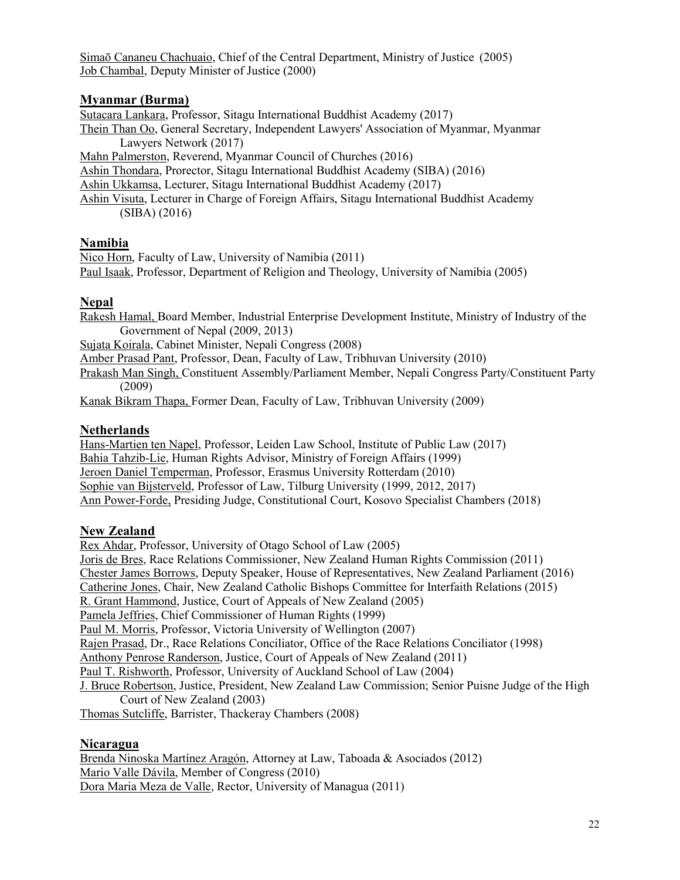Simaõ Cananeu Chachuaio, Chief of the Central Department, Ministry of Justice (2005)
Job Chambal, Deputy Minister of Justice (2000)

## Myanmar (Burma)

Sutacara Lankara, Professor, Sitagu International Buddhist Academy (2017)
Thein Than Oo, General Secretary, Independent Lawyers' Association of Myanmar, Myanmar Lawyers Network (2017)
Mahn Palmerston, Reverend, Myanmar Council of Churches (2016)
Ashin Thondara, Prorector, Sitagu International Buddhist Academy (SIBA) (2016)
Ashin Ukkamsa, Lecturer, Sitagu International Buddhist Academy (2017)
Ashin Visuta, Lecturer in Charge of Foreign Affairs, Sitagu International Buddhist Academy (SIBA) (2016)

## Namibia

Nico Horn, Faculty of Law, University of Namibia (2011)
Paul Isaak, Professor, Department of Religion and Theology, University of Namibia (2005)

## Nepal

Rakesh Hamal, Board Member, Industrial Enterprise Development Institute, Ministry of Industry of the Government of Nepal (2009, 2013)
Sujata Koirala, Cabinet Minister, Nepali Congress (2008)
Amber Prasad Pant, Professor, Dean, Faculty of Law, Tribhuvan University (2010)
Prakash Man Singh, Constituent Assembly/Parliament Member, Nepali Congress Party/Constituent Party (2009)
Kanak Bikram Thapa, Former Dean, Faculty of Law, Tribhuvan University (2009)

## Netherlands

Hans-Martien ten Napel, Professor, Leiden Law School, Institute of Public Law (2017)
Bahia Tahzib-Lie, Human Rights Advisor, Ministry of Foreign Affairs (1999)
Jeroen Daniel Temperman, Professor, Erasmus University Rotterdam (2010)
Sophie van Bijsterveld, Professor of Law, Tilburg University (1999, 2012, 2017)
Ann Power-Forde, Presiding Judge, Constitutional Court, Kosovo Specialist Chambers (2018)

## New Zealand

Rex Ahdar, Professor, University of Otago School of Law (2005)
Joris de Bres, Race Relations Commissioner, New Zealand Human Rights Commission (2011)
Chester James Borrows, Deputy Speaker, House of Representatives, New Zealand Parliament (2016)
Catherine Jones, Chair, New Zealand Catholic Bishops Committee for Interfaith Relations (2015)
R. Grant Hammond, Justice, Court of Appeals of New Zealand (2005)
Pamela Jeffries, Chief Commissioner of Human Rights (1999)
Paul M. Morris, Professor, Victoria University of Wellington (2007)
Rajen Prasad, Dr., Race Relations Conciliator, Office of the Race Relations Conciliator (1998)
Anthony Penrose Randerson, Justice, Court of Appeals of New Zealand (2011)
Paul T. Rishworth, Professor, University of Auckland School of Law (2004)
J. Bruce Robertson, Justice, President, New Zealand Law Commission; Senior Puisne Judge of the High Court of New Zealand (2003)
Thomas Sutcliffe, Barrister, Thackeray Chambers (2008)

## Nicaragua

Brenda Ninoska Martínez Aragón, Attorney at Law, Taboada & Asociados (2012)
Mario Valle Dávila, Member of Congress (2010)
Dora Maria Meza de Valle, Rector, University of Managua (2011)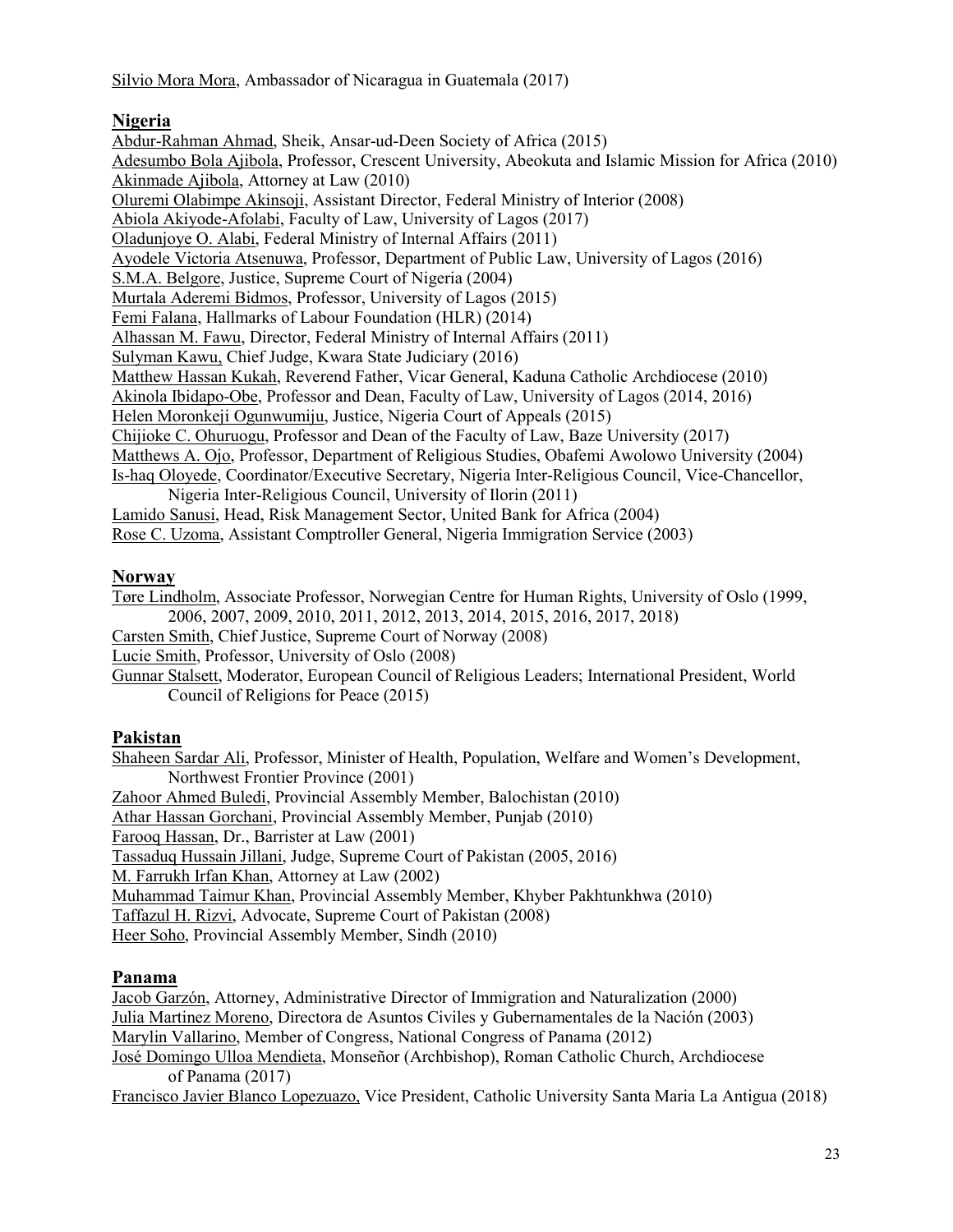Silvio Mora Mora, Ambassador of Nicaragua in Guatemala (2017)

## Nigeria

Abdur-Rahman Ahmad, Sheik, Ansar-ud-Deen Society of Africa (2015)
Adesumbo Bola Ajibola, Professor, Crescent University, Abeokuta and Islamic Mission for Africa (2010)
Akinmade Ajibola, Attorney at Law (2010)
Oluremi Olabimpe Akinsoji, Assistant Director, Federal Ministry of Interior (2008)
Abiola Akiyode-Afolabi, Faculty of Law, University of Lagos (2017)
Oladunjoye O. Alabi, Federal Ministry of Internal Affairs (2011)
Ayodele Victoria Atsenuwa, Professor, Department of Public Law, University of Lagos (2016)
S.M.A. Belgore, Justice, Supreme Court of Nigeria (2004)
Murtala Aderemi Bidmos, Professor, University of Lagos (2015)
Femi Falana, Hallmarks of Labour Foundation (HLR) (2014)
Alhassan M. Fawu, Director, Federal Ministry of Internal Affairs (2011)
Sulyman Kawu, Chief Judge, Kwara State Judiciary (2016)
Matthew Hassan Kukah, Reverend Father, Vicar General, Kaduna Catholic Archdiocese (2010)
Akinola Ibidapo-Obe, Professor and Dean, Faculty of Law, University of Lagos (2014, 2016)
Helen Moronkeji Ogunwumiju, Justice, Nigeria Court of Appeals (2015)
Chijioke C. Ohuruogu, Professor and Dean of the Faculty of Law, Baze University (2017)
Matthews A. Ojo, Professor, Department of Religious Studies, Obafemi Awolowo University (2004)
Is-haq Oloyede, Coordinator/Executive Secretary, Nigeria Inter-Religious Council, Vice-Chancellor, Nigeria Inter-Religious Council, University of Ilorin (2011)
Lamido Sanusi, Head, Risk Management Sector, United Bank for Africa (2004)
Rose C. Uzoma, Assistant Comptroller General, Nigeria Immigration Service (2003)

## Norway

Tøre Lindholm, Associate Professor, Norwegian Centre for Human Rights, University of Oslo (1999, 2006, 2007, 2009, 2010, 2011, 2012, 2013, 2014, 2015, 2016, 2017, 2018)
Carsten Smith, Chief Justice, Supreme Court of Norway (2008)
Lucie Smith, Professor, University of Oslo (2008)
Gunnar Stalsett, Moderator, European Council of Religious Leaders; International President, World Council of Religions for Peace (2015)

## Pakistan

Shaheen Sardar Ali, Professor, Minister of Health, Population, Welfare and Women's Development, Northwest Frontier Province (2001)
Zahoor Ahmed Buledi, Provincial Assembly Member, Balochistan (2010)
Athar Hassan Gorchani, Provincial Assembly Member, Punjab (2010)
Farooq Hassan, Dr., Barrister at Law (2001)
Tassaduq Hussain Jillani, Judge, Supreme Court of Pakistan (2005, 2016)
M. Farrukh Irfan Khan, Attorney at Law (2002)
Muhammad Taimur Khan, Provincial Assembly Member, Khyber Pakhtunkhwa (2010)
Taffazul H. Rizvi, Advocate, Supreme Court of Pakistan (2008)
Heer Soho, Provincial Assembly Member, Sindh (2010)

## Panama

Jacob Garzón, Attorney, Administrative Director of Immigration and Naturalization (2000)
Julia Martinez Moreno, Directora de Asuntos Civiles y Gubernamentales de la Nación (2003)
Marylin Vallarino, Member of Congress, National Congress of Panama (2012)
José Domingo Ulloa Mendieta, Monseñor (Archbishop), Roman Catholic Church, Archdiocese of Panama (2017)
Francisco Javier Blanco Lopezuazo, Vice President, Catholic University Santa Maria La Antigua (2018)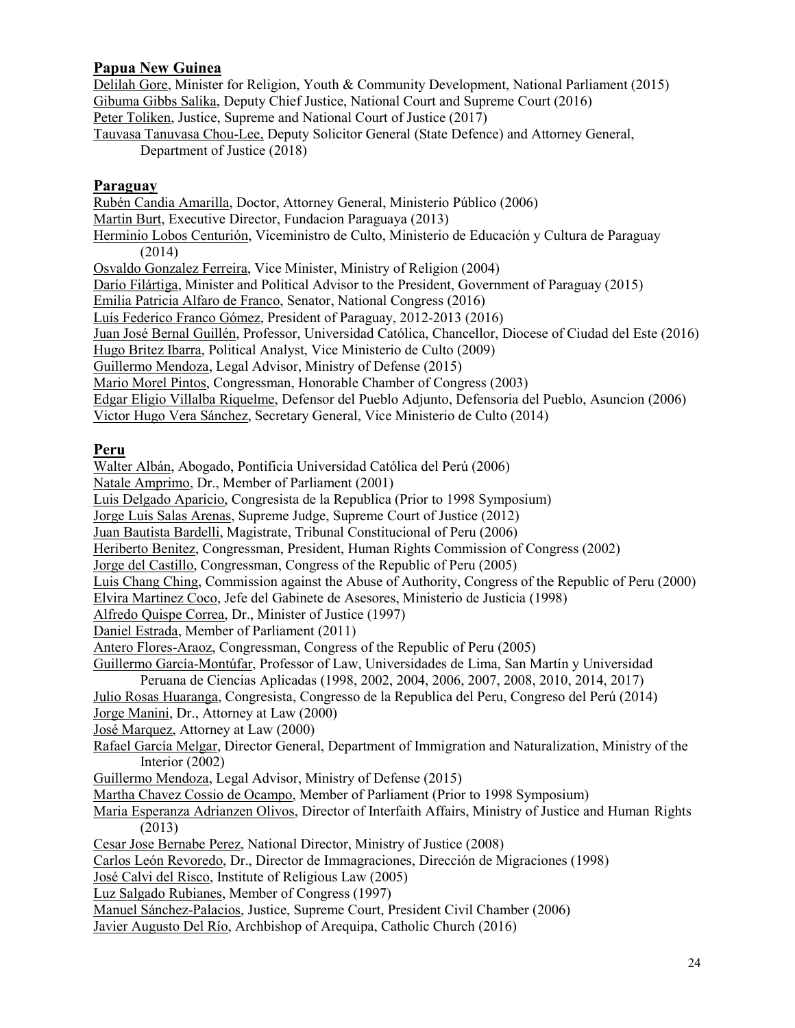## Papua New Guinea

Delilah Gore, Minister for Religion, Youth & Community Development, National Parliament (2015)
Gibuma Gibbs Salika, Deputy Chief Justice, National Court and Supreme Court (2016)
Peter Toliken, Justice, Supreme and National Court of Justice (2017)
Tauvasa Tanuvasa Chou-Lee, Deputy Solicitor General (State Defence) and Attorney General, Department of Justice (2018)

## Paraguay

Rubén Candia Amarilla, Doctor, Attorney General, Ministerio Público (2006)
Martin Burt, Executive Director, Fundacion Paraguaya (2013)
Herminio Lobos Centurión, Viceministro de Culto, Ministerio de Educación y Cultura de Paraguay (2014)
Osvaldo Gonzalez Ferreira, Vice Minister, Ministry of Religion (2004)
Darío Filártiga, Minister and Political Advisor to the President, Government of Paraguay (2015)
Emilia Patricia Alfaro de Franco, Senator, National Congress (2016)
Luís Federico Franco Gómez, President of Paraguay, 2012-2013 (2016)
Juan José Bernal Guillén, Professor, Universidad Católica, Chancellor, Diocese of Ciudad del Este (2016)
Hugo Britez Ibarra, Political Analyst, Vice Ministerio de Culto (2009)
Guillermo Mendoza, Legal Advisor, Ministry of Defense (2015)
Mario Morel Pintos, Congressman, Honorable Chamber of Congress (2003)
Edgar Eligio Villalba Riquelme, Defensor del Pueblo Adjunto, Defensoria del Pueblo, Asuncion (2006)
Victor Hugo Vera Sánchez, Secretary General, Vice Ministerio de Culto (2014)

## Peru

Walter Albán, Abogado, Pontificia Universidad Católica del Perú (2006)
Natale Amprimo, Dr., Member of Parliament (2001)
Luis Delgado Aparicio, Congresista de la Republica (Prior to 1998 Symposium)
Jorge Luis Salas Arenas, Supreme Judge, Supreme Court of Justice (2012)
Juan Bautista Bardelli, Magistrate, Tribunal Constitucional of Peru (2006)
Heriberto Benitez, Congressman, President, Human Rights Commission of Congress (2002)
Jorge del Castillo, Congressman, Congress of the Republic of Peru (2005)
Luis Chang Ching, Commission against the Abuse of Authority, Congress of the Republic of Peru (2000)
Elvira Martinez Coco, Jefe del Gabinete de Asesores, Ministerio de Justicia (1998)
Alfredo Quispe Correa, Dr., Minister of Justice (1997)
Daniel Estrada, Member of Parliament (2011)
Antero Flores-Araoz, Congressman, Congress of the Republic of Peru (2005)
Guillermo García-Montúfar, Professor of Law, Universidades de Lima, San Martín y Universidad Peruana de Ciencias Aplicadas (1998, 2002, 2004, 2006, 2007, 2008, 2010, 2014, 2017)
Julio Rosas Huaranga, Congresista, Congresso de la Republica del Peru, Congreso del Perú (2014)
Jorge Manini, Dr., Attorney at Law (2000)
José Marquez, Attorney at Law (2000)
Rafael García Melgar, Director General, Department of Immigration and Naturalization, Ministry of the Interior (2002)
Guillermo Mendoza, Legal Advisor, Ministry of Defense (2015)
Martha Chavez Cossio de Ocampo, Member of Parliament (Prior to 1998 Symposium)
Maria Esperanza Adrianzen Olivos, Director of Interfaith Affairs, Ministry of Justice and Human Rights (2013)
Cesar Jose Bernabe Perez, National Director, Ministry of Justice (2008)
Carlos León Revoredo, Dr., Director de Immagraciones, Dirección de Migraciones (1998)
José Calvi del Risco, Institute of Religious Law (2005)
Luz Salgado Rubianes, Member of Congress (1997)
Manuel Sánchez-Palacios, Justice, Supreme Court, President Civil Chamber (2006)
Javier Augusto Del Río, Archbishop of Arequipa, Catholic Church (2016)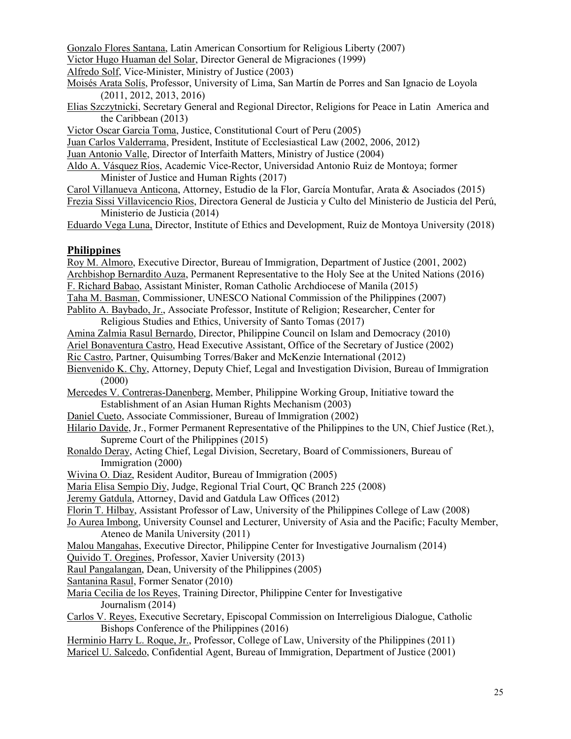Gonzalo Flores Santana, Latin American Consortium for Religious Liberty (2007)
Victor Hugo Huaman del Solar, Director General de Migraciones (1999)
Alfredo Solf, Vice-Minister, Ministry of Justice (2003)
Moisés Arata Solís, Professor, University of Lima, San Martín de Porres and San Ignacio de Loyola (2011, 2012, 2013, 2016)
Elias Szczytnicki, Secretary General and Regional Director, Religions for Peace in Latin America and the Caribbean (2013)
Victor Oscar Garcia Toma, Justice, Constitutional Court of Peru (2005)
Juan Carlos Valderrama, President, Institute of Ecclesiastical Law (2002, 2006, 2012)
Juan Antonio Valle, Director of Interfaith Matters, Ministry of Justice (2004)
Aldo A. Vásquez Ríos, Academic Vice-Rector, Universidad Antonio Ruiz de Montoya; former Minister of Justice and Human Rights (2017)
Carol Villanueva Anticona, Attorney, Estudio de la Flor, García Montufar, Arata & Asociados (2015)
Frezia Sissi Villavicencio Rios, Directora General de Justicia y Culto del Ministerio de Justicia del Perú, Ministerio de Justicia (2014)
Eduardo Vega Luna, Director, Institute of Ethics and Development, Ruiz de Montoya University (2018)

## Philippines

Roy M. Almoro, Executive Director, Bureau of Immigration, Department of Justice (2001, 2002)
Archbishop Bernardito Auza, Permanent Representative to the Holy See at the United Nations (2016)
F. Richard Babao, Assistant Minister, Roman Catholic Archdiocese of Manila (2015)
Taha M. Basman, Commissioner, UNESCO National Commission of the Philippines (2007)
Pablito A. Baybado, Jr., Associate Professor, Institute of Religion; Researcher, Center for Religious Studies and Ethics, University of Santo Tomas (2017)
Amina Zalmia Rasul Bernardo, Director, Philippine Council on Islam and Democracy (2010)
Ariel Bonaventura Castro, Head Executive Assistant, Office of the Secretary of Justice (2002)
Ric Castro, Partner, Quisumbing Torres/Baker and McKenzie International (2012)
Bienvenido K. Chy, Attorney, Deputy Chief, Legal and Investigation Division, Bureau of Immigration (2000)
Mercedes V. Contreras-Danenberg, Member, Philippine Working Group, Initiative toward the Establishment of an Asian Human Rights Mechanism (2003)
Daniel Cueto, Associate Commissioner, Bureau of Immigration (2002)
Hilario Davide, Jr., Former Permanent Representative of the Philippines to the UN, Chief Justice (Ret.), Supreme Court of the Philippines (2015)
Ronaldo Deray, Acting Chief, Legal Division, Secretary, Board of Commissioners, Bureau of Immigration (2000)
Wivina O. Diaz, Resident Auditor, Bureau of Immigration (2005)
Maria Elisa Sempio Diy, Judge, Regional Trial Court, QC Branch 225 (2008)
Jeremy Gatdula, Attorney, David and Gatdula Law Offices (2012)
Florin T. Hilbay, Assistant Professor of Law, University of the Philippines College of Law (2008)
Jo Aurea Imbong, University Counsel and Lecturer, University of Asia and the Pacific; Faculty Member, Ateneo de Manila University (2011)
Malou Mangahas, Executive Director, Philippine Center for Investigative Journalism (2014)
Quivido T. Oregines, Professor, Xavier University (2013)
Raul Pangalangan, Dean, University of the Philippines (2005)
Santanina Rasul, Former Senator (2010)
Maria Cecilia de los Reyes, Training Director, Philippine Center for Investigative Journalism (2014)
Carlos V. Reyes, Executive Secretary, Episcopal Commission on Interreligious Dialogue, Catholic Bishops Conference of the Philippines (2016)
Herminio Harry L. Roque, Jr., Professor, College of Law, University of the Philippines (2011)
Maricel U. Salcedo, Confidential Agent, Bureau of Immigration, Department of Justice (2001)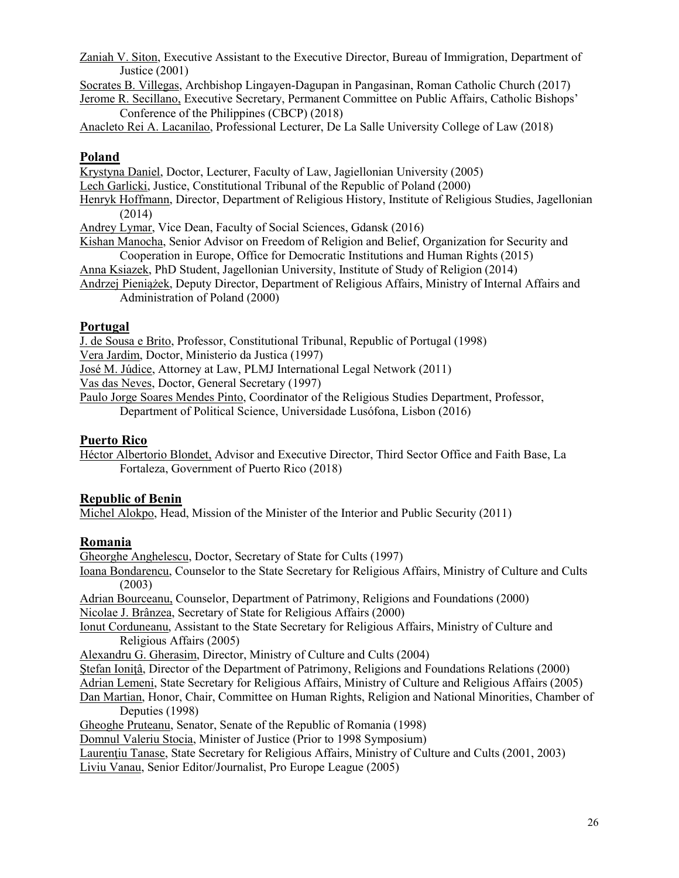Zaniah V. Siton, Executive Assistant to the Executive Director, Bureau of Immigration, Department of Justice (2001)

Socrates B. Villegas, Archbishop Lingayen-Dagupan in Pangasinan, Roman Catholic Church (2017)

Jerome R. Secillano, Executive Secretary, Permanent Committee on Public Affairs, Catholic Bishops' Conference of the Philippines (CBCP) (2018)

Anacleto Rei A. Lacanilao, Professional Lecturer, De La Salle University College of Law (2018)

## Poland

Krystyna Daniel, Doctor, Lecturer, Faculty of Law, Jagiellonian University (2005)

Lech Garlicki, Justice, Constitutional Tribunal of the Republic of Poland (2000)

Henryk Hoffmann, Director, Department of Religious History, Institute of Religious Studies, Jagellonian (2014)

Andrey Lymar, Vice Dean, Faculty of Social Sciences, Gdansk (2016)

Kishan Manocha, Senior Advisor on Freedom of Religion and Belief, Organization for Security and Cooperation in Europe, Office for Democratic Institutions and Human Rights (2015)

Anna Ksiazek, PhD Student, Jagellonian University, Institute of Study of Religion (2014)

Andrzej Pieniążek, Deputy Director, Department of Religious Affairs, Ministry of Internal Affairs and Administration of Poland (2000)

## Portugal

J. de Sousa e Brito, Professor, Constitutional Tribunal, Republic of Portugal (1998)

Vera Jardim, Doctor, Ministerio da Justica (1997)

José M. Júdice, Attorney at Law, PLMJ International Legal Network (2011)

Vas das Neves, Doctor, General Secretary (1997)

Paulo Jorge Soares Mendes Pinto, Coordinator of the Religious Studies Department, Professor, Department of Political Science, Universidade Lusófona, Lisbon (2016)

## Puerto Rico

Héctor Albertorio Blondet, Advisor and Executive Director, Third Sector Office and Faith Base, La Fortaleza, Government of Puerto Rico (2018)

## Republic of Benin

Michel Alokpo, Head, Mission of the Minister of the Interior and Public Security (2011)

## Romania

Gheorghe Anghelescu, Doctor, Secretary of State for Cults (1997)

Ioana Bondarencu, Counselor to the State Secretary for Religious Affairs, Ministry of Culture and Cults (2003)

Adrian Bourceanu, Counselor, Department of Patrimony, Religions and Foundations (2000)

Nicolae J. Brânzea, Secretary of State for Religious Affairs (2000)

Ionut Corduneanu, Assistant to the State Secretary for Religious Affairs, Ministry of Culture and Religious Affairs (2005)

Alexandru G. Gherasim, Director, Ministry of Culture and Cults (2004)

Ştefan Ioniţâ, Director of the Department of Patrimony, Religions and Foundations Relations (2000)

Adrian Lemeni, State Secretary for Religious Affairs, Ministry of Culture and Religious Affairs (2005)

Dan Martian, Honor, Chair, Committee on Human Rights, Religion and National Minorities, Chamber of Deputies (1998)

Gheoghe Pruteanu, Senator, Senate of the Republic of Romania (1998)

Domnul Valeriu Stocia, Minister of Justice (Prior to 1998 Symposium)

Laurenţiu Tanase, State Secretary for Religious Affairs, Ministry of Culture and Cults (2001, 2003)

Liviu Vanau, Senior Editor/Journalist, Pro Europe League (2005)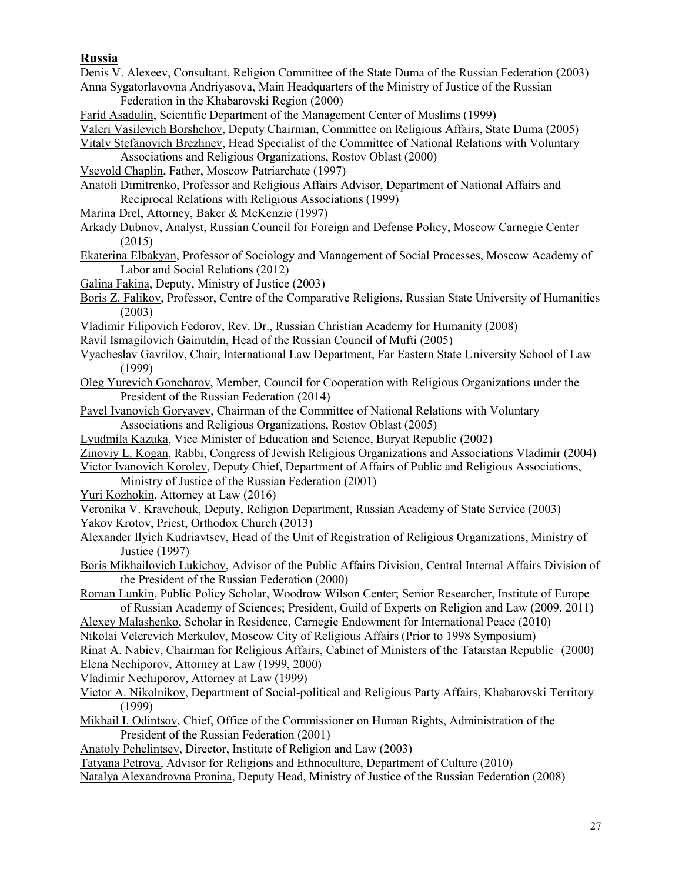## Russia

Denis V. Alexeev, Consultant, Religion Committee of the State Duma of the Russian Federation (2003)

Anna Sygatorlavovna Andriyasova, Main Headquarters of the Ministry of Justice of the Russian Federation in the Khabarovski Region (2000)

Farid Asadulin, Scientific Department of the Management Center of Muslims (1999)

Valeri Vasilevich Borshchov, Deputy Chairman, Committee on Religious Affairs, State Duma (2005)

Vitaly Stefanovich Brezhnev, Head Specialist of the Committee of National Relations with Voluntary Associations and Religious Organizations, Rostov Oblast (2000)

Vsevold Chaplin, Father, Moscow Patriarchate (1997)

Anatoli Dimitrenko, Professor and Religious Affairs Advisor, Department of National Affairs and Reciprocal Relations with Religious Associations (1999)

Marina Drel, Attorney, Baker & McKenzie (1997)

Arkady Dubnov, Analyst, Russian Council for Foreign and Defense Policy, Moscow Carnegie Center (2015)

Ekaterina Elbakyan, Professor of Sociology and Management of Social Processes, Moscow Academy of Labor and Social Relations (2012)

Galina Fakina, Deputy, Ministry of Justice (2003)

Boris Z. Falikov, Professor, Centre of the Comparative Religions, Russian State University of Humanities (2003)

Vladimir Filipovich Fedorov, Rev. Dr., Russian Christian Academy for Humanity (2008)

Ravil Ismagilovich Gainutdin, Head of the Russian Council of Mufti (2005)

Vyacheslav Gavrilov, Chair, International Law Department, Far Eastern State University School of Law (1999)

Oleg Yurevich Goncharov, Member, Council for Cooperation with Religious Organizations under the President of the Russian Federation (2014)

Pavel Ivanovich Goryayev, Chairman of the Committee of National Relations with Voluntary Associations and Religious Organizations, Rostov Oblast (2005)

Lyudmila Kazuka, Vice Minister of Education and Science, Buryat Republic (2002)

Zinoviy L. Kogan, Rabbi, Congress of Jewish Religious Organizations and Associations Vladimir (2004)

Victor Ivanovich Korolev, Deputy Chief, Department of Affairs of Public and Religious Associations, Ministry of Justice of the Russian Federation (2001)

Yuri Kozhokin, Attorney at Law (2016)

Veronika V. Kravchouk, Deputy, Religion Department, Russian Academy of State Service (2003)

Yakov Krotov, Priest, Orthodox Church (2013)

Alexander Ilyich Kudriavtsev, Head of the Unit of Registration of Religious Organizations, Ministry of Justice (1997)

Boris Mikhailovich Lukichov, Advisor of the Public Affairs Division, Central Internal Affairs Division of the President of the Russian Federation (2000)

Roman Lunkin, Public Policy Scholar, Woodrow Wilson Center; Senior Researcher, Institute of Europe of Russian Academy of Sciences; President, Guild of Experts on Religion and Law (2009, 2011)

Alexey Malashenko, Scholar in Residence, Carnegie Endowment for International Peace (2010)

Nikolai Velerevich Merkulov, Moscow City of Religious Affairs (Prior to 1998 Symposium)

Rinat A. Nabiev, Chairman for Religious Affairs, Cabinet of Ministers of the Tatarstan Republic (2000)

Elena Nechiporov, Attorney at Law (1999, 2000)

Vladimir Nechiporov, Attorney at Law (1999)

Victor A. Nikolnikov, Department of Social-political and Religious Party Affairs, Khabarovski Territory (1999)

Mikhail I. Odintsov, Chief, Office of the Commissioner on Human Rights, Administration of the President of the Russian Federation (2001)

Anatoly Pchelintsev, Director, Institute of Religion and Law (2003)

Tatyana Petrova, Advisor for Religions and Ethnoculture, Department of Culture (2010)

Natalya Alexandrovna Pronina, Deputy Head, Ministry of Justice of the Russian Federation (2008)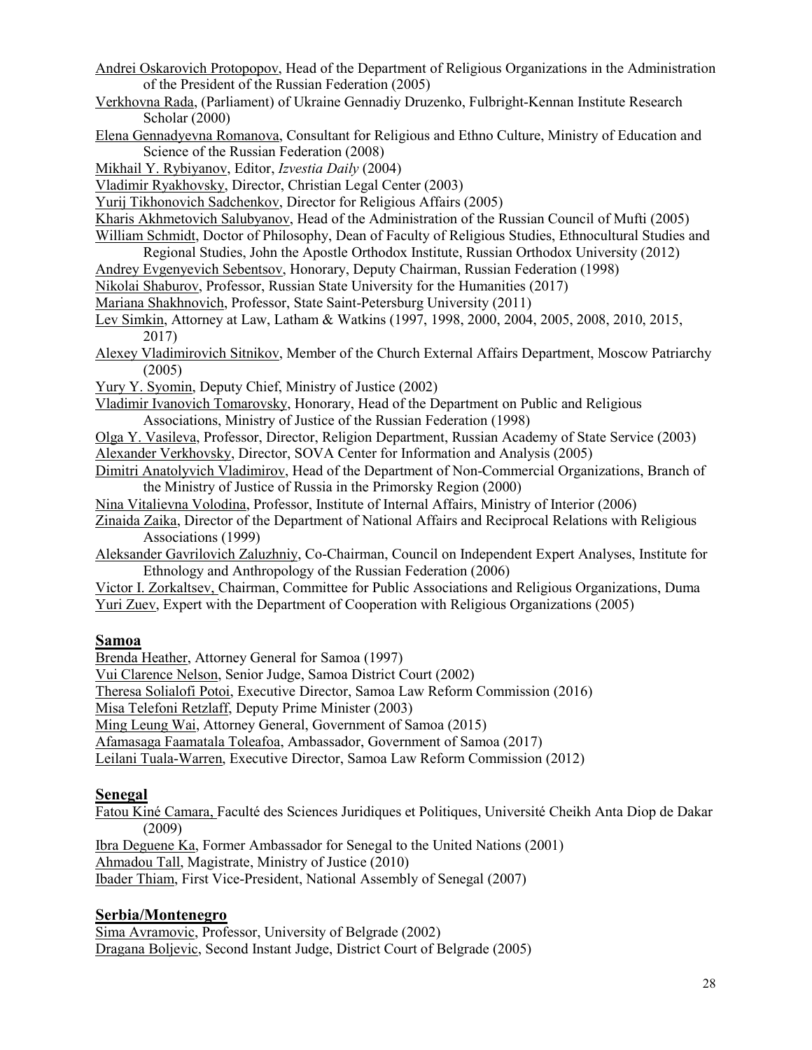Andrei Oskarovich Protopopov, Head of the Department of Religious Organizations in the Administration of the President of the Russian Federation (2005)

Verkhovna Rada, (Parliament) of Ukraine Gennadiy Druzenko, Fulbright-Kennan Institute Research Scholar (2000)

Elena Gennadyevna Romanova, Consultant for Religious and Ethno Culture, Ministry of Education and Science of the Russian Federation (2008)

Mikhail Y. Rybiyanov, Editor, *Izvestia Daily* (2004)

Vladimir Ryakhovsky, Director, Christian Legal Center (2003)

Yurij Tikhonovich Sadchenkov, Director for Religious Affairs (2005)

Kharis Akhmetovich Salubyanov, Head of the Administration of the Russian Council of Mufti (2005)

William Schmidt, Doctor of Philosophy, Dean of Faculty of Religious Studies, Ethnocultural Studies and Regional Studies, John the Apostle Orthodox Institute, Russian Orthodox University (2012)

Andrey Evgenyevich Sebentsov, Honorary, Deputy Chairman, Russian Federation (1998)

Nikolai Shaburov, Professor, Russian State University for the Humanities (2017)

Mariana Shakhnovich, Professor, State Saint-Petersburg University (2011)

Lev Simkin, Attorney at Law, Latham & Watkins (1997, 1998, 2000, 2004, 2005, 2008, 2010, 2015, 2017)

Alexey Vladimirovich Sitnikov, Member of the Church External Affairs Department, Moscow Patriarchy (2005)

Yury Y. Syomin, Deputy Chief, Ministry of Justice (2002)

Vladimir Ivanovich Tomarovsky, Honorary, Head of the Department on Public and Religious Associations, Ministry of Justice of the Russian Federation (1998)

Olga Y. Vasileva, Professor, Director, Religion Department, Russian Academy of State Service (2003)

Alexander Verkhovsky, Director, SOVA Center for Information and Analysis (2005)

Dimitri Anatolyvich Vladimirov, Head of the Department of Non-Commercial Organizations, Branch of the Ministry of Justice of Russia in the Primorsky Region (2000)

Nina Vitalievna Volodina, Professor, Institute of Internal Affairs, Ministry of Interior (2006)

Zinaida Zaika, Director of the Department of National Affairs and Reciprocal Relations with Religious Associations (1999)

Aleksander Gavrilovich Zaluzhniy, Co-Chairman, Council on Independent Expert Analyses, Institute for Ethnology and Anthropology of the Russian Federation (2006)

Victor I. Zorkaltsev, Chairman, Committee for Public Associations and Religious Organizations, Duma

Yuri Zuev, Expert with the Department of Cooperation with Religious Organizations (2005)

## Samoa

Brenda Heather, Attorney General for Samoa (1997)

Vui Clarence Nelson, Senior Judge, Samoa District Court (2002)

Theresa Solialofi Potoi, Executive Director, Samoa Law Reform Commission (2016)

Misa Telefoni Retzlaff, Deputy Prime Minister (2003)

Ming Leung Wai, Attorney General, Government of Samoa (2015)

Afamasaga Faamatala Toleafoa, Ambassador, Government of Samoa (2017)

Leilani Tuala-Warren, Executive Director, Samoa Law Reform Commission (2012)

## Senegal

Fatou Kiné Camara, Faculté des Sciences Juridiques et Politiques, Université Cheikh Anta Diop de Dakar (2009)

Ibra Deguene Ka, Former Ambassador for Senegal to the United Nations (2001)

Ahmadou Tall, Magistrate, Ministry of Justice (2010)

Ibader Thiam, First Vice-President, National Assembly of Senegal (2007)

## Serbia/Montenegro

Sima Avramovic, Professor, University of Belgrade (2002)

Dragana Boljevic, Second Instant Judge, District Court of Belgrade (2005)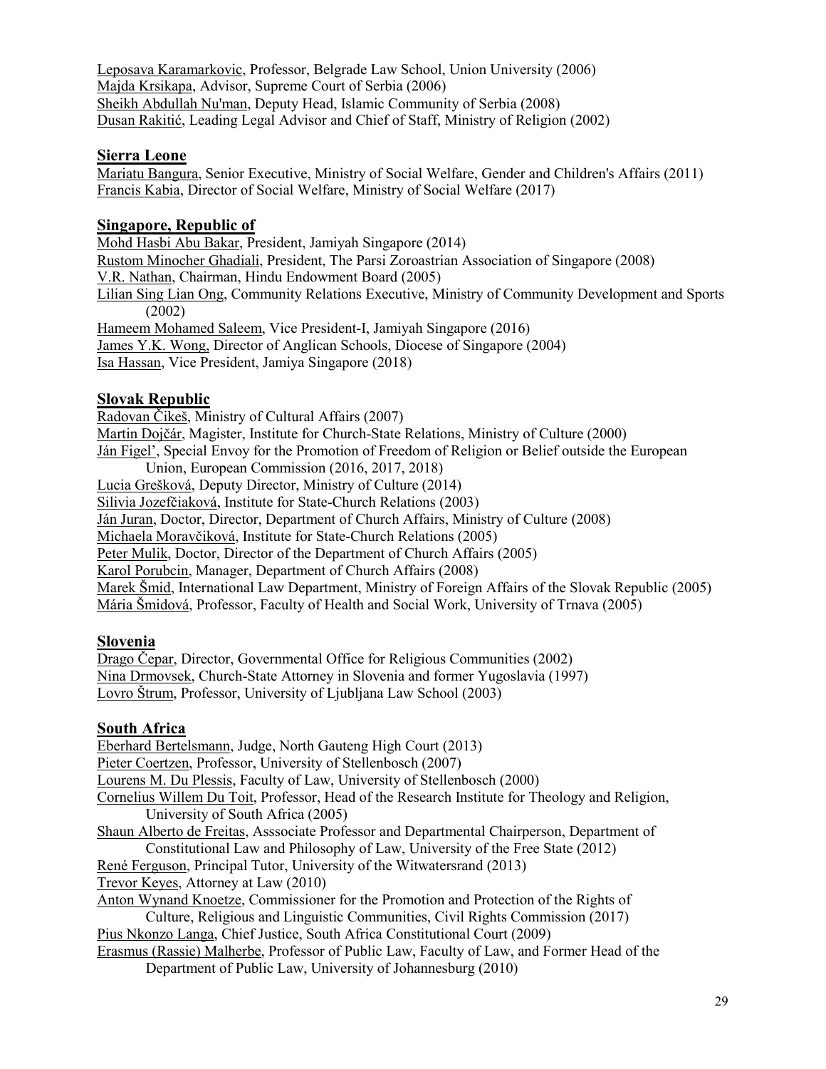Leposava Karamarkovic, Professor, Belgrade Law School, Union University (2006)
Majda Krsikapa, Advisor, Supreme Court of Serbia (2006)
Sheikh Abdullah Nu'man, Deputy Head, Islamic Community of Serbia (2008)
Dusan Rakitić, Leading Legal Advisor and Chief of Staff, Ministry of Religion (2002)

## Sierra Leone

Mariatu Bangura, Senior Executive, Ministry of Social Welfare, Gender and Children's Affairs (2011)
Francis Kabia, Director of Social Welfare, Ministry of Social Welfare (2017)

## Singapore, Republic of

Mohd Hasbi Abu Bakar, President, Jamiyah Singapore (2014)
Rustom Minocher Ghadiali, President, The Parsi Zoroastrian Association of Singapore (2008)
V.R. Nathan, Chairman, Hindu Endowment Board (2005)
Lilian Sing Lian Ong, Community Relations Executive, Ministry of Community Development and Sports (2002)
Hameem Mohamed Saleem, Vice President-I, Jamiyah Singapore (2016)
James Y.K. Wong, Director of Anglican Schools, Diocese of Singapore (2004)
Isa Hassan, Vice President, Jamiya Singapore (2018)

## Slovak Republic

Radovan Čikeš, Ministry of Cultural Affairs (2007)
Martin Dojčár, Magister, Institute for Church-State Relations, Ministry of Culture (2000)
Ján Figel', Special Envoy for the Promotion of Freedom of Religion or Belief outside the European Union, European Commission (2016, 2017, 2018)
Lucia Grešková, Deputy Director, Ministry of Culture (2014)
Silivia Jozefčiaková, Institute for State-Church Relations (2003)
Ján Juran, Doctor, Director, Department of Church Affairs, Ministry of Culture (2008)
Michaela Moravčiková, Institute for State-Church Relations (2005)
Peter Mulik, Doctor, Director of the Department of Church Affairs (2005)
Karol Porubcin, Manager, Department of Church Affairs (2008)
Marek Šmid, International Law Department, Ministry of Foreign Affairs of the Slovak Republic (2005)
Mária Šmidová, Professor, Faculty of Health and Social Work, University of Trnava (2005)

## Slovenia

Drago Čepar, Director, Governmental Office for Religious Communities (2002)
Nina Drmovsek, Church-State Attorney in Slovenia and former Yugoslavia (1997)
Lovro Štrum, Professor, University of Ljubljana Law School (2003)

## South Africa

Eberhard Bertelsmann, Judge, North Gauteng High Court (2013)
Pieter Coertzen, Professor, University of Stellenbosch (2007)
Lourens M. Du Plessis, Faculty of Law, University of Stellenbosch (2000)
Cornelius Willem Du Toit, Professor, Head of the Research Institute for Theology and Religion, University of South Africa (2005)
Shaun Alberto de Freitas, Asssociate Professor and Departmental Chairperson, Department of Constitutional Law and Philosophy of Law, University of the Free State (2012)
René Ferguson, Principal Tutor, University of the Witwatersrand (2013)
Trevor Keyes, Attorney at Law (2010)
Anton Wynand Knoetze, Commissioner for the Promotion and Protection of the Rights of Culture, Religious and Linguistic Communities, Civil Rights Commission (2017)
Pius Nkonzo Langa, Chief Justice, South Africa Constitutional Court (2009)
Erasmus (Rassie) Malherbe, Professor of Public Law, Faculty of Law, and Former Head of the Department of Public Law, University of Johannesburg (2010)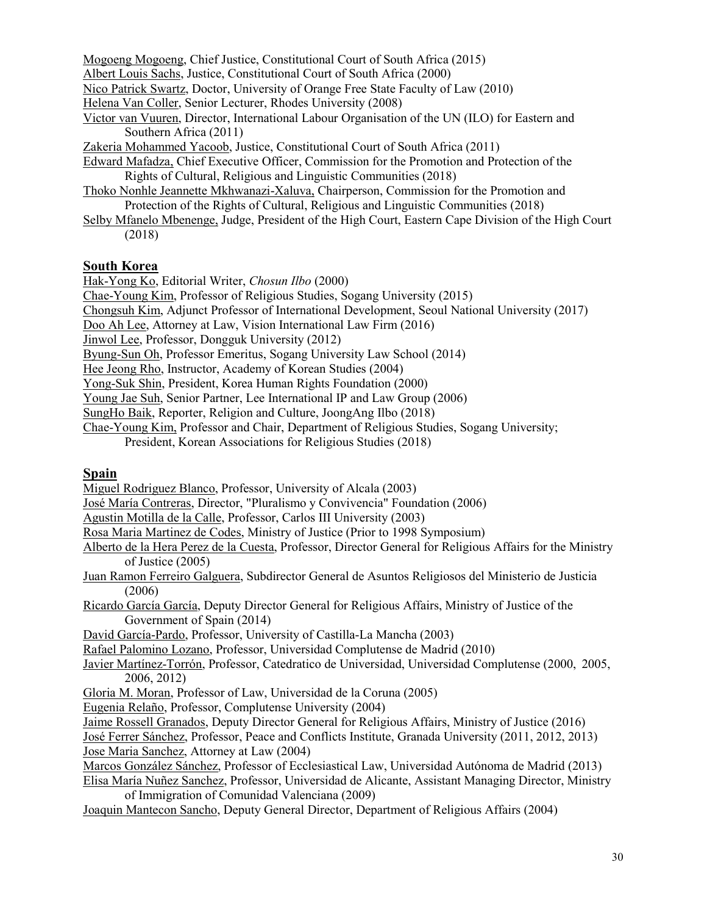Mogoeng Mogoeng, Chief Justice, Constitutional Court of South Africa (2015)
Albert Louis Sachs, Justice, Constitutional Court of South Africa (2000)
Nico Patrick Swartz, Doctor, University of Orange Free State Faculty of Law (2010)
Helena Van Coller, Senior Lecturer, Rhodes University (2008)
Victor van Vuuren, Director, International Labour Organisation of the UN (ILO) for Eastern and Southern Africa (2011)
Zakeria Mohammed Yacoob, Justice, Constitutional Court of South Africa (2011)
Edward Mafadza, Chief Executive Officer, Commission for the Promotion and Protection of the Rights of Cultural, Religious and Linguistic Communities (2018)
Thoko Nonhle Jeannette Mkhwanazi-Xaluva, Chairperson, Commission for the Promotion and Protection of the Rights of Cultural, Religious and Linguistic Communities (2018)
Selby Mfanelo Mbenenge, Judge, President of the High Court, Eastern Cape Division of the High Court (2018)

## South Korea

Hak-Yong Ko, Editorial Writer, *Chosun Ilbo* (2000)
Chae-Young Kim, Professor of Religious Studies, Sogang University (2015)
Chongsuh Kim, Adjunct Professor of International Development, Seoul National University (2017)
Doo Ah Lee, Attorney at Law, Vision International Law Firm (2016)
Jinwol Lee, Professor, Dongguk University (2012)
Byung-Sun Oh, Professor Emeritus, Sogang University Law School (2014)
Hee Jeong Rho, Instructor, Academy of Korean Studies (2004)
Yong-Suk Shin, President, Korea Human Rights Foundation (2000)
Young Jae Suh, Senior Partner, Lee International IP and Law Group (2006)
SungHo Baik, Reporter, Religion and Culture, JoongAng Ilbo (2018)
Chae-Young Kim, Professor and Chair, Department of Religious Studies, Sogang University; President, Korean Associations for Religious Studies (2018)

## Spain

Miguel Rodriguez Blanco, Professor, University of Alcala (2003)
José María Contreras, Director, "Pluralismo y Convivencia" Foundation (2006)
Agustin Motilla de la Calle, Professor, Carlos III University (2003)
Rosa Maria Martinez de Codes, Ministry of Justice (Prior to 1998 Symposium)
Alberto de la Hera Perez de la Cuesta, Professor, Director General for Religious Affairs for the Ministry of Justice (2005)
Juan Ramon Ferreiro Galguera, Subdirector General de Asuntos Religiosos del Ministerio de Justicia (2006)
Ricardo García García, Deputy Director General for Religious Affairs, Ministry of Justice of the Government of Spain (2014)
David García-Pardo, Professor, University of Castilla-La Mancha (2003)
Rafael Palomino Lozano, Professor, Universidad Complutense de Madrid (2010)
Javier Martínez-Torrón, Professor, Catedratico de Universidad, Universidad Complutense (2000, 2005, 2006, 2012)
Gloria M. Moran, Professor of Law, Universidad de la Coruna (2005)
Eugenia Relaño, Professor, Complutense University (2004)
Jaime Rossell Granados, Deputy Director General for Religious Affairs, Ministry of Justice (2016)
José Ferrer Sánchez, Professor, Peace and Conflicts Institute, Granada University (2011, 2012, 2013)
Jose Maria Sanchez, Attorney at Law (2004)
Marcos González Sánchez, Professor of Ecclesiastical Law, Universidad Autónoma de Madrid (2013)
Elisa María Nuñez Sanchez, Professor, Universidad de Alicante, Assistant Managing Director, Ministry of Immigration of Comunidad Valenciana (2009)
Joaquin Mantecon Sancho, Deputy General Director, Department of Religious Affairs (2004)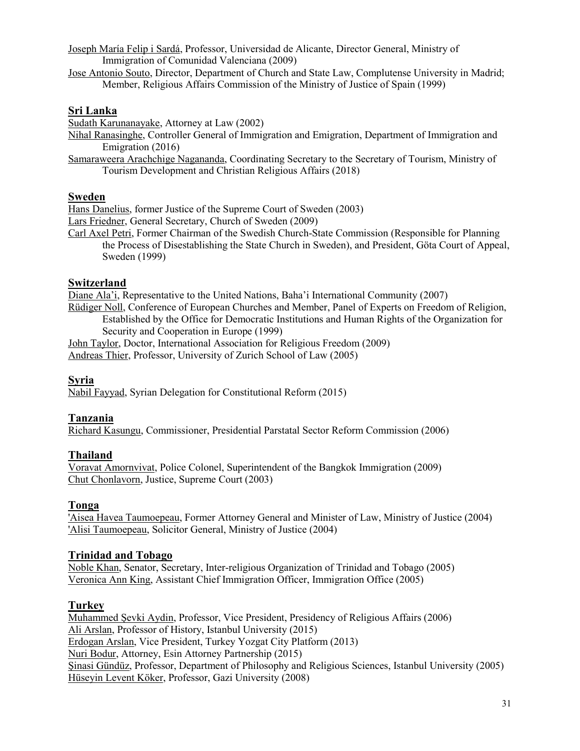Joseph María Felip i Sardá, Professor, Universidad de Alicante, Director General, Ministry of Immigration of Comunidad Valenciana (2009)

Jose Antonio Souto, Director, Department of Church and State Law, Complutense University in Madrid; Member, Religious Affairs Commission of the Ministry of Justice of Spain (1999)

## Sri Lanka

Sudath Karunanayake, Attorney at Law (2002)

Nihal Ranasinghe, Controller General of Immigration and Emigration, Department of Immigration and Emigration (2016)

Samaraweera Arachchige Nagananda, Coordinating Secretary to the Secretary of Tourism, Ministry of Tourism Development and Christian Religious Affairs (2018)

## Sweden

Hans Danelius, former Justice of the Supreme Court of Sweden (2003)

Lars Friedner, General Secretary, Church of Sweden (2009)

Carl Axel Petri, Former Chairman of the Swedish Church-State Commission (Responsible for Planning the Process of Disestablishing the State Church in Sweden), and President, Göta Court of Appeal, Sweden (1999)

## Switzerland

Diane Ala'i, Representative to the United Nations, Baha'i International Community (2007)

Rüdiger Noll, Conference of European Churches and Member, Panel of Experts on Freedom of Religion, Established by the Office for Democratic Institutions and Human Rights of the Organization for Security and Cooperation in Europe (1999)

John Taylor, Doctor, International Association for Religious Freedom (2009)

Andreas Thier, Professor, University of Zurich School of Law (2005)

## Syria

Nabil Fayyad, Syrian Delegation for Constitutional Reform (2015)

## Tanzania

Richard Kasungu, Commissioner, Presidential Parstatal Sector Reform Commission (2006)

## Thailand

Voravat Amornvivat, Police Colonel, Superintendent of the Bangkok Immigration (2009)

Chut Chonlavorn, Justice, Supreme Court (2003)

## Tonga

'Aisea Havea Taumoepeau, Former Attorney General and Minister of Law, Ministry of Justice (2004)

'Alisi Taumoepeau, Solicitor General, Ministry of Justice (2004)

## Trinidad and Tobago

Noble Khan, Senator, Secretary, Inter-religious Organization of Trinidad and Tobago (2005)

Veronica Ann King, Assistant Chief Immigration Officer, Immigration Office (2005)

## Turkey

Muhammed Şevki Aydin, Professor, Vice President, Presidency of Religious Affairs (2006)

Ali Arslan, Professor of History, Istanbul University (2015)

Erdogan Arslan, Vice President, Turkey Yozgat City Platform (2013)

Nuri Bodur, Attorney, Esin Attorney Partnership (2015)

Şinasi Gündüz, Professor, Department of Philosophy and Religious Sciences, Istanbul University (2005)

Hüseyin Levent Köker, Professor, Gazi University (2008)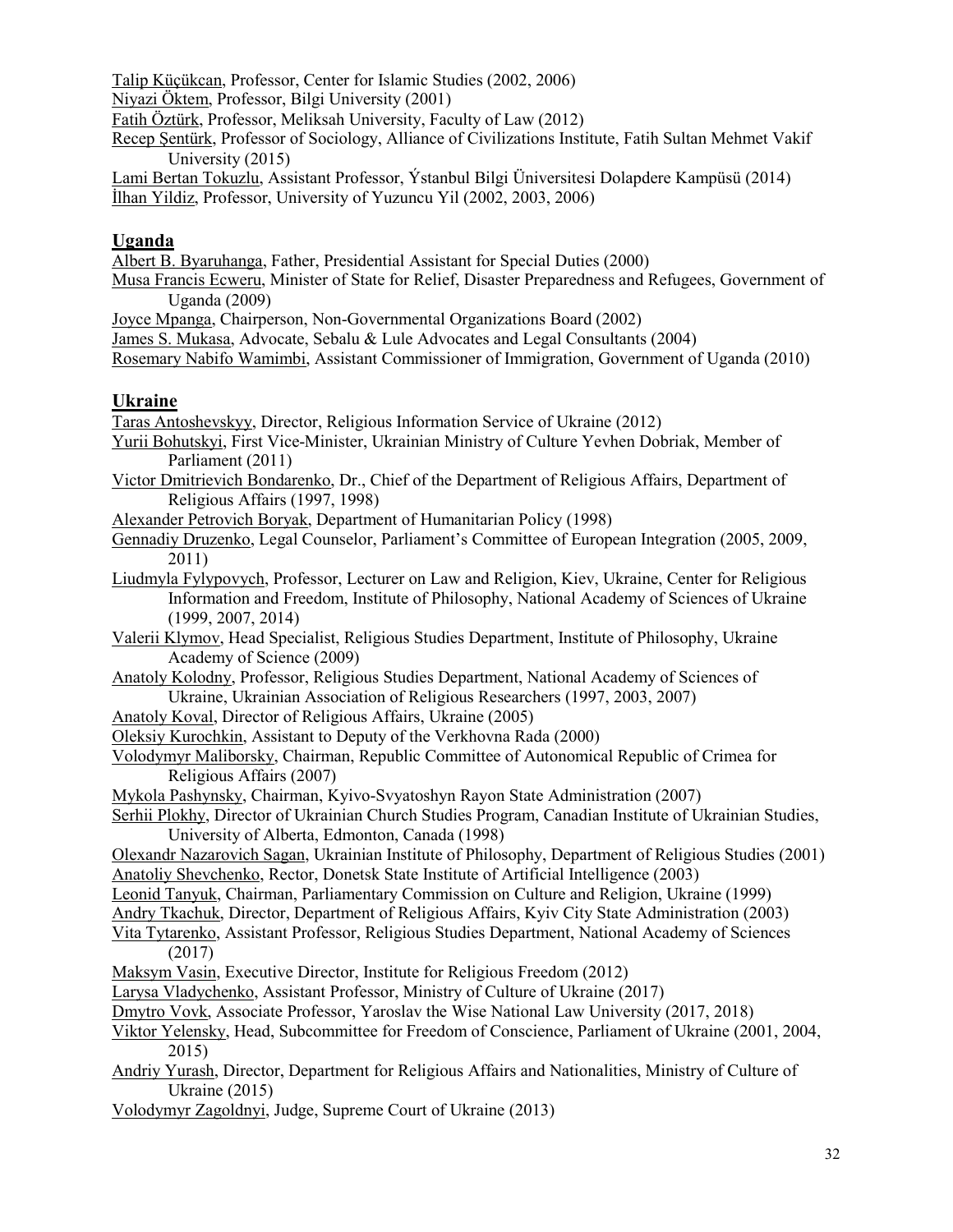Talip Küçükcan, Professor, Center for Islamic Studies (2002, 2006)
Niyazi Öktem, Professor, Bilgi University (2001)
Fatih Öztürk, Professor, Meliksah University, Faculty of Law (2012)
Recep Şentürk, Professor of Sociology, Alliance of Civilizations Institute, Fatih Sultan Mehmet Vakif University (2015)
Lami Bertan Tokuzlu, Assistant Professor, Ýstanbul Bilgi Üniversitesi Dolapdere Kampüsü (2014)
İlhan Yildiz, Professor, University of Yuzuncu Yil (2002, 2003, 2006)

## Uganda

Albert B. Byaruhanga, Father, Presidential Assistant for Special Duties (2000)
Musa Francis Ecweru, Minister of State for Relief, Disaster Preparedness and Refugees, Government of Uganda (2009)
Joyce Mpanga, Chairperson, Non-Governmental Organizations Board (2002)
James S. Mukasa, Advocate, Sebalu & Lule Advocates and Legal Consultants (2004)
Rosemary Nabifo Wamimbi, Assistant Commissioner of Immigration, Government of Uganda (2010)

## Ukraine

Taras Antoshevskyy, Director, Religious Information Service of Ukraine (2012)
Yurii Bohutskyi, First Vice-Minister, Ukrainian Ministry of Culture Yevhen Dobriak, Member of Parliament (2011)
Victor Dmitrievich Bondarenko, Dr., Chief of the Department of Religious Affairs, Department of Religious Affairs (1997, 1998)
Alexander Petrovich Boryak, Department of Humanitarian Policy (1998)
Gennadiy Druzenko, Legal Counselor, Parliament's Committee of European Integration (2005, 2009, 2011)
Liudmyla Fylypovych, Professor, Lecturer on Law and Religion, Kiev, Ukraine, Center for Religious Information and Freedom, Institute of Philosophy, National Academy of Sciences of Ukraine (1999, 2007, 2014)
Valerii Klymov, Head Specialist, Religious Studies Department, Institute of Philosophy, Ukraine Academy of Science (2009)
Anatoly Kolodny, Professor, Religious Studies Department, National Academy of Sciences of Ukraine, Ukrainian Association of Religious Researchers (1997, 2003, 2007)
Anatoly Koval, Director of Religious Affairs, Ukraine (2005)
Oleksiy Kurochkin, Assistant to Deputy of the Verkhovna Rada (2000)
Volodymyr Maliborsky, Chairman, Republic Committee of Autonomical Republic of Crimea for Religious Affairs (2007)
Mykola Pashynsky, Chairman, Kyivo-Svyatoshyn Rayon State Administration (2007)
Serhii Plokhy, Director of Ukrainian Church Studies Program, Canadian Institute of Ukrainian Studies, University of Alberta, Edmonton, Canada (1998)
Olexandr Nazarovich Sagan, Ukrainian Institute of Philosophy, Department of Religious Studies (2001)
Anatoliy Shevchenko, Rector, Donetsk State Institute of Artificial Intelligence (2003)
Leonid Tanyuk, Chairman, Parliamentary Commission on Culture and Religion, Ukraine (1999)
Andry Tkachuk, Director, Department of Religious Affairs, Kyiv City State Administration (2003)
Vita Tytarenko, Assistant Professor, Religious Studies Department, National Academy of Sciences (2017)
Maksym Vasin, Executive Director, Institute for Religious Freedom (2012)
Larysa Vladychenko, Assistant Professor, Ministry of Culture of Ukraine (2017)
Dmytro Vovk, Associate Professor, Yaroslav the Wise National Law University (2017, 2018)
Viktor Yelensky, Head, Subcommittee for Freedom of Conscience, Parliament of Ukraine (2001, 2004, 2015)
Andriy Yurash, Director, Department for Religious Affairs and Nationalities, Ministry of Culture of Ukraine (2015)
Volodymyr Zagoldnyi, Judge, Supreme Court of Ukraine (2013)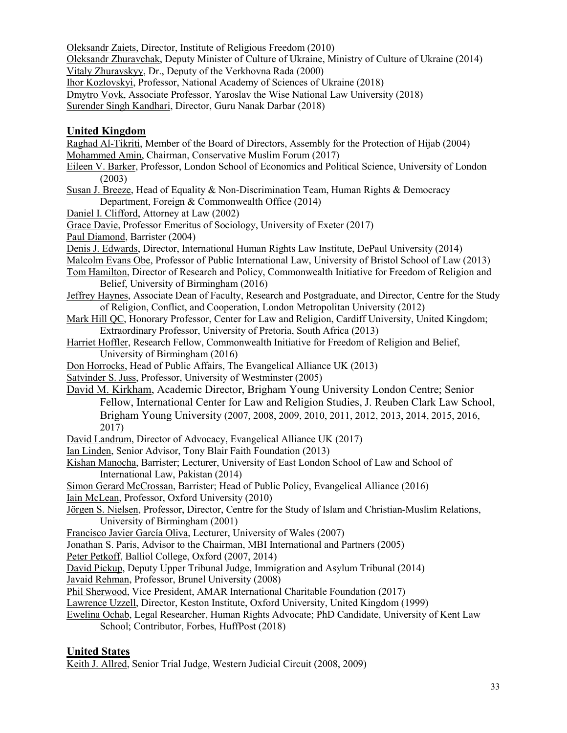Oleksandr Zaiets, Director, Institute of Religious Freedom (2010)
Oleksandr Zhuravchak, Deputy Minister of Culture of Ukraine, Ministry of Culture of Ukraine (2014)
Vitaly Zhuravskyy, Dr., Deputy of the Verkhovna Rada (2000)
Ihor Kozlovskyi, Professor, National Academy of Sciences of Ukraine (2018)
Dmytro Vovk, Associate Professor, Yaroslav the Wise National Law University (2018)
Surender Singh Kandhari, Director, Guru Nanak Darbar (2018)

## United Kingdom

Raghad Al-Tikriti, Member of the Board of Directors, Assembly for the Protection of Hijab (2004)
Mohammed Amin, Chairman, Conservative Muslim Forum (2017)
Eileen V. Barker, Professor, London School of Economics and Political Science, University of London (2003)
Susan J. Breeze, Head of Equality & Non-Discrimination Team, Human Rights & Democracy Department, Foreign & Commonwealth Office (2014)
Daniel I. Clifford, Attorney at Law (2002)
Grace Davie, Professor Emeritus of Sociology, University of Exeter (2017)
Paul Diamond, Barrister (2004)
Denis J. Edwards, Director, International Human Rights Law Institute, DePaul University (2014)
Malcolm Evans Obe, Professor of Public International Law, University of Bristol School of Law (2013)
Tom Hamilton, Director of Research and Policy, Commonwealth Initiative for Freedom of Religion and Belief, University of Birmingham (2016)
Jeffrey Haynes, Associate Dean of Faculty, Research and Postgraduate, and Director, Centre for the Study of Religion, Conflict, and Cooperation, London Metropolitan University (2012)
Mark Hill QC, Honorary Professor, Center for Law and Religion, Cardiff University, United Kingdom; Extraordinary Professor, University of Pretoria, South Africa (2013)
Harriet Hoffler, Research Fellow, Commonwealth Initiative for Freedom of Religion and Belief, University of Birmingham (2016)
Don Horrocks, Head of Public Affairs, The Evangelical Alliance UK (2013)
Satvinder S. Juss, Professor, University of Westminster (2005)
David M. Kirkham, Academic Director, Brigham Young University London Centre; Senior Fellow, International Center for Law and Religion Studies, J. Reuben Clark Law School, Brigham Young University (2007, 2008, 2009, 2010, 2011, 2012, 2013, 2014, 2015, 2016, 2017)
David Landrum, Director of Advocacy, Evangelical Alliance UK (2017)
Ian Linden, Senior Advisor, Tony Blair Faith Foundation (2013)
Kishan Manocha, Barrister; Lecturer, University of East London School of Law and School of International Law, Pakistan (2014)
Simon Gerard McCrossan, Barrister; Head of Public Policy, Evangelical Alliance (2016)
Iain McLean, Professor, Oxford University (2010)
Jörgen S. Nielsen, Professor, Director, Centre for the Study of Islam and Christian-Muslim Relations, University of Birmingham (2001)
Francisco Javier García Oliva, Lecturer, University of Wales (2007)
Jonathan S. Paris, Advisor to the Chairman, MBI International and Partners (2005)
Peter Petkoff, Balliol College, Oxford (2007, 2014)
David Pickup, Deputy Upper Tribunal Judge, Immigration and Asylum Tribunal (2014)
Javaid Rehman, Professor, Brunel University (2008)
Phil Sherwood, Vice President, AMAR International Charitable Foundation (2017)
Lawrence Uzzell, Director, Keston Institute, Oxford University, United Kingdom (1999)
Ewelina Ochab, Legal Researcher, Human Rights Advocate; PhD Candidate, University of Kent Law School; Contributor, Forbes, HuffPost (2018)

## United States

Keith J. Allred, Senior Trial Judge, Western Judicial Circuit (2008, 2009)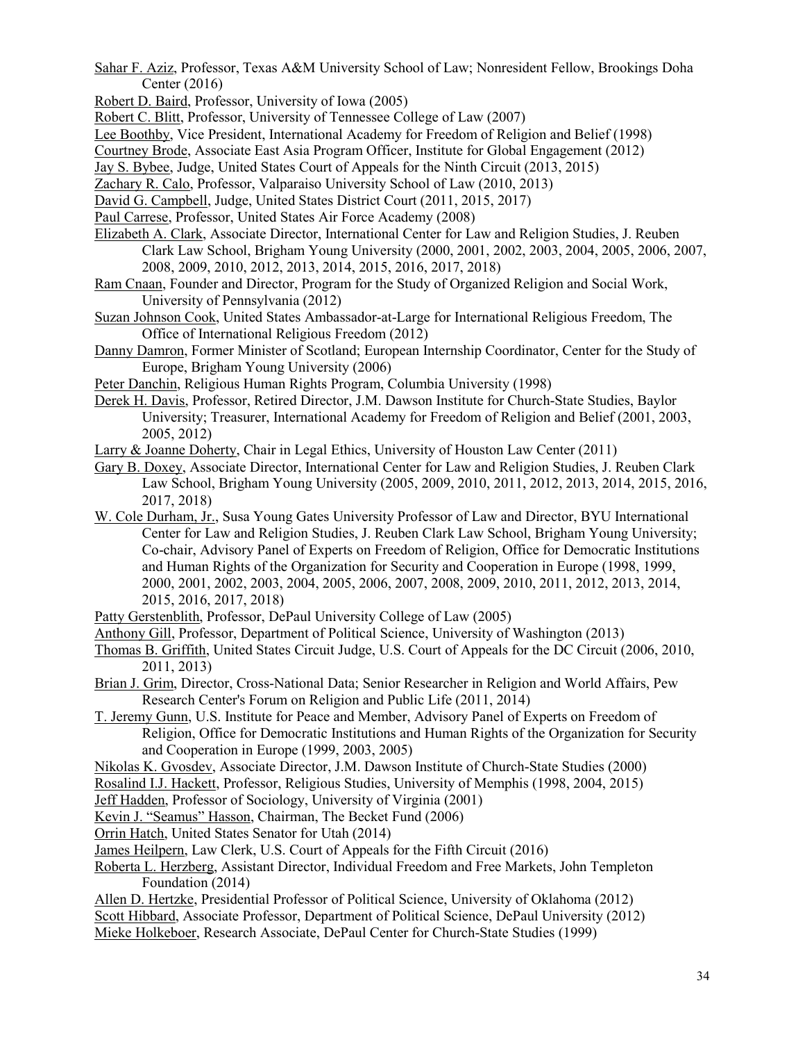Sahar F. Aziz, Professor, Texas A&M University School of Law; Nonresident Fellow, Brookings Doha Center (2016)

Robert D. Baird, Professor, University of Iowa (2005)

Robert C. Blitt, Professor, University of Tennessee College of Law (2007)

Lee Boothby, Vice President, International Academy for Freedom of Religion and Belief (1998)

Courtney Brode, Associate East Asia Program Officer, Institute for Global Engagement (2012)

Jay S. Bybee, Judge, United States Court of Appeals for the Ninth Circuit (2013, 2015)

Zachary R. Calo, Professor, Valparaiso University School of Law (2010, 2013)

David G. Campbell, Judge, United States District Court (2011, 2015, 2017)

Paul Carrese, Professor, United States Air Force Academy (2008)

Elizabeth A. Clark, Associate Director, International Center for Law and Religion Studies, J. Reuben Clark Law School, Brigham Young University (2000, 2001, 2002, 2003, 2004, 2005, 2006, 2007, 2008, 2009, 2010, 2012, 2013, 2014, 2015, 2016, 2017, 2018)

Ram Cnaan, Founder and Director, Program for the Study of Organized Religion and Social Work, University of Pennsylvania (2012)

Suzan Johnson Cook, United States Ambassador-at-Large for International Religious Freedom, The Office of International Religious Freedom (2012)

Danny Damron, Former Minister of Scotland; European Internship Coordinator, Center for the Study of Europe, Brigham Young University (2006)

Peter Danchin, Religious Human Rights Program, Columbia University (1998)

Derek H. Davis, Professor, Retired Director, J.M. Dawson Institute for Church-State Studies, Baylor University; Treasurer, International Academy for Freedom of Religion and Belief (2001, 2003, 2005, 2012)

Larry & Joanne Doherty, Chair in Legal Ethics, University of Houston Law Center (2011)

Gary B. Doxey, Associate Director, International Center for Law and Religion Studies, J. Reuben Clark Law School, Brigham Young University (2005, 2009, 2010, 2011, 2012, 2013, 2014, 2015, 2016, 2017, 2018)

W. Cole Durham, Jr., Susa Young Gates University Professor of Law and Director, BYU International Center for Law and Religion Studies, J. Reuben Clark Law School, Brigham Young University; Co-chair, Advisory Panel of Experts on Freedom of Religion, Office for Democratic Institutions and Human Rights of the Organization for Security and Cooperation in Europe (1998, 1999, 2000, 2001, 2002, 2003, 2004, 2005, 2006, 2007, 2008, 2009, 2010, 2011, 2012, 2013, 2014, 2015, 2016, 2017, 2018)

Patty Gerstenblith, Professor, DePaul University College of Law (2005)

Anthony Gill, Professor, Department of Political Science, University of Washington (2013)

Thomas B. Griffith, United States Circuit Judge, U.S. Court of Appeals for the DC Circuit (2006, 2010, 2011, 2013)

Brian J. Grim, Director, Cross-National Data; Senior Researcher in Religion and World Affairs, Pew Research Center's Forum on Religion and Public Life (2011, 2014)

T. Jeremy Gunn, U.S. Institute for Peace and Member, Advisory Panel of Experts on Freedom of Religion, Office for Democratic Institutions and Human Rights of the Organization for Security and Cooperation in Europe (1999, 2003, 2005)

Nikolas K. Gvosdev, Associate Director, J.M. Dawson Institute of Church-State Studies (2000)

Rosalind I.J. Hackett, Professor, Religious Studies, University of Memphis (1998, 2004, 2015)

Jeff Hadden, Professor of Sociology, University of Virginia (2001)

Kevin J. "Seamus" Hasson, Chairman, The Becket Fund (2006)

Orrin Hatch, United States Senator for Utah (2014)

James Heilpern, Law Clerk, U.S. Court of Appeals for the Fifth Circuit (2016)

Roberta L. Herzberg, Assistant Director, Individual Freedom and Free Markets, John Templeton Foundation (2014)

Allen D. Hertzke, Presidential Professor of Political Science, University of Oklahoma (2012)

Scott Hibbard, Associate Professor, Department of Political Science, DePaul University (2012)

Mieke Holkeboer, Research Associate, DePaul Center for Church-State Studies (1999)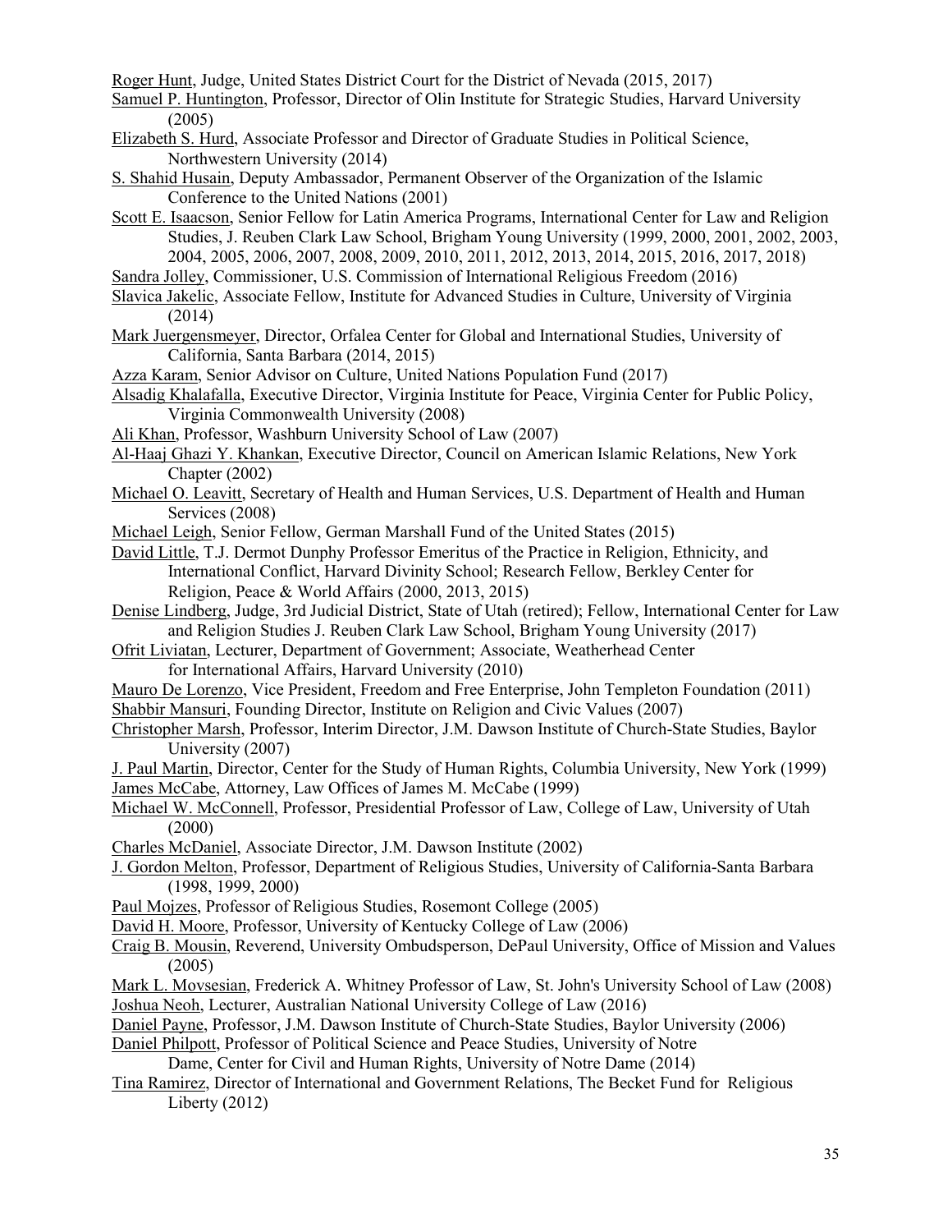Roger Hunt, Judge, United States District Court for the District of Nevada (2015, 2017)

Samuel P. Huntington, Professor, Director of Olin Institute for Strategic Studies, Harvard University (2005)

Elizabeth S. Hurd, Associate Professor and Director of Graduate Studies in Political Science, Northwestern University (2014)

S. Shahid Husain, Deputy Ambassador, Permanent Observer of the Organization of the Islamic Conference to the United Nations (2001)

Scott E. Isaacson, Senior Fellow for Latin America Programs, International Center for Law and Religion Studies, J. Reuben Clark Law School, Brigham Young University (1999, 2000, 2001, 2002, 2003, 2004, 2005, 2006, 2007, 2008, 2009, 2010, 2011, 2012, 2013, 2014, 2015, 2016, 2017, 2018)

Sandra Jolley, Commissioner, U.S. Commission of International Religious Freedom (2016)

Slavica Jakelic, Associate Fellow, Institute for Advanced Studies in Culture, University of Virginia (2014)

Mark Juergensmeyer, Director, Orfalea Center for Global and International Studies, University of California, Santa Barbara (2014, 2015)

Azza Karam, Senior Advisor on Culture, United Nations Population Fund (2017)

Alsadig Khalafalla, Executive Director, Virginia Institute for Peace, Virginia Center for Public Policy, Virginia Commonwealth University (2008)

Ali Khan, Professor, Washburn University School of Law (2007)

Al-Haaj Ghazi Y. Khankan, Executive Director, Council on American Islamic Relations, New York Chapter (2002)

Michael O. Leavitt, Secretary of Health and Human Services, U.S. Department of Health and Human Services (2008)

Michael Leigh, Senior Fellow, German Marshall Fund of the United States (2015)

David Little, T.J. Dermot Dunphy Professor Emeritus of the Practice in Religion, Ethnicity, and International Conflict, Harvard Divinity School; Research Fellow, Berkley Center for Religion, Peace & World Affairs (2000, 2013, 2015)

Denise Lindberg, Judge, 3rd Judicial District, State of Utah (retired); Fellow, International Center for Law and Religion Studies J. Reuben Clark Law School, Brigham Young University (2017)

Ofrit Liviatan, Lecturer, Department of Government; Associate, Weatherhead Center for International Affairs, Harvard University (2010)

Mauro De Lorenzo, Vice President, Freedom and Free Enterprise, John Templeton Foundation (2011)

Shabbir Mansuri, Founding Director, Institute on Religion and Civic Values (2007)

Christopher Marsh, Professor, Interim Director, J.M. Dawson Institute of Church-State Studies, Baylor University (2007)

J. Paul Martin, Director, Center for the Study of Human Rights, Columbia University, New York (1999)

James McCabe, Attorney, Law Offices of James M. McCabe (1999)

Michael W. McConnell, Professor, Presidential Professor of Law, College of Law, University of Utah (2000)

Charles McDaniel, Associate Director, J.M. Dawson Institute (2002)

J. Gordon Melton, Professor, Department of Religious Studies, University of California-Santa Barbara (1998, 1999, 2000)

Paul Mojzes, Professor of Religious Studies, Rosemont College (2005)

David H. Moore, Professor, University of Kentucky College of Law (2006)

Craig B. Mousin, Reverend, University Ombudsperson, DePaul University, Office of Mission and Values (2005)

Mark L. Movsesian, Frederick A. Whitney Professor of Law, St. John's University School of Law (2008)

Joshua Neoh, Lecturer, Australian National University College of Law (2016)

Daniel Payne, Professor, J.M. Dawson Institute of Church-State Studies, Baylor University (2006)

Daniel Philpott, Professor of Political Science and Peace Studies, University of Notre Dame, Center for Civil and Human Rights, University of Notre Dame (2014)

Tina Ramirez, Director of International and Government Relations, The Becket Fund for Religious Liberty (2012)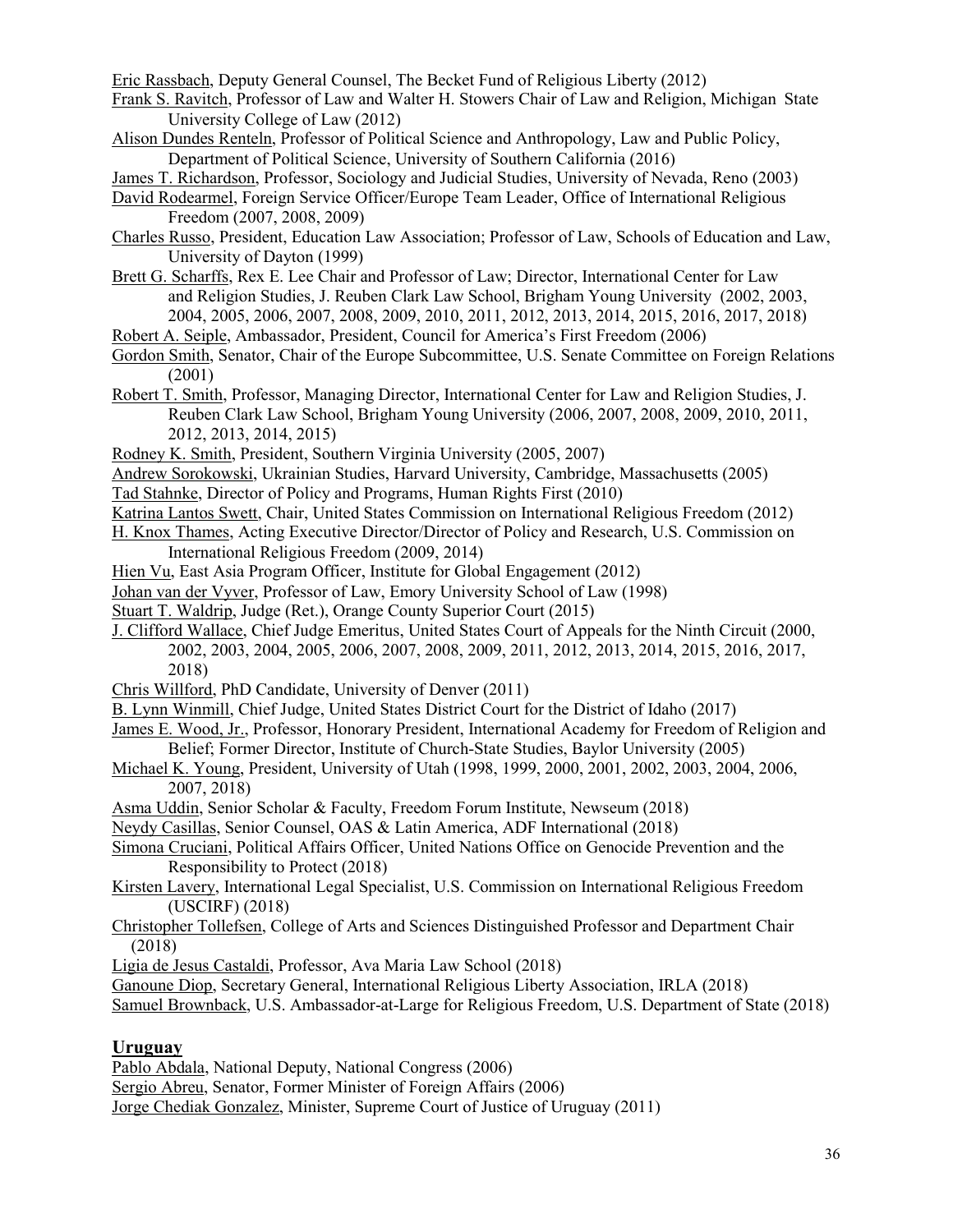Eric Rassbach, Deputy General Counsel, The Becket Fund of Religious Liberty (2012)

Frank S. Ravitch, Professor of Law and Walter H. Stowers Chair of Law and Religion, Michigan State University College of Law (2012)

Alison Dundes Renteln, Professor of Political Science and Anthropology, Law and Public Policy, Department of Political Science, University of Southern California (2016)

James T. Richardson, Professor, Sociology and Judicial Studies, University of Nevada, Reno (2003)

David Rodearmel, Foreign Service Officer/Europe Team Leader, Office of International Religious Freedom (2007, 2008, 2009)

Charles Russo, President, Education Law Association; Professor of Law, Schools of Education and Law, University of Dayton (1999)

Brett G. Scharffs, Rex E. Lee Chair and Professor of Law; Director, International Center for Law and Religion Studies, J. Reuben Clark Law School, Brigham Young University (2002, 2003, 2004, 2005, 2006, 2007, 2008, 2009, 2010, 2011, 2012, 2013, 2014, 2015, 2016, 2017, 2018)

Robert A. Seiple, Ambassador, President, Council for America's First Freedom (2006)

Gordon Smith, Senator, Chair of the Europe Subcommittee, U.S. Senate Committee on Foreign Relations (2001)

Robert T. Smith, Professor, Managing Director, International Center for Law and Religion Studies, J. Reuben Clark Law School, Brigham Young University (2006, 2007, 2008, 2009, 2010, 2011, 2012, 2013, 2014, 2015)

Rodney K. Smith, President, Southern Virginia University (2005, 2007)

Andrew Sorokowski, Ukrainian Studies, Harvard University, Cambridge, Massachusetts (2005)

Tad Stahnke, Director of Policy and Programs, Human Rights First (2010)

Katrina Lantos Swett, Chair, United States Commission on International Religious Freedom (2012)

H. Knox Thames, Acting Executive Director/Director of Policy and Research, U.S. Commission on International Religious Freedom (2009, 2014)

Hien Vu, East Asia Program Officer, Institute for Global Engagement (2012)

Johan van der Vyver, Professor of Law, Emory University School of Law (1998)

Stuart T. Waldrip, Judge (Ret.), Orange County Superior Court (2015)

J. Clifford Wallace, Chief Judge Emeritus, United States Court of Appeals for the Ninth Circuit (2000, 2002, 2003, 2004, 2005, 2006, 2007, 2008, 2009, 2011, 2012, 2013, 2014, 2015, 2016, 2017, 2018)

Chris Willford, PhD Candidate, University of Denver (2011)

B. Lynn Winmill, Chief Judge, United States District Court for the District of Idaho (2017)

James E. Wood, Jr., Professor, Honorary President, International Academy for Freedom of Religion and Belief; Former Director, Institute of Church-State Studies, Baylor University (2005)

Michael K. Young, President, University of Utah (1998, 1999, 2000, 2001, 2002, 2003, 2004, 2006, 2007, 2018)

Asma Uddin, Senior Scholar & Faculty, Freedom Forum Institute, Newseum (2018)

Neydy Casillas, Senior Counsel, OAS & Latin America, ADF International (2018)

Simona Cruciani, Political Affairs Officer, United Nations Office on Genocide Prevention and the Responsibility to Protect (2018)

Kirsten Lavery, International Legal Specialist, U.S. Commission on International Religious Freedom (USCIRF) (2018)

Christopher Tollefsen, College of Arts and Sciences Distinguished Professor and Department Chair (2018)

Ligia de Jesus Castaldi, Professor, Ava Maria Law School (2018)

Ganoune Diop, Secretary General, International Religious Liberty Association, IRLA (2018)

Samuel Brownback, U.S. Ambassador-at-Large for Religious Freedom, U.S. Department of State (2018)

## Uruguay

Pablo Abdala, National Deputy, National Congress (2006)

Sergio Abreu, Senator, Former Minister of Foreign Affairs (2006)

Jorge Chediak Gonzalez, Minister, Supreme Court of Justice of Uruguay (2011)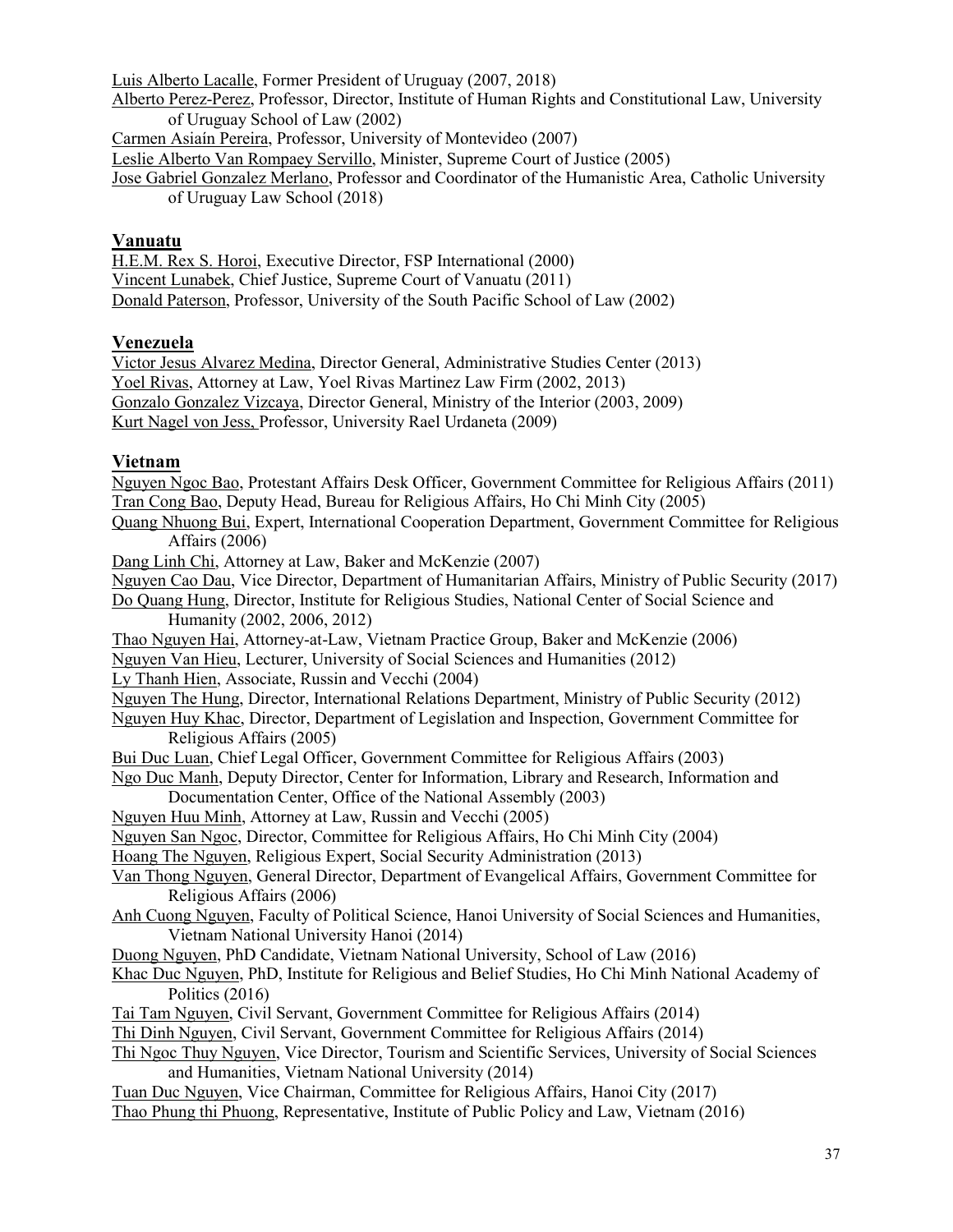Luis Alberto Lacalle, Former President of Uruguay (2007, 2018)

Alberto Perez-Perez, Professor, Director, Institute of Human Rights and Constitutional Law, University of Uruguay School of Law (2002)

Carmen Asiaín Pereira, Professor, University of Montevideo (2007)

Leslie Alberto Van Rompaey Servillo, Minister, Supreme Court of Justice (2005)

Jose Gabriel Gonzalez Merlano, Professor and Coordinator of the Humanistic Area, Catholic University of Uruguay Law School (2018)

## Vanuatu

H.E.M. Rex S. Horoi, Executive Director, FSP International (2000)

Vincent Lunabek, Chief Justice, Supreme Court of Vanuatu (2011)

Donald Paterson, Professor, University of the South Pacific School of Law (2002)

## Venezuela

Victor Jesus Alvarez Medina, Director General, Administrative Studies Center (2013)

Yoel Rivas, Attorney at Law, Yoel Rivas Martinez Law Firm (2002, 2013)

Gonzalo Gonzalez Vizcaya, Director General, Ministry of the Interior (2003, 2009)

Kurt Nagel von Jess, Professor, University Rael Urdaneta (2009)

## Vietnam

Nguyen Ngoc Bao, Protestant Affairs Desk Officer, Government Committee for Religious Affairs (2011)

Tran Cong Bao, Deputy Head, Bureau for Religious Affairs, Ho Chi Minh City (2005)

Quang Nhuong Bui, Expert, International Cooperation Department, Government Committee for Religious Affairs (2006)

Dang Linh Chi, Attorney at Law, Baker and McKenzie (2007)

Nguyen Cao Dau, Vice Director, Department of Humanitarian Affairs, Ministry of Public Security (2017)

Do Quang Hung, Director, Institute for Religious Studies, National Center of Social Science and Humanity (2002, 2006, 2012)

Thao Nguyen Hai, Attorney-at-Law, Vietnam Practice Group, Baker and McKenzie (2006)

Nguyen Van Hieu, Lecturer, University of Social Sciences and Humanities (2012)

Ly Thanh Hien, Associate, Russin and Vecchi (2004)

Nguyen The Hung, Director, International Relations Department, Ministry of Public Security (2012)

Nguyen Huy Khac, Director, Department of Legislation and Inspection, Government Committee for Religious Affairs (2005)

Bui Duc Luan, Chief Legal Officer, Government Committee for Religious Affairs (2003)

Ngo Duc Manh, Deputy Director, Center for Information, Library and Research, Information and Documentation Center, Office of the National Assembly (2003)

Nguyen Huu Minh, Attorney at Law, Russin and Vecchi (2005)

Nguyen San Ngoc, Director, Committee for Religious Affairs, Ho Chi Minh City (2004)

Hoang The Nguyen, Religious Expert, Social Security Administration (2013)

Van Thong Nguyen, General Director, Department of Evangelical Affairs, Government Committee for Religious Affairs (2006)

Anh Cuong Nguyen, Faculty of Political Science, Hanoi University of Social Sciences and Humanities, Vietnam National University Hanoi (2014)

Duong Nguyen, PhD Candidate, Vietnam National University, School of Law (2016)

Khac Duc Nguyen, PhD, Institute for Religious and Belief Studies, Ho Chi Minh National Academy of Politics (2016)

Tai Tam Nguyen, Civil Servant, Government Committee for Religious Affairs (2014)

Thi Dinh Nguyen, Civil Servant, Government Committee for Religious Affairs (2014)

Thi Ngoc Thuy Nguyen, Vice Director, Tourism and Scientific Services, University of Social Sciences and Humanities, Vietnam National University (2014)

Tuan Duc Nguyen, Vice Chairman, Committee for Religious Affairs, Hanoi City (2017)

Thao Phung thi Phuong, Representative, Institute of Public Policy and Law, Vietnam (2016)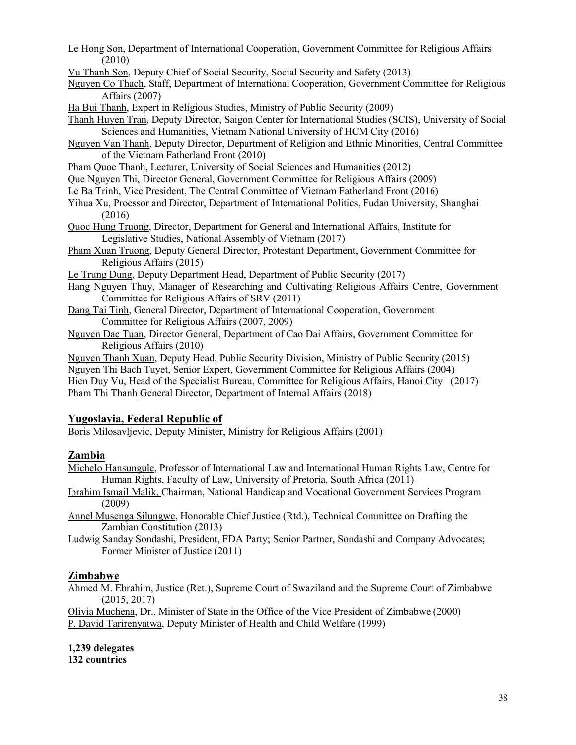Le Hong Son, Department of International Cooperation, Government Committee for Religious Affairs (2010)

Vu Thanh Son, Deputy Chief of Social Security, Social Security and Safety (2013)

Nguyen Co Thach, Staff, Department of International Cooperation, Government Committee for Religious Affairs (2007)

Ha Bui Thanh, Expert in Religious Studies, Ministry of Public Security (2009)

Thanh Huyen Tran, Deputy Director, Saigon Center for International Studies (SCIS), University of Social Sciences and Humanities, Vietnam National University of HCM City (2016)

Nguyen Van Thanh, Deputy Director, Department of Religion and Ethnic Minorities, Central Committee of the Vietnam Fatherland Front (2010)

Pham Quoc Thanh, Lecturer, University of Social Sciences and Humanities (2012)

Que Nguyen Thi, Director General, Government Committee for Religious Affairs (2009)

Le Ba Trinh, Vice President, The Central Committee of Vietnam Fatherland Front (2016)

Yihua Xu, Proessor and Director, Department of International Politics, Fudan University, Shanghai (2016)

Quoc Hung Truong, Director, Department for General and International Affairs, Institute for Legislative Studies, National Assembly of Vietnam (2017)

Pham Xuan Truong, Deputy General Director, Protestant Department, Government Committee for Religious Affairs (2015)

Le Trung Dung, Deputy Department Head, Department of Public Security (2017)

Hang Nguyen Thuy, Manager of Researching and Cultivating Religious Affairs Centre, Government Committee for Religious Affairs of SRV (2011)

Dang Tai Tinh, General Director, Department of International Cooperation, Government Committee for Religious Affairs (2007, 2009)

Nguyen Dac Tuan, Director General, Department of Cao Dai Affairs, Government Committee for Religious Affairs (2010)

Nguyen Thanh Xuan, Deputy Head, Public Security Division, Ministry of Public Security (2015)

Nguyen Thi Bach Tuyet, Senior Expert, Government Committee for Religious Affairs (2004)

Hien Duy Vu, Head of the Specialist Bureau, Committee for Religious Affairs, Hanoi City (2017)

Pham Thi Thanh General Director, Department of Internal Affairs (2018)

## Yugoslavia, Federal Republic of

Boris Milosavljevic, Deputy Minister, Ministry for Religious Affairs (2001)

## Zambia

Michelo Hansungule, Professor of International Law and International Human Rights Law, Centre for Human Rights, Faculty of Law, University of Pretoria, South Africa (2011)

Ibrahim Ismail Malik, Chairman, National Handicap and Vocational Government Services Program (2009)

Annel Musenga Silungwe, Honorable Chief Justice (Rtd.), Technical Committee on Drafting the Zambian Constitution (2013)

Ludwig Sanday Sondashi, President, FDA Party; Senior Partner, Sondashi and Company Advocates; Former Minister of Justice (2011)

## Zimbabwe

Ahmed M. Ebrahim, Justice (Ret.), Supreme Court of Swaziland and the Supreme Court of Zimbabwe (2015, 2017)

Olivia Muchena, Dr., Minister of State in the Office of the Vice President of Zimbabwe (2000)

P. David Tarirenyatwa, Deputy Minister of Health and Child Welfare (1999)

**1,239 delegates**
**132 countries**